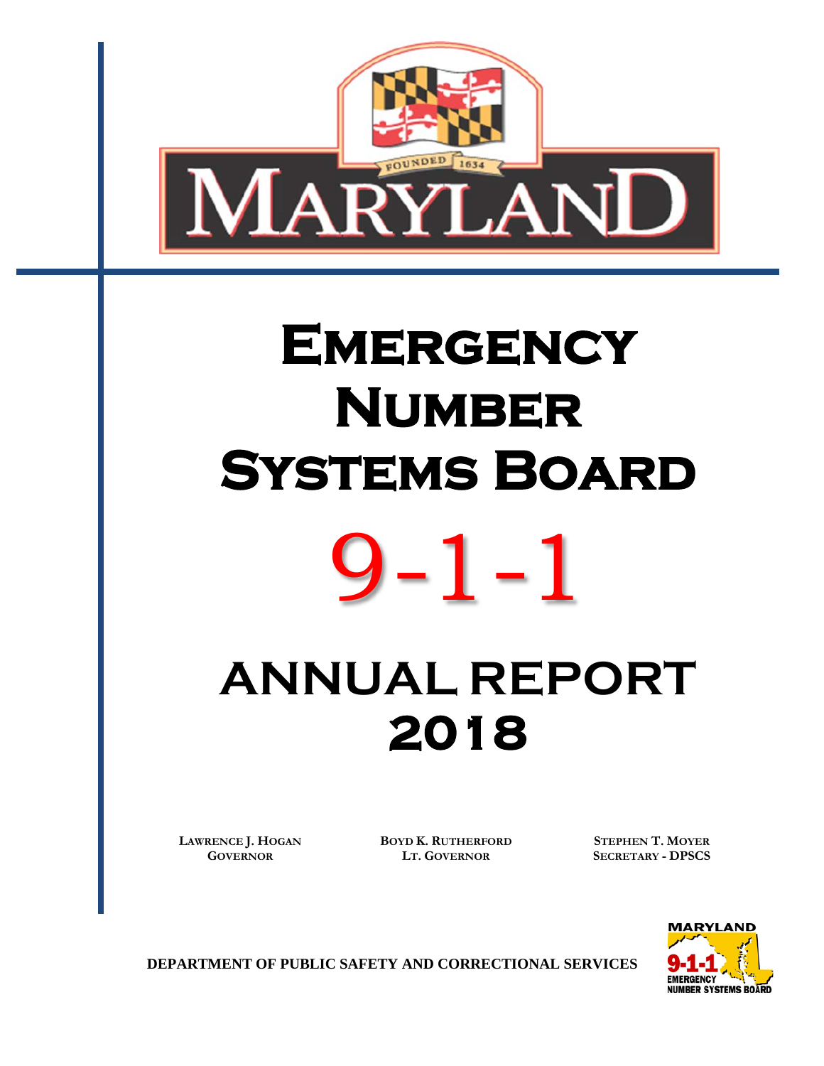# Emergency Number Systems Board

# 9-1-1

# ANNUAL REPORT 2018

**LAWRENCE J. HOGAN**
**GOVERNOR**

**BOYD K. RUTHERFORD**
**LT. GOVERNOR**

**STEPHEN T. MOYER**
**SECRETARY - DPSCS**

**DEPARTMENT OF PUBLIC SAFETY AND CORRECTIONAL SERVICES**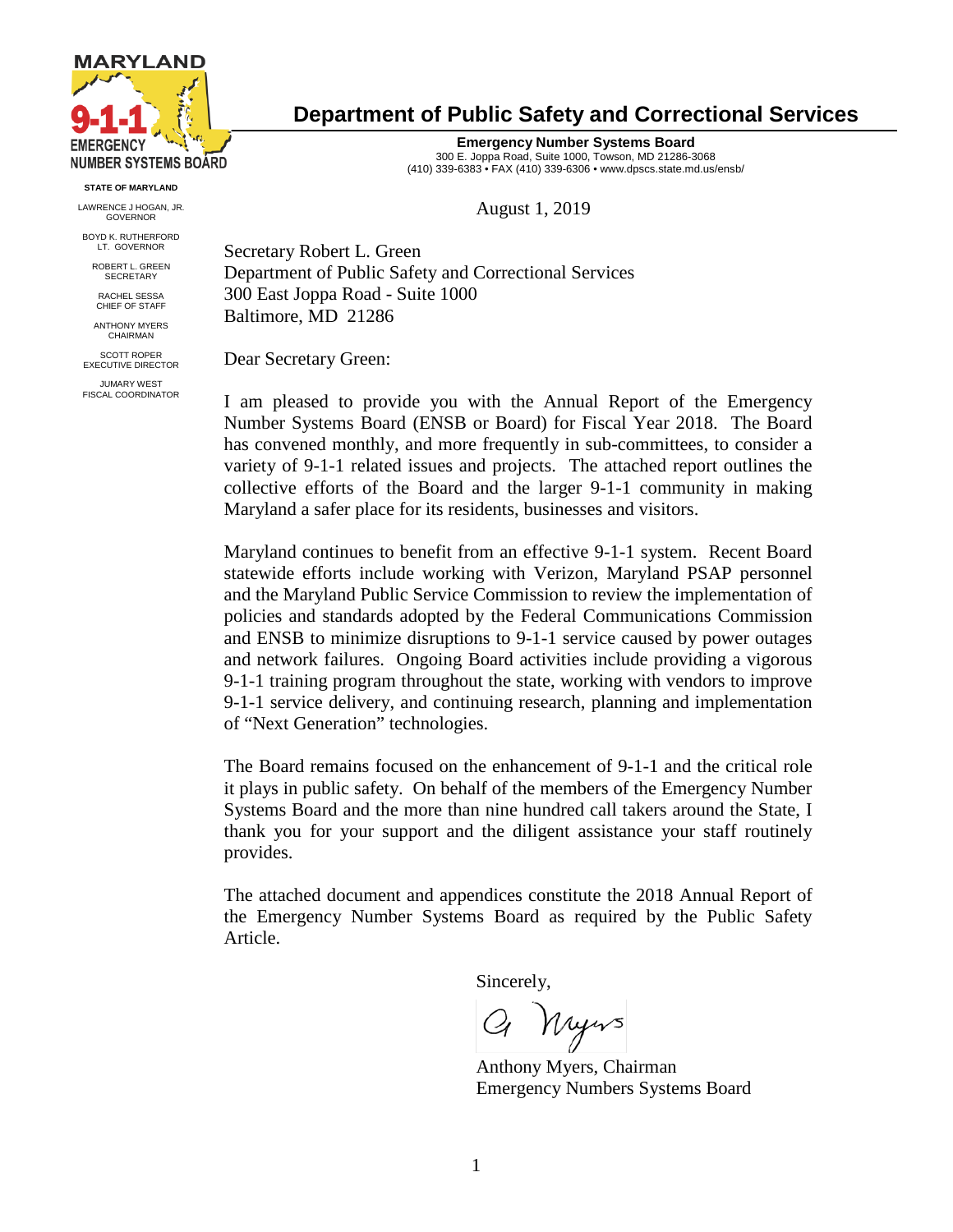**MARYLAND 9-1-1 EMERGENCY NUMBER SYSTEMS BOARD**

## Department of Public Safety and Correctional Services

**Emergency Number Systems Board**
300 E. Joppa Road, Suite 1000, Towson, MD 21286-3068
(410) 339-6383 • FAX (410) 339-6306 • www.dpscs.state.md.us/ensb/

**STATE OF MARYLAND**

LAWRENCE J HOGAN, JR.
GOVERNOR

BOYD K. RUTHERFORD
LT. GOVERNOR

ROBERT L. GREEN
SECRETARY

RACHEL SESSA
CHIEF OF STAFF

ANTHONY MYERS
CHAIRMAN

SCOTT ROPER
EXECUTIVE DIRECTOR

JUMARY WEST
FISCAL COORDINATOR

August 1, 2019

Secretary Robert L. Green
Department of Public Safety and Correctional Services
300 East Joppa Road - Suite 1000
Baltimore, MD 21286

Dear Secretary Green:

I am pleased to provide you with the Annual Report of the Emergency Number Systems Board (ENSB or Board) for Fiscal Year 2018. The Board has convened monthly, and more frequently in sub-committees, to consider a variety of 9-1-1 related issues and projects. The attached report outlines the collective efforts of the Board and the larger 9-1-1 community in making Maryland a safer place for its residents, businesses and visitors.

Maryland continues to benefit from an effective 9-1-1 system. Recent Board statewide efforts include working with Verizon, Maryland PSAP personnel and the Maryland Public Service Commission to review the implementation of policies and standards adopted by the Federal Communications Commission and ENSB to minimize disruptions to 9-1-1 service caused by power outages and network failures. Ongoing Board activities include providing a vigorous 9-1-1 training program throughout the state, working with vendors to improve 9-1-1 service delivery, and continuing research, planning and implementation of "Next Generation" technologies.

The Board remains focused on the enhancement of 9-1-1 and the critical role it plays in public safety. On behalf of the members of the Emergency Number Systems Board and the more than nine hundred call takers around the State, I thank you for your support and the diligent assistance your staff routinely provides.

The attached document and appendices constitute the 2018 Annual Report of the Emergency Number Systems Board as required by the Public Safety Article.

Sincerely,

Anthony Myers, Chairman
Emergency Numbers Systems Board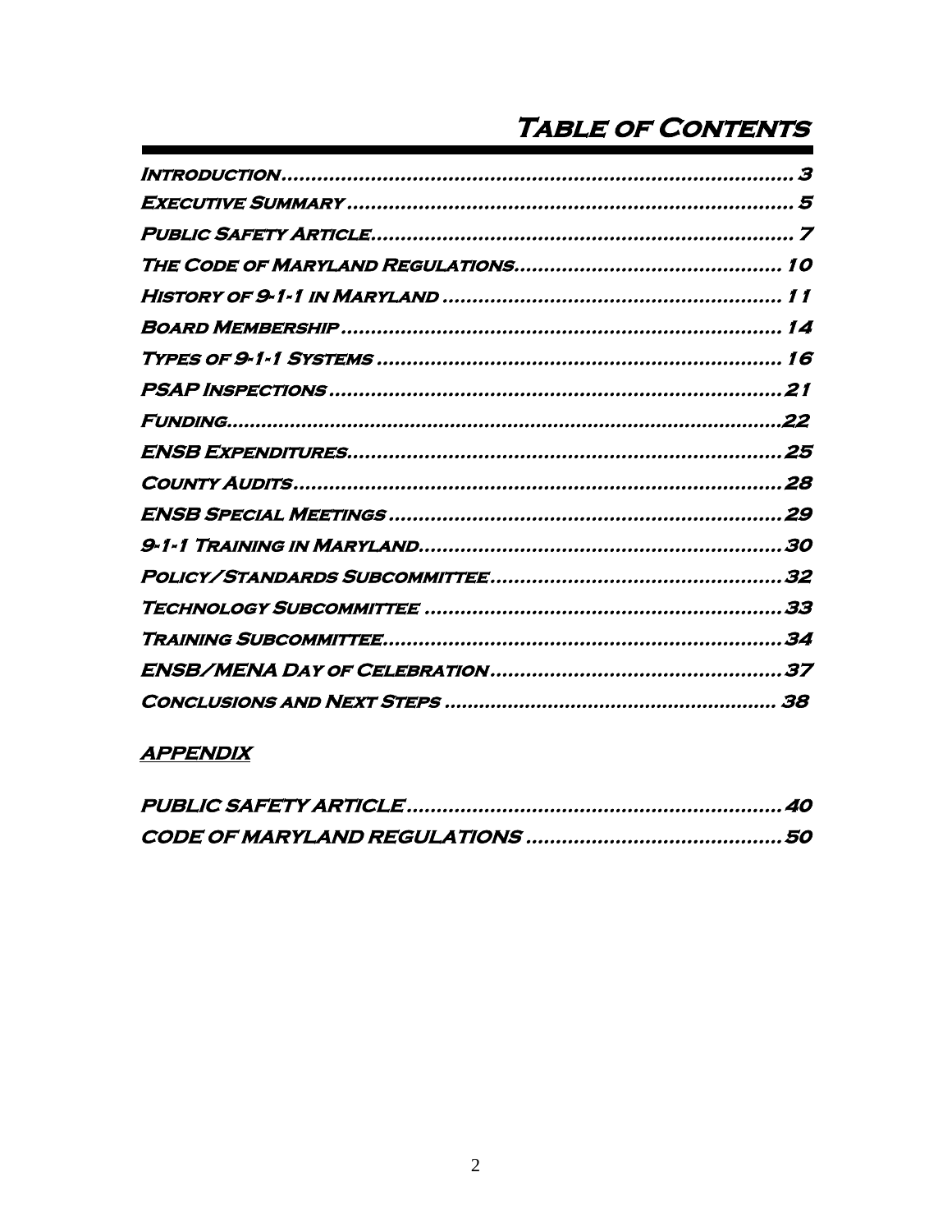# Table of Contents

| | |
|---|---|
| Introduction | 3 |
| Executive Summary | 5 |
| Public Safety Article | 7 |
| The Code of Maryland Regulations | 10 |
| History of 9-1-1 in Maryland | 11 |
| Board Membership | 14 |
| Types of 9-1-1 Systems | 16 |
| PSAP Inspections | 21 |
| Funding | 22 |
| ENSB Expenditures | 25 |
| County Audits | 28 |
| ENSB Special Meetings | 29 |
| 9-1-1 Training in Maryland | 30 |
| Policy/Standards Subcommittee | 32 |
| Technology Subcommittee | 33 |
| Training Subcommittee | 34 |
| ENSB/MENA Day of Celebration | 37 |
| Conclusions and Next Steps | 38 |

## APPENDIX

| | |
|---|---|
| PUBLIC SAFETY ARTICLE | 40 |
| CODE OF MARYLAND REGULATIONS | 50 |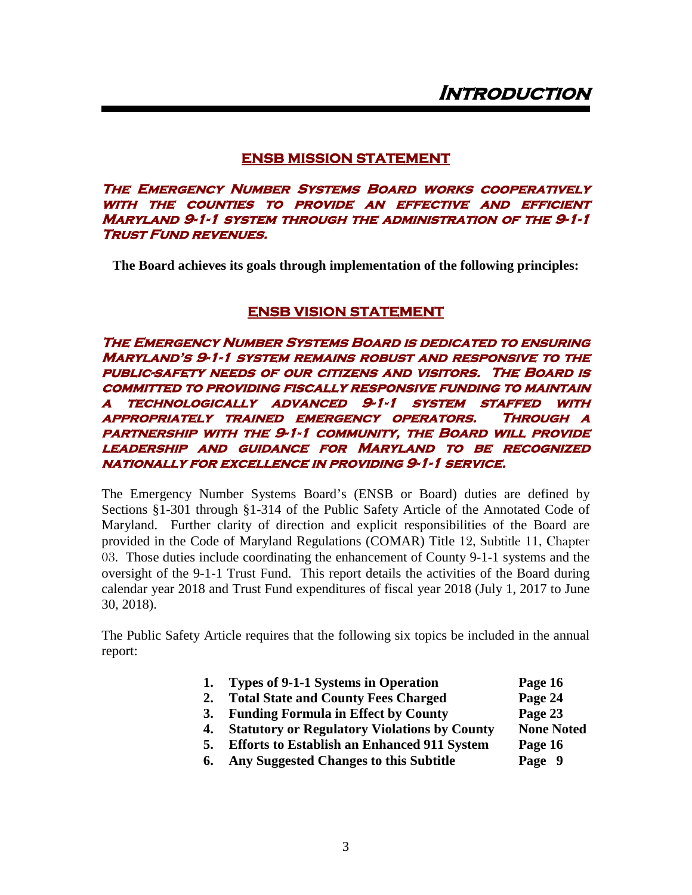# Introduction

## ENSB MISSION STATEMENT

***The Emergency Number Systems Board works cooperatively with the counties to provide an effective and efficient Maryland 9-1-1 system through the administration of the 9-1-1 Trust Fund revenues.***

**The Board achieves its goals through implementation of the following principles:**

## ENSB VISION STATEMENT

***The Emergency Number Systems Board is dedicated to ensuring Maryland's 9-1-1 system remains robust and responsive to the public-safety needs of our citizens and visitors. The Board is committed to providing fiscally responsive funding to maintain a technologically advanced 9-1-1 system staffed with appropriately trained emergency operators. Through a partnership with the 9-1-1 community, the Board will provide leadership and guidance for Maryland to be recognized nationally for excellence in providing 9-1-1 service.***

The Emergency Number Systems Board's (ENSB or Board) duties are defined by Sections §1-301 through §1-314 of the Public Safety Article of the Annotated Code of Maryland. Further clarity of direction and explicit responsibilities of the Board are provided in the Code of Maryland Regulations (COMAR) Title 12, Subtitle 11, Chapter 03. Those duties include coordinating the enhancement of County 9-1-1 systems and the oversight of the 9-1-1 Trust Fund. This report details the activities of the Board during calendar year 2018 and Trust Fund expenditures of fiscal year 2018 (July 1, 2017 to June 30, 2018).

The Public Safety Article requires that the following six topics be included in the annual report:

| | Topic | Page |
|---|---|---|
| **1.** | **Types of 9-1-1 Systems in Operation** | **Page 16** |
| **2.** | **Total State and County Fees Charged** | **Page 24** |
| **3.** | **Funding Formula in Effect by County** | **Page 23** |
| **4.** | **Statutory or Regulatory Violations by County** | **None Noted** |
| **5.** | **Efforts to Establish an Enhanced 911 System** | **Page 16** |
| **6.** | **Any Suggested Changes to this Subtitle** | **Page 9** |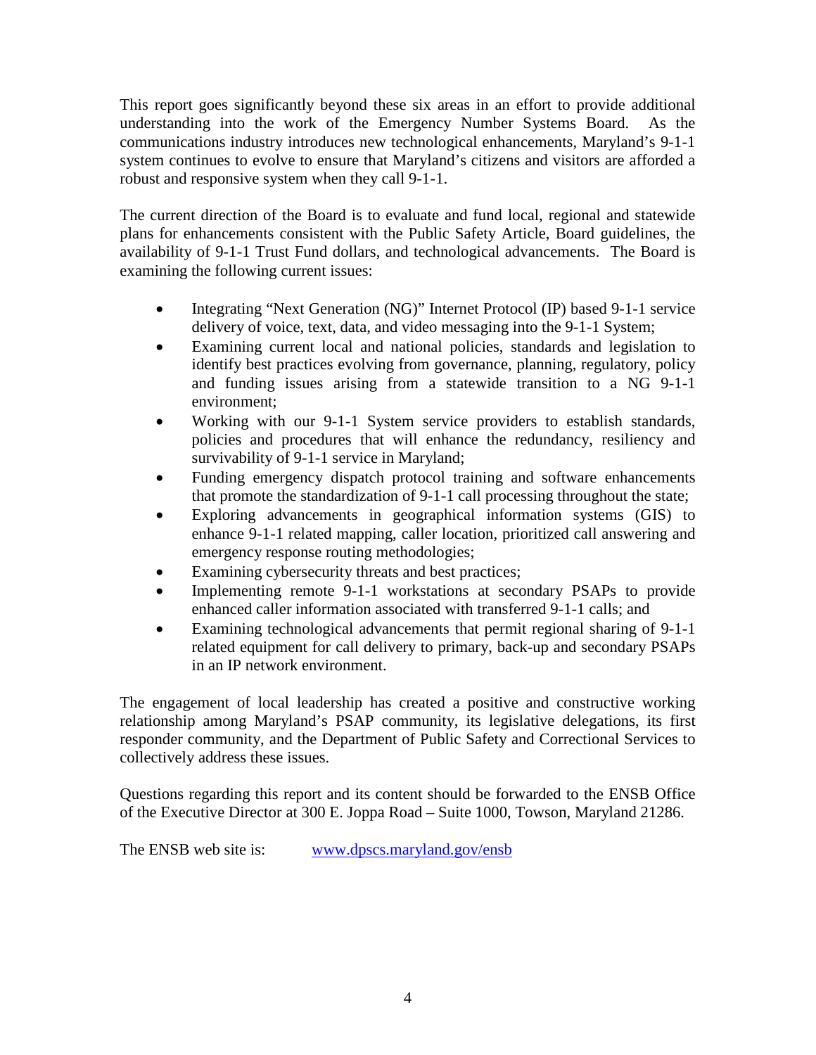This report goes significantly beyond these six areas in an effort to provide additional understanding into the work of the Emergency Number Systems Board. As the communications industry introduces new technological enhancements, Maryland's 9-1-1 system continues to evolve to ensure that Maryland's citizens and visitors are afforded a robust and responsive system when they call 9-1-1.

The current direction of the Board is to evaluate and fund local, regional and statewide plans for enhancements consistent with the Public Safety Article, Board guidelines, the availability of 9-1-1 Trust Fund dollars, and technological advancements. The Board is examining the following current issues:

- Integrating "Next Generation (NG)" Internet Protocol (IP) based 9-1-1 service delivery of voice, text, data, and video messaging into the 9-1-1 System;
- Examining current local and national policies, standards and legislation to identify best practices evolving from governance, planning, regulatory, policy and funding issues arising from a statewide transition to a NG 9-1-1 environment;
- Working with our 9-1-1 System service providers to establish standards, policies and procedures that will enhance the redundancy, resiliency and survivability of 9-1-1 service in Maryland;
- Funding emergency dispatch protocol training and software enhancements that promote the standardization of 9-1-1 call processing throughout the state;
- Exploring advancements in geographical information systems (GIS) to enhance 9-1-1 related mapping, caller location, prioritized call answering and emergency response routing methodologies;
- Examining cybersecurity threats and best practices;
- Implementing remote 9-1-1 workstations at secondary PSAPs to provide enhanced caller information associated with transferred 9-1-1 calls; and
- Examining technological advancements that permit regional sharing of 9-1-1 related equipment for call delivery to primary, back-up and secondary PSAPs in an IP network environment.

The engagement of local leadership has created a positive and constructive working relationship among Maryland's PSAP community, its legislative delegations, its first responder community, and the Department of Public Safety and Correctional Services to collectively address these issues.

Questions regarding this report and its content should be forwarded to the ENSB Office of the Executive Director at 300 E. Joppa Road – Suite 1000, Towson, Maryland 21286.

The ENSB web site is: www.dpscs.maryland.gov/ensb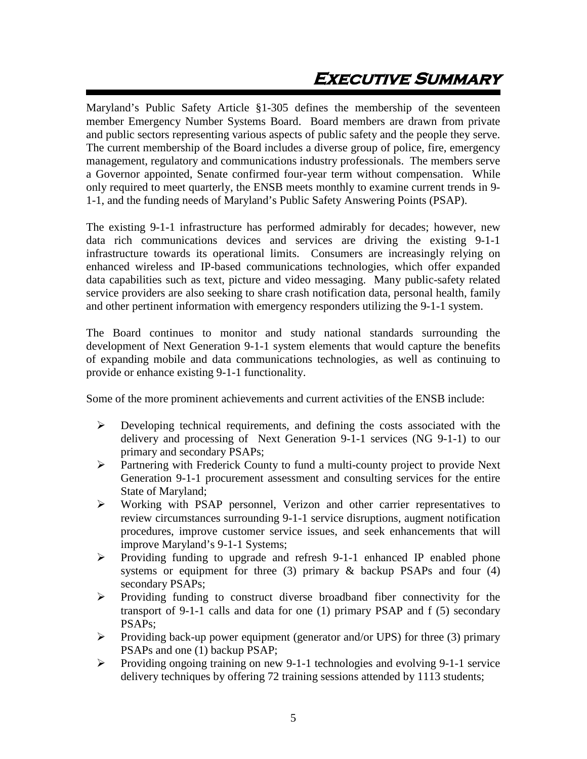# Executive Summary

Maryland's Public Safety Article §1-305 defines the membership of the seventeen member Emergency Number Systems Board. Board members are drawn from private and public sectors representing various aspects of public safety and the people they serve. The current membership of the Board includes a diverse group of police, fire, emergency management, regulatory and communications industry professionals. The members serve a Governor appointed, Senate confirmed four-year term without compensation. While only required to meet quarterly, the ENSB meets monthly to examine current trends in 9-1-1, and the funding needs of Maryland's Public Safety Answering Points (PSAP).

The existing 9-1-1 infrastructure has performed admirably for decades; however, new data rich communications devices and services are driving the existing 9-1-1 infrastructure towards its operational limits. Consumers are increasingly relying on enhanced wireless and IP-based communications technologies, which offer expanded data capabilities such as text, picture and video messaging. Many public-safety related service providers are also seeking to share crash notification data, personal health, family and other pertinent information with emergency responders utilizing the 9-1-1 system.

The Board continues to monitor and study national standards surrounding the development of Next Generation 9-1-1 system elements that would capture the benefits of expanding mobile and data communications technologies, as well as continuing to provide or enhance existing 9-1-1 functionality.

Some of the more prominent achievements and current activities of the ENSB include:

- Developing technical requirements, and defining the costs associated with the delivery and processing of Next Generation 9-1-1 services (NG 9-1-1) to our primary and secondary PSAPs;
- Partnering with Frederick County to fund a multi-county project to provide Next Generation 9-1-1 procurement assessment and consulting services for the entire State of Maryland;
- Working with PSAP personnel, Verizon and other carrier representatives to review circumstances surrounding 9-1-1 service disruptions, augment notification procedures, improve customer service issues, and seek enhancements that will improve Maryland's 9-1-1 Systems;
- Providing funding to upgrade and refresh 9-1-1 enhanced IP enabled phone systems or equipment for three (3) primary & backup PSAPs and four (4) secondary PSAPs;
- Providing funding to construct diverse broadband fiber connectivity for the transport of 9-1-1 calls and data for one (1) primary PSAP and f (5) secondary PSAPs;
- Providing back-up power equipment (generator and/or UPS) for three (3) primary PSAPs and one (1) backup PSAP;
- Providing ongoing training on new 9-1-1 technologies and evolving 9-1-1 service delivery techniques by offering 72 training sessions attended by 1113 students;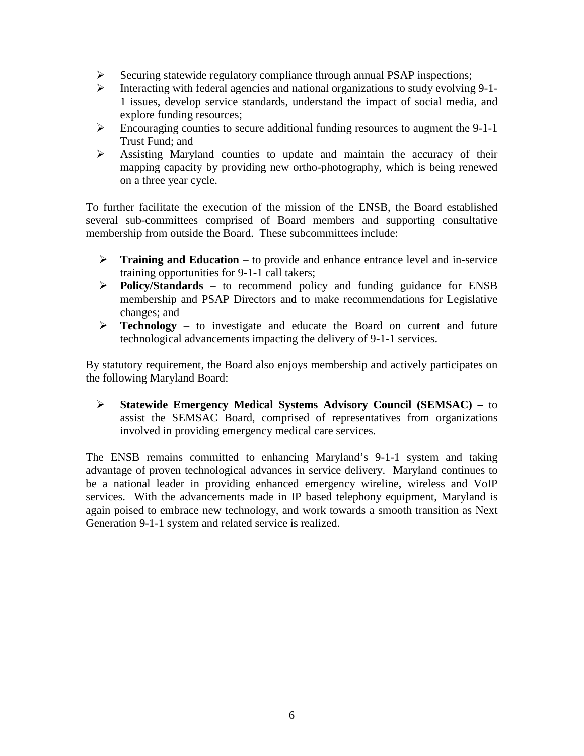- Securing statewide regulatory compliance through annual PSAP inspections;
- Interacting with federal agencies and national organizations to study evolving 9-1-1 issues, develop service standards, understand the impact of social media, and explore funding resources;
- Encouraging counties to secure additional funding resources to augment the 9-1-1 Trust Fund; and
- Assisting Maryland counties to update and maintain the accuracy of their mapping capacity by providing new ortho-photography, which is being renewed on a three year cycle.

To further facilitate the execution of the mission of the ENSB, the Board established several sub-committees comprised of Board members and supporting consultative membership from outside the Board. These subcommittees include:

- **Training and Education** – to provide and enhance entrance level and in-service training opportunities for 9-1-1 call takers;
- **Policy/Standards** – to recommend policy and funding guidance for ENSB membership and PSAP Directors and to make recommendations for Legislative changes; and
- **Technology** – to investigate and educate the Board on current and future technological advancements impacting the delivery of 9-1-1 services.

By statutory requirement, the Board also enjoys membership and actively participates on the following Maryland Board:

- **Statewide Emergency Medical Systems Advisory Council (SEMSAC) –** to assist the SEMSAC Board, comprised of representatives from organizations involved in providing emergency medical care services.

The ENSB remains committed to enhancing Maryland's 9-1-1 system and taking advantage of proven technological advances in service delivery. Maryland continues to be a national leader in providing enhanced emergency wireline, wireless and VoIP services. With the advancements made in IP based telephony equipment, Maryland is again poised to embrace new technology, and work towards a smooth transition as Next Generation 9-1-1 system and related service is realized.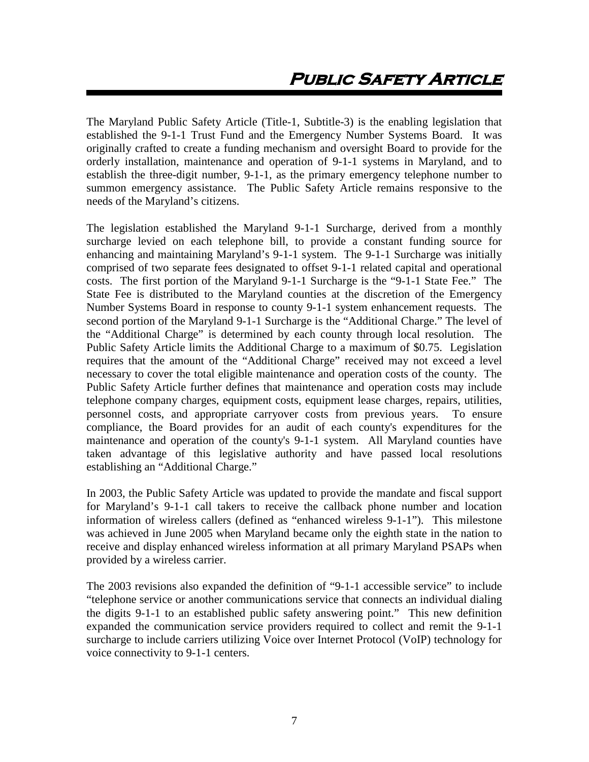# Public Safety Article

The Maryland Public Safety Article (Title-1, Subtitle-3) is the enabling legislation that established the 9-1-1 Trust Fund and the Emergency Number Systems Board. It was originally crafted to create a funding mechanism and oversight Board to provide for the orderly installation, maintenance and operation of 9-1-1 systems in Maryland, and to establish the three-digit number, 9-1-1, as the primary emergency telephone number to summon emergency assistance. The Public Safety Article remains responsive to the needs of the Maryland's citizens.

The legislation established the Maryland 9-1-1 Surcharge, derived from a monthly surcharge levied on each telephone bill, to provide a constant funding source for enhancing and maintaining Maryland's 9-1-1 system. The 9-1-1 Surcharge was initially comprised of two separate fees designated to offset 9-1-1 related capital and operational costs. The first portion of the Maryland 9-1-1 Surcharge is the "9-1-1 State Fee." The State Fee is distributed to the Maryland counties at the discretion of the Emergency Number Systems Board in response to county 9-1-1 system enhancement requests. The second portion of the Maryland 9-1-1 Surcharge is the "Additional Charge." The level of the "Additional Charge" is determined by each county through local resolution. The Public Safety Article limits the Additional Charge to a maximum of $0.75. Legislation requires that the amount of the "Additional Charge" received may not exceed a level necessary to cover the total eligible maintenance and operation costs of the county. The Public Safety Article further defines that maintenance and operation costs may include telephone company charges, equipment costs, equipment lease charges, repairs, utilities, personnel costs, and appropriate carryover costs from previous years. To ensure compliance, the Board provides for an audit of each county's expenditures for the maintenance and operation of the county's 9-1-1 system. All Maryland counties have taken advantage of this legislative authority and have passed local resolutions establishing an "Additional Charge."

In 2003, the Public Safety Article was updated to provide the mandate and fiscal support for Maryland's 9-1-1 call takers to receive the callback phone number and location information of wireless callers (defined as "enhanced wireless 9-1-1"). This milestone was achieved in June 2005 when Maryland became only the eighth state in the nation to receive and display enhanced wireless information at all primary Maryland PSAPs when provided by a wireless carrier.

The 2003 revisions also expanded the definition of "9-1-1 accessible service" to include "telephone service or another communications service that connects an individual dialing the digits 9-1-1 to an established public safety answering point." This new definition expanded the communication service providers required to collect and remit the 9-1-1 surcharge to include carriers utilizing Voice over Internet Protocol (VoIP) technology for voice connectivity to 9-1-1 centers.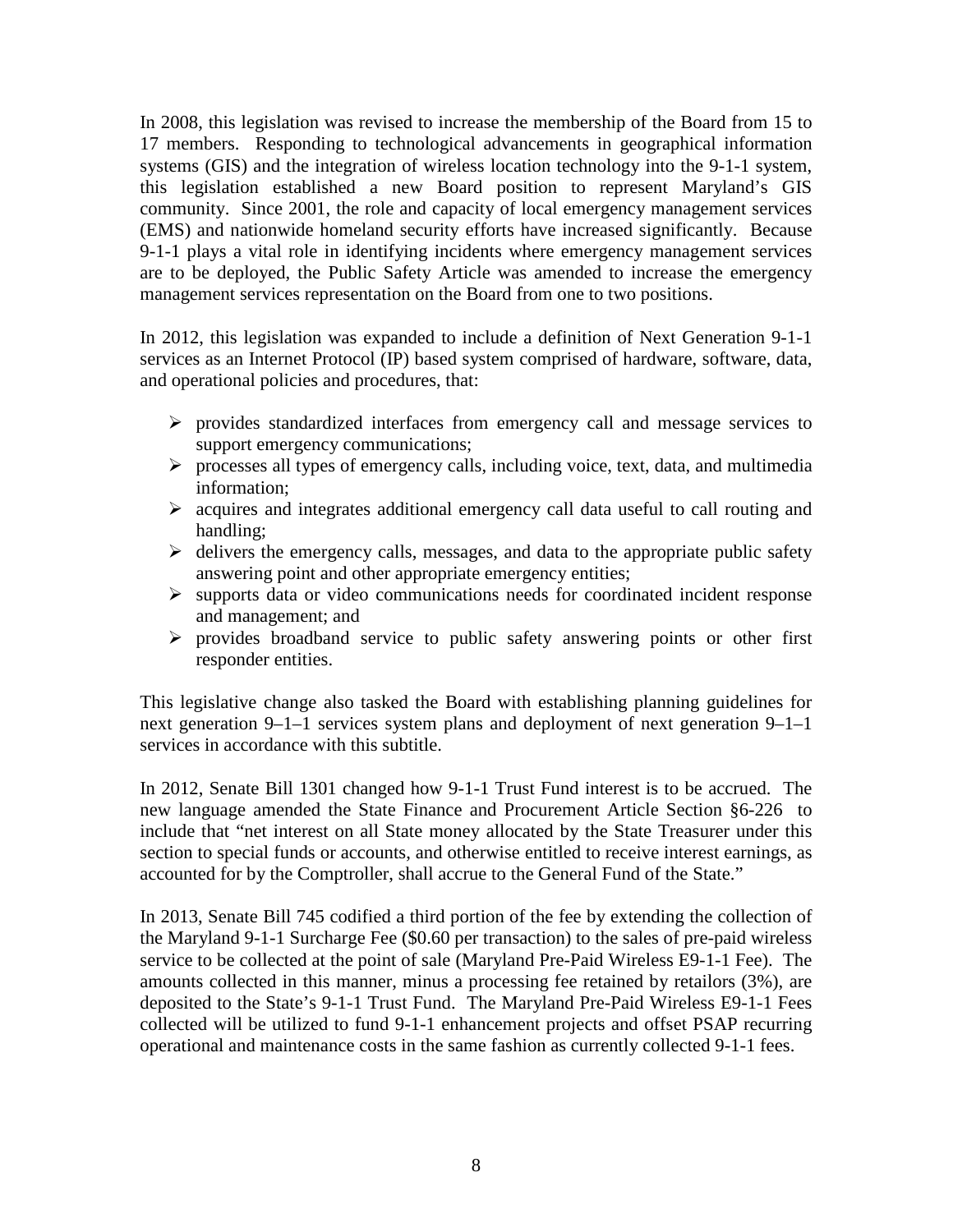In 2008, this legislation was revised to increase the membership of the Board from 15 to 17 members. Responding to technological advancements in geographical information systems (GIS) and the integration of wireless location technology into the 9-1-1 system, this legislation established a new Board position to represent Maryland's GIS community. Since 2001, the role and capacity of local emergency management services (EMS) and nationwide homeland security efforts have increased significantly. Because 9-1-1 plays a vital role in identifying incidents where emergency management services are to be deployed, the Public Safety Article was amended to increase the emergency management services representation on the Board from one to two positions.

In 2012, this legislation was expanded to include a definition of Next Generation 9-1-1 services as an Internet Protocol (IP) based system comprised of hardware, software, data, and operational policies and procedures, that:

- provides standardized interfaces from emergency call and message services to support emergency communications;
- processes all types of emergency calls, including voice, text, data, and multimedia information;
- acquires and integrates additional emergency call data useful to call routing and handling;
- delivers the emergency calls, messages, and data to the appropriate public safety answering point and other appropriate emergency entities;
- supports data or video communications needs for coordinated incident response and management; and
- provides broadband service to public safety answering points or other first responder entities.

This legislative change also tasked the Board with establishing planning guidelines for next generation 9–1–1 services system plans and deployment of next generation 9–1–1 services in accordance with this subtitle.

In 2012, Senate Bill 1301 changed how 9-1-1 Trust Fund interest is to be accrued. The new language amended the State Finance and Procurement Article Section §6-226 to include that "net interest on all State money allocated by the State Treasurer under this section to special funds or accounts, and otherwise entitled to receive interest earnings, as accounted for by the Comptroller, shall accrue to the General Fund of the State."

In 2013, Senate Bill 745 codified a third portion of the fee by extending the collection of the Maryland 9-1-1 Surcharge Fee ($0.60 per transaction) to the sales of pre-paid wireless service to be collected at the point of sale (Maryland Pre-Paid Wireless E9-1-1 Fee). The amounts collected in this manner, minus a processing fee retained by retailors (3%), are deposited to the State's 9-1-1 Trust Fund. The Maryland Pre-Paid Wireless E9-1-1 Fees collected will be utilized to fund 9-1-1 enhancement projects and offset PSAP recurring operational and maintenance costs in the same fashion as currently collected 9-1-1 fees.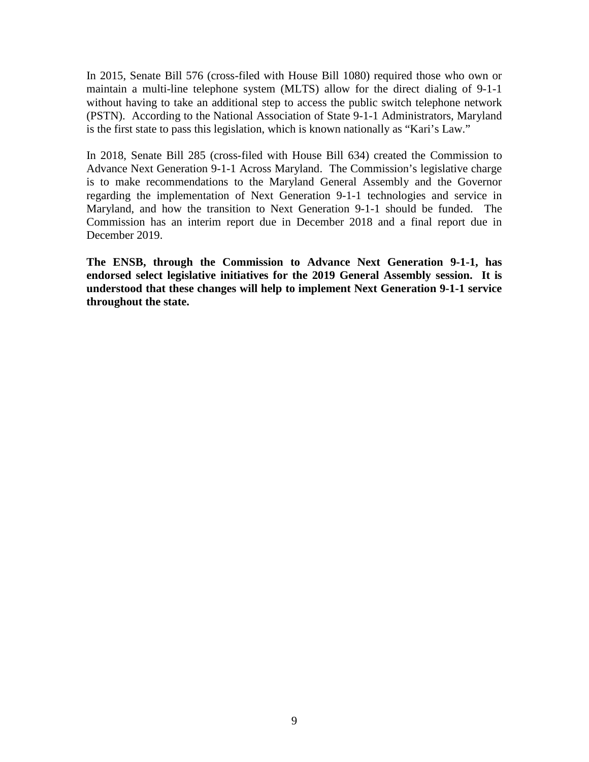In 2015, Senate Bill 576 (cross-filed with House Bill 1080) required those who own or maintain a multi-line telephone system (MLTS) allow for the direct dialing of 9-1-1 without having to take an additional step to access the public switch telephone network (PSTN). According to the National Association of State 9-1-1 Administrators, Maryland is the first state to pass this legislation, which is known nationally as "Kari's Law."

In 2018, Senate Bill 285 (cross-filed with House Bill 634) created the Commission to Advance Next Generation 9-1-1 Across Maryland. The Commission's legislative charge is to make recommendations to the Maryland General Assembly and the Governor regarding the implementation of Next Generation 9-1-1 technologies and service in Maryland, and how the transition to Next Generation 9-1-1 should be funded. The Commission has an interim report due in December 2018 and a final report due in December 2019.

**The ENSB, through the Commission to Advance Next Generation 9-1-1, has endorsed select legislative initiatives for the 2019 General Assembly session. It is understood that these changes will help to implement Next Generation 9-1-1 service throughout the state.**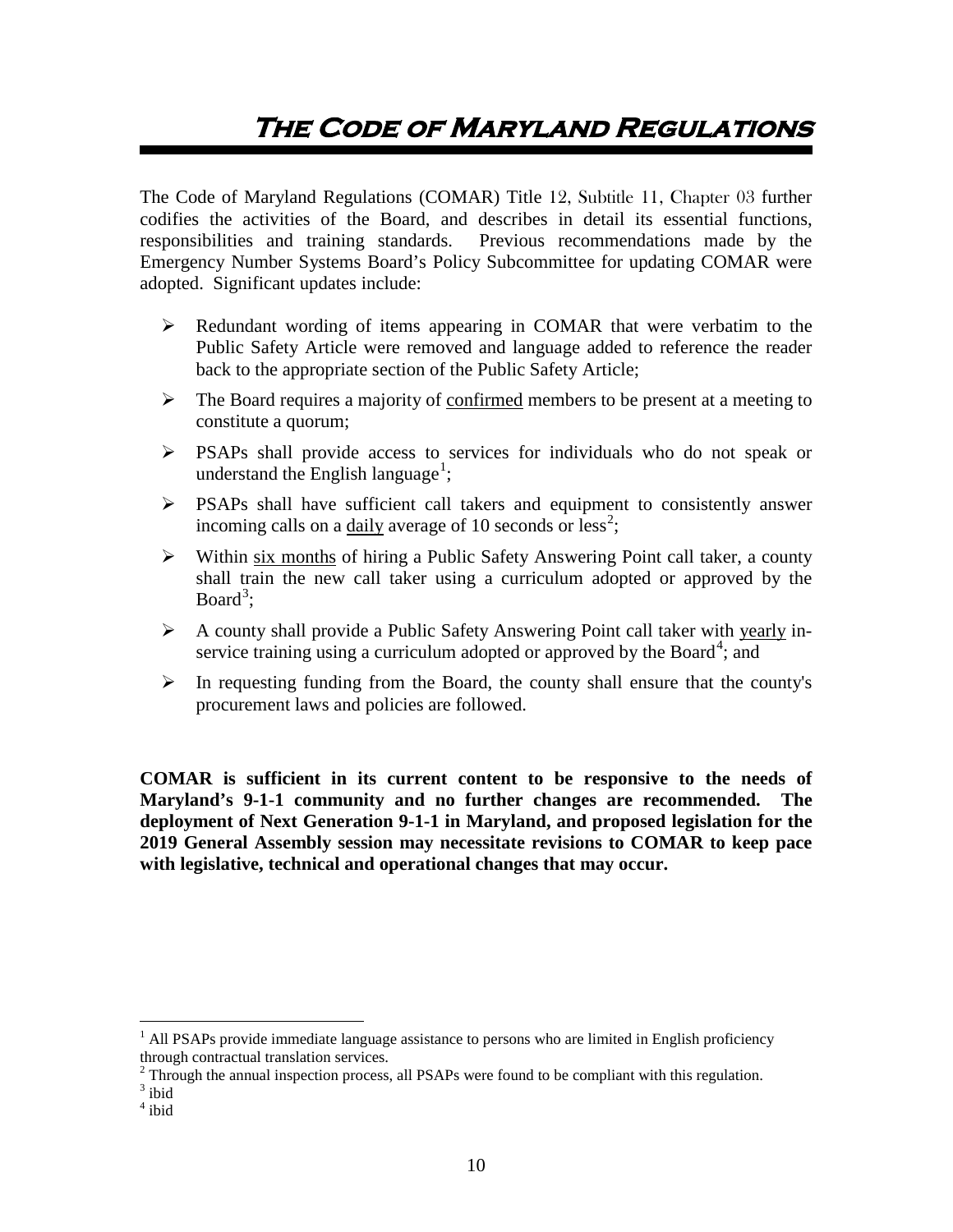# The Code of Maryland Regulations

The Code of Maryland Regulations (COMAR) Title 12, Subtitle 11, Chapter 03 further codifies the activities of the Board, and describes in detail its essential functions, responsibilities and training standards. Previous recommendations made by the Emergency Number Systems Board's Policy Subcommittee for updating COMAR were adopted. Significant updates include:

- Redundant wording of items appearing in COMAR that were verbatim to the Public Safety Article were removed and language added to reference the reader back to the appropriate section of the Public Safety Article;
- The Board requires a majority of confirmed members to be present at a meeting to constitute a quorum;
- PSAPs shall provide access to services for individuals who do not speak or understand the English language[1];
- PSAPs shall have sufficient call takers and equipment to consistently answer incoming calls on a daily average of 10 seconds or less[2];
- Within six months of hiring a Public Safety Answering Point call taker, a county shall train the new call taker using a curriculum adopted or approved by the Board[3];
- A county shall provide a Public Safety Answering Point call taker with yearly in-service training using a curriculum adopted or approved by the Board[4]; and
- In requesting funding from the Board, the county shall ensure that the county's procurement laws and policies are followed.

**COMAR is sufficient in its current content to be responsive to the needs of Maryland's 9-1-1 community and no further changes are recommended. The deployment of Next Generation 9-1-1 in Maryland, and proposed legislation for the 2019 General Assembly session may necessitate revisions to COMAR to keep pace with legislative, technical and operational changes that may occur.**

---

[1] All PSAPs provide immediate language assistance to persons who are limited in English proficiency through contractual translation services.

[2] Through the annual inspection process, all PSAPs were found to be compliant with this regulation.

[3] ibid

[4] ibid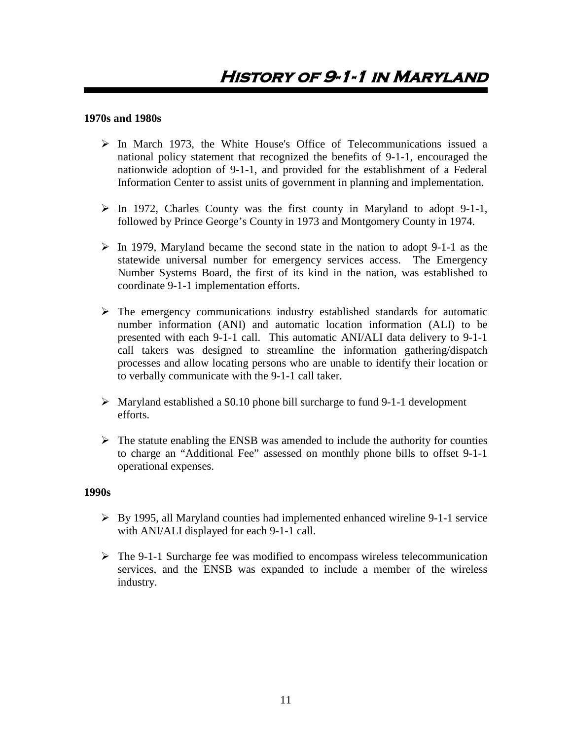# History of 9-1-1 in Maryland

**1970s and 1980s**

- In March 1973, the White House's Office of Telecommunications issued a national policy statement that recognized the benefits of 9-1-1, encouraged the nationwide adoption of 9-1-1, and provided for the establishment of a Federal Information Center to assist units of government in planning and implementation.
- In 1972, Charles County was the first county in Maryland to adopt 9-1-1, followed by Prince George's County in 1973 and Montgomery County in 1974.
- In 1979, Maryland became the second state in the nation to adopt 9-1-1 as the statewide universal number for emergency services access. The Emergency Number Systems Board, the first of its kind in the nation, was established to coordinate 9-1-1 implementation efforts.
- The emergency communications industry established standards for automatic number information (ANI) and automatic location information (ALI) to be presented with each 9-1-1 call. This automatic ANI/ALI data delivery to 9-1-1 call takers was designed to streamline the information gathering/dispatch processes and allow locating persons who are unable to identify their location or to verbally communicate with the 9-1-1 call taker.
- Maryland established a $0.10 phone bill surcharge to fund 9-1-1 development efforts.
- The statute enabling the ENSB was amended to include the authority for counties to charge an "Additional Fee" assessed on monthly phone bills to offset 9-1-1 operational expenses.

**1990s**

- By 1995, all Maryland counties had implemented enhanced wireline 9-1-1 service with ANI/ALI displayed for each 9-1-1 call.
- The 9-1-1 Surcharge fee was modified to encompass wireless telecommunication services, and the ENSB was expanded to include a member of the wireless industry.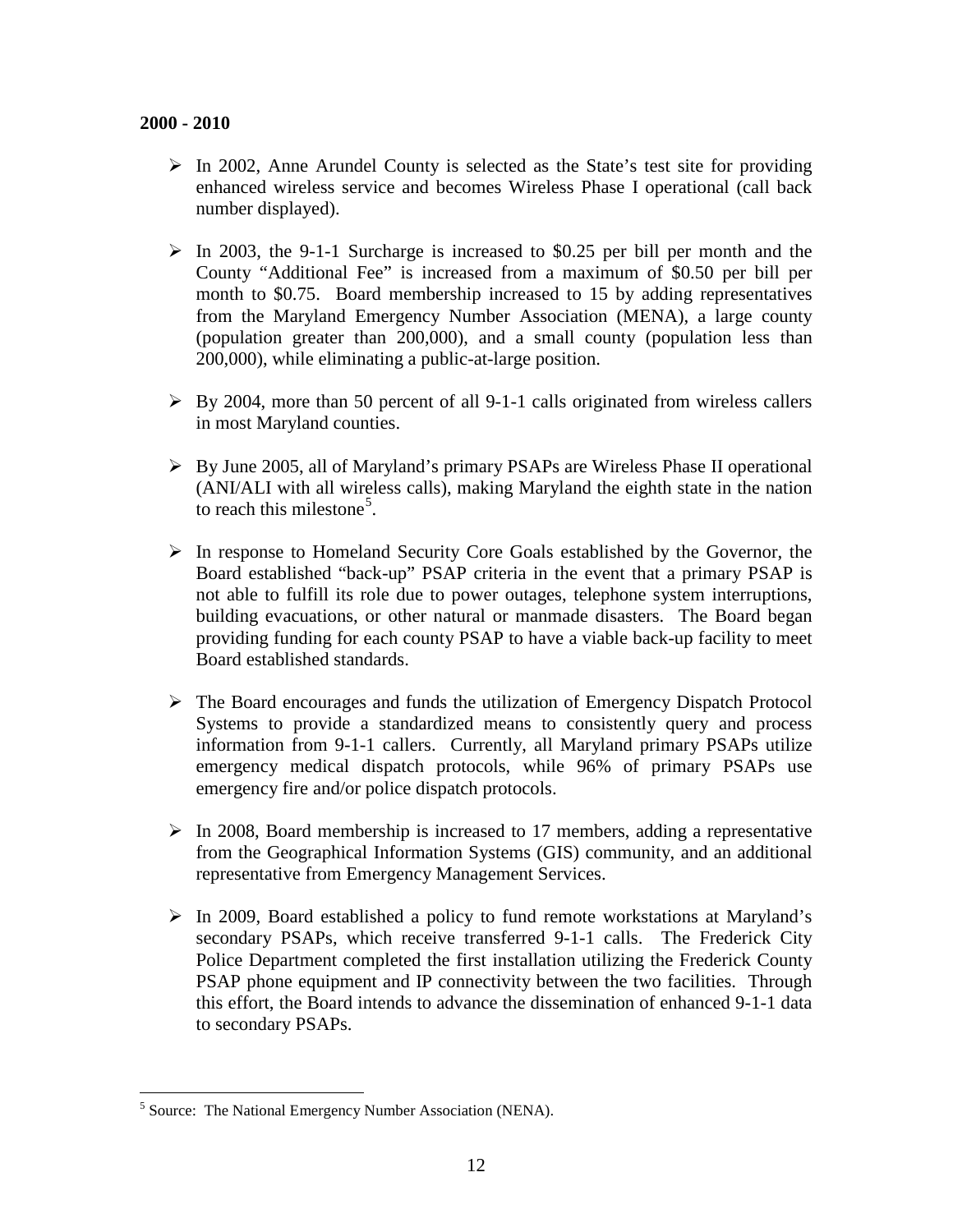**2000 - 2010**

- In 2002, Anne Arundel County is selected as the State's test site for providing enhanced wireless service and becomes Wireless Phase I operational (call back number displayed).
- In 2003, the 9-1-1 Surcharge is increased to $0.25 per bill per month and the County "Additional Fee" is increased from a maximum of $0.50 per bill per month to $0.75. Board membership increased to 15 by adding representatives from the Maryland Emergency Number Association (MENA), a large county (population greater than 200,000), and a small county (population less than 200,000), while eliminating a public-at-large position.
- By 2004, more than 50 percent of all 9-1-1 calls originated from wireless callers in most Maryland counties.
- By June 2005, all of Maryland's primary PSAPs are Wireless Phase II operational (ANI/ALI with all wireless calls), making Maryland the eighth state in the nation to reach this milestone[5].
- In response to Homeland Security Core Goals established by the Governor, the Board established "back-up" PSAP criteria in the event that a primary PSAP is not able to fulfill its role due to power outages, telephone system interruptions, building evacuations, or other natural or manmade disasters. The Board began providing funding for each county PSAP to have a viable back-up facility to meet Board established standards.
- The Board encourages and funds the utilization of Emergency Dispatch Protocol Systems to provide a standardized means to consistently query and process information from 9-1-1 callers. Currently, all Maryland primary PSAPs utilize emergency medical dispatch protocols, while 96% of primary PSAPs use emergency fire and/or police dispatch protocols.
- In 2008, Board membership is increased to 17 members, adding a representative from the Geographical Information Systems (GIS) community, and an additional representative from Emergency Management Services.
- In 2009, Board established a policy to fund remote workstations at Maryland's secondary PSAPs, which receive transferred 9-1-1 calls. The Frederick City Police Department completed the first installation utilizing the Frederick County PSAP phone equipment and IP connectivity between the two facilities. Through this effort, the Board intends to advance the dissemination of enhanced 9-1-1 data to secondary PSAPs.

[5] Source: The National Emergency Number Association (NENA).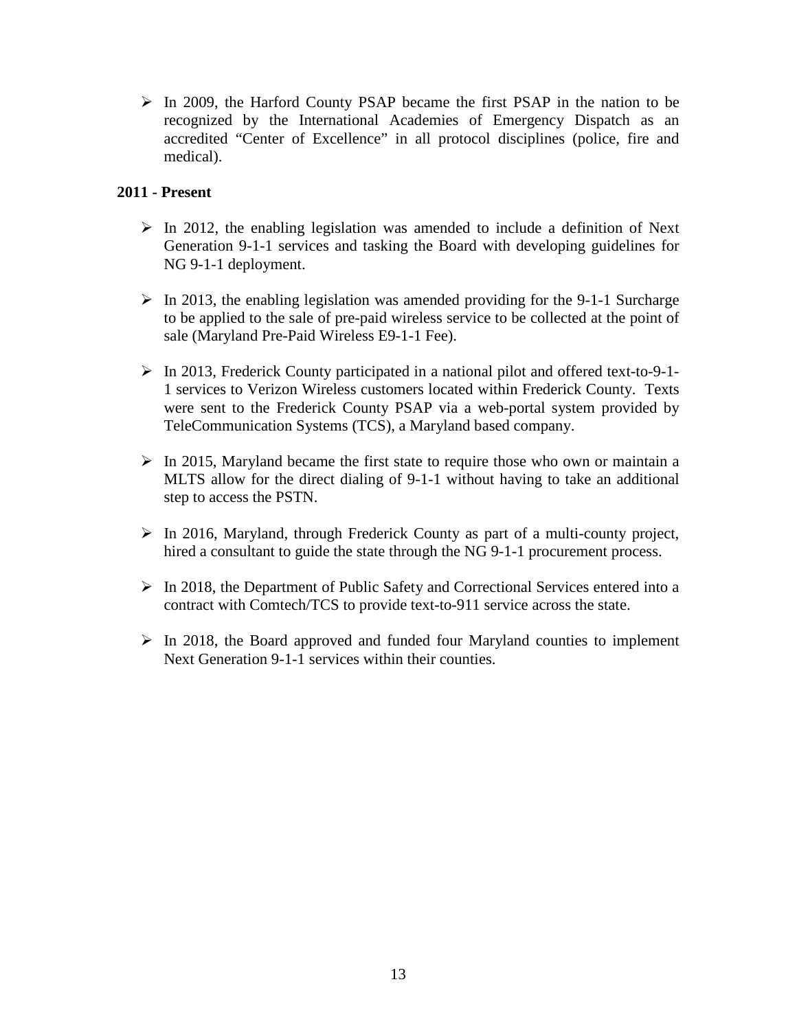- In 2009, the Harford County PSAP became the first PSAP in the nation to be recognized by the International Academies of Emergency Dispatch as an accredited "Center of Excellence" in all protocol disciplines (police, fire and medical).

**2011 - Present**

- In 2012, the enabling legislation was amended to include a definition of Next Generation 9-1-1 services and tasking the Board with developing guidelines for NG 9-1-1 deployment.
- In 2013, the enabling legislation was amended providing for the 9-1-1 Surcharge to be applied to the sale of pre-paid wireless service to be collected at the point of sale (Maryland Pre-Paid Wireless E9-1-1 Fee).
- In 2013, Frederick County participated in a national pilot and offered text-to-9-1-1 services to Verizon Wireless customers located within Frederick County. Texts were sent to the Frederick County PSAP via a web-portal system provided by TeleCommunication Systems (TCS), a Maryland based company.
- In 2015, Maryland became the first state to require those who own or maintain a MLTS allow for the direct dialing of 9-1-1 without having to take an additional step to access the PSTN.
- In 2016, Maryland, through Frederick County as part of a multi-county project, hired a consultant to guide the state through the NG 9-1-1 procurement process.
- In 2018, the Department of Public Safety and Correctional Services entered into a contract with Comtech/TCS to provide text-to-911 service across the state.
- In 2018, the Board approved and funded four Maryland counties to implement Next Generation 9-1-1 services within their counties.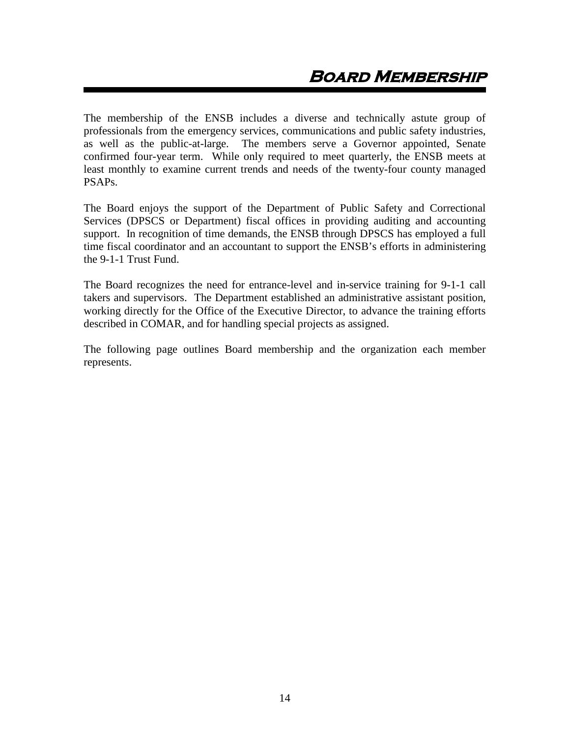# Board Membership

The membership of the ENSB includes a diverse and technically astute group of professionals from the emergency services, communications and public safety industries, as well as the public-at-large. The members serve a Governor appointed, Senate confirmed four-year term. While only required to meet quarterly, the ENSB meets at least monthly to examine current trends and needs of the twenty-four county managed PSAPs.

The Board enjoys the support of the Department of Public Safety and Correctional Services (DPSCS or Department) fiscal offices in providing auditing and accounting support. In recognition of time demands, the ENSB through DPSCS has employed a full time fiscal coordinator and an accountant to support the ENSB's efforts in administering the 9-1-1 Trust Fund.

The Board recognizes the need for entrance-level and in-service training for 9-1-1 call takers and supervisors. The Department established an administrative assistant position, working directly for the Office of the Executive Director, to advance the training efforts described in COMAR, and for handling special projects as assigned.

The following page outlines Board membership and the organization each member represents.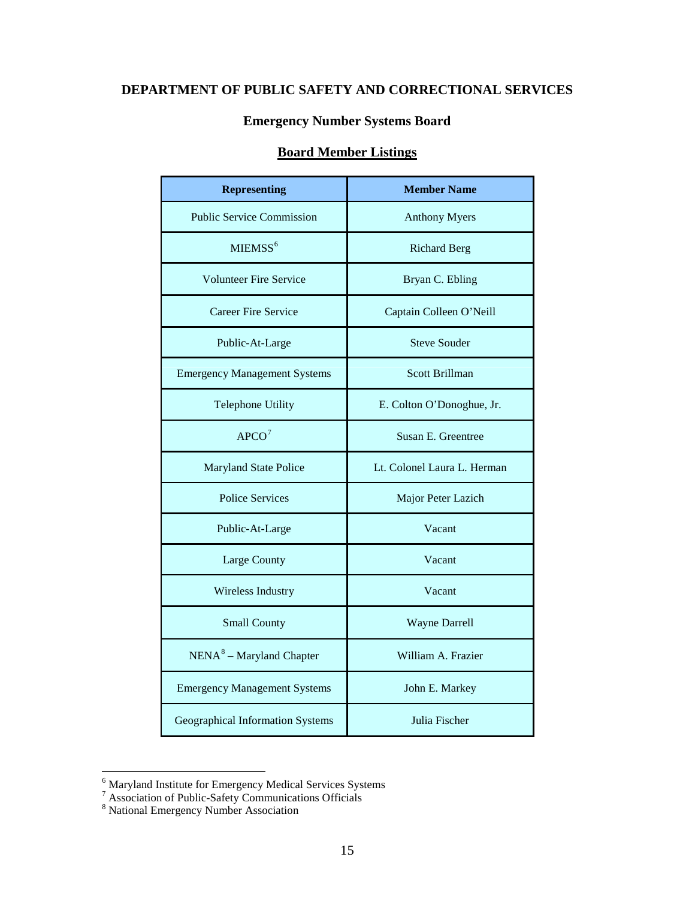# DEPARTMENT OF PUBLIC SAFETY AND CORRECTIONAL SERVICES

## Emergency Number Systems Board

### Board Member Listings

| Representing | Member Name |
|---|---|
| Public Service Commission | Anthony Myers |
| MIEMSS[6] | Richard Berg |
| Volunteer Fire Service | Bryan C. Ebling |
| Career Fire Service | Captain Colleen O'Neill |
| Public-At-Large | Steve Souder |
| Emergency Management Systems | Scott Brillman |
| Telephone Utility | E. Colton O'Donoghue, Jr. |
| APCO[7] | Susan E. Greentree |
| Maryland State Police | Lt. Colonel Laura L. Herman |
| Police Services | Major Peter Lazich |
| Public-At-Large | Vacant |
| Large County | Vacant |
| Wireless Industry | Vacant |
| Small County | Wayne Darrell |
| NENA[8] – Maryland Chapter | William A. Frazier |
| Emergency Management Systems | John E. Markey |
| Geographical Information Systems | Julia Fischer |

---

[6] Maryland Institute for Emergency Medical Services Systems
[7] Association of Public-Safety Communications Officials
[8] National Emergency Number Association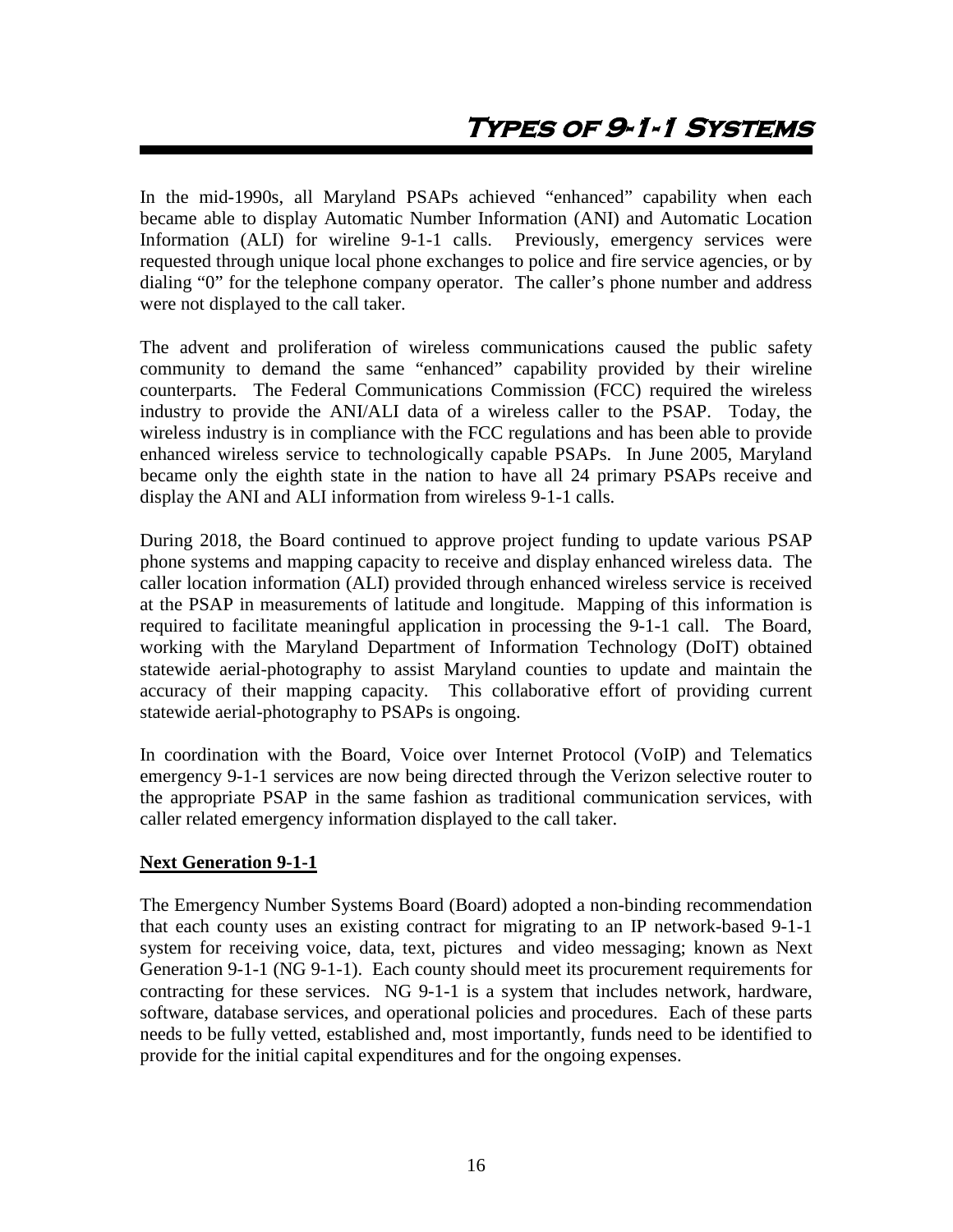# Types of 9-1-1 Systems

In the mid-1990s, all Maryland PSAPs achieved "enhanced" capability when each became able to display Automatic Number Information (ANI) and Automatic Location Information (ALI) for wireline 9-1-1 calls. Previously, emergency services were requested through unique local phone exchanges to police and fire service agencies, or by dialing "0" for the telephone company operator. The caller's phone number and address were not displayed to the call taker.

The advent and proliferation of wireless communications caused the public safety community to demand the same "enhanced" capability provided by their wireline counterparts. The Federal Communications Commission (FCC) required the wireless industry to provide the ANI/ALI data of a wireless caller to the PSAP. Today, the wireless industry is in compliance with the FCC regulations and has been able to provide enhanced wireless service to technologically capable PSAPs. In June 2005, Maryland became only the eighth state in the nation to have all 24 primary PSAPs receive and display the ANI and ALI information from wireless 9-1-1 calls.

During 2018, the Board continued to approve project funding to update various PSAP phone systems and mapping capacity to receive and display enhanced wireless data. The caller location information (ALI) provided through enhanced wireless service is received at the PSAP in measurements of latitude and longitude. Mapping of this information is required to facilitate meaningful application in processing the 9-1-1 call. The Board, working with the Maryland Department of Information Technology (DoIT) obtained statewide aerial-photography to assist Maryland counties to update and maintain the accuracy of their mapping capacity. This collaborative effort of providing current statewide aerial-photography to PSAPs is ongoing.

In coordination with the Board, Voice over Internet Protocol (VoIP) and Telematics emergency 9-1-1 services are now being directed through the Verizon selective router to the appropriate PSAP in the same fashion as traditional communication services, with caller related emergency information displayed to the call taker.

## Next Generation 9-1-1

The Emergency Number Systems Board (Board) adopted a non-binding recommendation that each county uses an existing contract for migrating to an IP network-based 9-1-1 system for receiving voice, data, text, pictures and video messaging; known as Next Generation 9-1-1 (NG 9-1-1). Each county should meet its procurement requirements for contracting for these services. NG 9-1-1 is a system that includes network, hardware, software, database services, and operational policies and procedures. Each of these parts needs to be fully vetted, established and, most importantly, funds need to be identified to provide for the initial capital expenditures and for the ongoing expenses.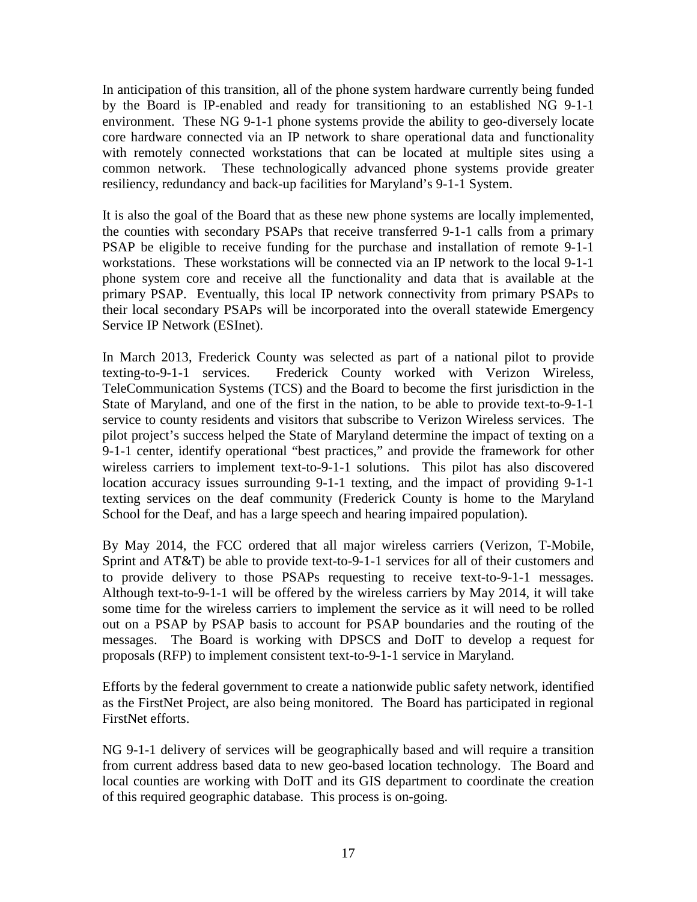In anticipation of this transition, all of the phone system hardware currently being funded by the Board is IP-enabled and ready for transitioning to an established NG 9-1-1 environment. These NG 9-1-1 phone systems provide the ability to geo-diversely locate core hardware connected via an IP network to share operational data and functionality with remotely connected workstations that can be located at multiple sites using a common network. These technologically advanced phone systems provide greater resiliency, redundancy and back-up facilities for Maryland's 9-1-1 System.

It is also the goal of the Board that as these new phone systems are locally implemented, the counties with secondary PSAPs that receive transferred 9-1-1 calls from a primary PSAP be eligible to receive funding for the purchase and installation of remote 9-1-1 workstations. These workstations will be connected via an IP network to the local 9-1-1 phone system core and receive all the functionality and data that is available at the primary PSAP. Eventually, this local IP network connectivity from primary PSAPs to their local secondary PSAPs will be incorporated into the overall statewide Emergency Service IP Network (ESInet).

In March 2013, Frederick County was selected as part of a national pilot to provide texting-to-9-1-1 services. Frederick County worked with Verizon Wireless, TeleCommunication Systems (TCS) and the Board to become the first jurisdiction in the State of Maryland, and one of the first in the nation, to be able to provide text-to-9-1-1 service to county residents and visitors that subscribe to Verizon Wireless services. The pilot project's success helped the State of Maryland determine the impact of texting on a 9-1-1 center, identify operational "best practices," and provide the framework for other wireless carriers to implement text-to-9-1-1 solutions. This pilot has also discovered location accuracy issues surrounding 9-1-1 texting, and the impact of providing 9-1-1 texting services on the deaf community (Frederick County is home to the Maryland School for the Deaf, and has a large speech and hearing impaired population).

By May 2014, the FCC ordered that all major wireless carriers (Verizon, T-Mobile, Sprint and AT&T) be able to provide text-to-9-1-1 services for all of their customers and to provide delivery to those PSAPs requesting to receive text-to-9-1-1 messages. Although text-to-9-1-1 will be offered by the wireless carriers by May 2014, it will take some time for the wireless carriers to implement the service as it will need to be rolled out on a PSAP by PSAP basis to account for PSAP boundaries and the routing of the messages. The Board is working with DPSCS and DoIT to develop a request for proposals (RFP) to implement consistent text-to-9-1-1 service in Maryland.

Efforts by the federal government to create a nationwide public safety network, identified as the FirstNet Project, are also being monitored. The Board has participated in regional FirstNet efforts.

NG 9-1-1 delivery of services will be geographically based and will require a transition from current address based data to new geo-based location technology. The Board and local counties are working with DoIT and its GIS department to coordinate the creation of this required geographic database. This process is on-going.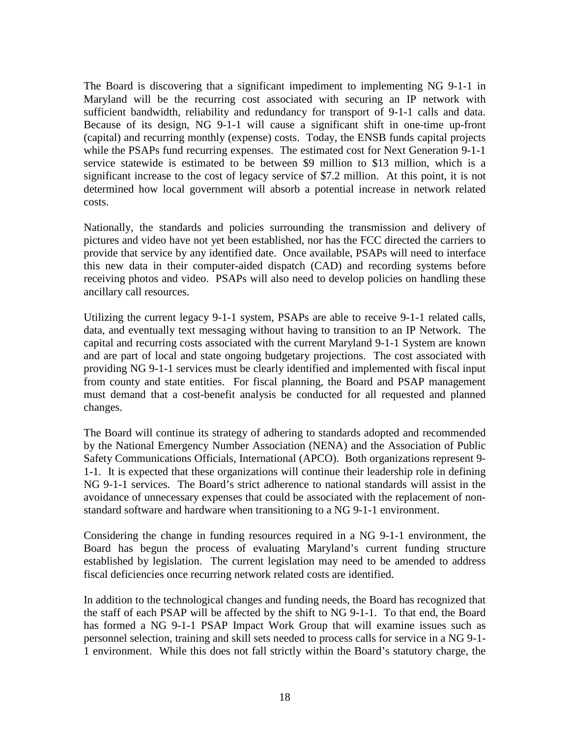The Board is discovering that a significant impediment to implementing NG 9-1-1 in Maryland will be the recurring cost associated with securing an IP network with sufficient bandwidth, reliability and redundancy for transport of 9-1-1 calls and data. Because of its design, NG 9-1-1 will cause a significant shift in one-time up-front (capital) and recurring monthly (expense) costs. Today, the ENSB funds capital projects while the PSAPs fund recurring expenses. The estimated cost for Next Generation 9-1-1 service statewide is estimated to be between $9 million to $13 million, which is a significant increase to the cost of legacy service of $7.2 million. At this point, it is not determined how local government will absorb a potential increase in network related costs.

Nationally, the standards and policies surrounding the transmission and delivery of pictures and video have not yet been established, nor has the FCC directed the carriers to provide that service by any identified date. Once available, PSAPs will need to interface this new data in their computer-aided dispatch (CAD) and recording systems before receiving photos and video. PSAPs will also need to develop policies on handling these ancillary call resources.

Utilizing the current legacy 9-1-1 system, PSAPs are able to receive 9-1-1 related calls, data, and eventually text messaging without having to transition to an IP Network. The capital and recurring costs associated with the current Maryland 9-1-1 System are known and are part of local and state ongoing budgetary projections. The cost associated with providing NG 9-1-1 services must be clearly identified and implemented with fiscal input from county and state entities. For fiscal planning, the Board and PSAP management must demand that a cost-benefit analysis be conducted for all requested and planned changes.

The Board will continue its strategy of adhering to standards adopted and recommended by the National Emergency Number Association (NENA) and the Association of Public Safety Communications Officials, International (APCO). Both organizations represent 9-1-1. It is expected that these organizations will continue their leadership role in defining NG 9-1-1 services. The Board's strict adherence to national standards will assist in the avoidance of unnecessary expenses that could be associated with the replacement of non-standard software and hardware when transitioning to a NG 9-1-1 environment.

Considering the change in funding resources required in a NG 9-1-1 environment, the Board has begun the process of evaluating Maryland's current funding structure established by legislation. The current legislation may need to be amended to address fiscal deficiencies once recurring network related costs are identified.

In addition to the technological changes and funding needs, the Board has recognized that the staff of each PSAP will be affected by the shift to NG 9-1-1. To that end, the Board has formed a NG 9-1-1 PSAP Impact Work Group that will examine issues such as personnel selection, training and skill sets needed to process calls for service in a NG 9-1-1 environment. While this does not fall strictly within the Board's statutory charge, the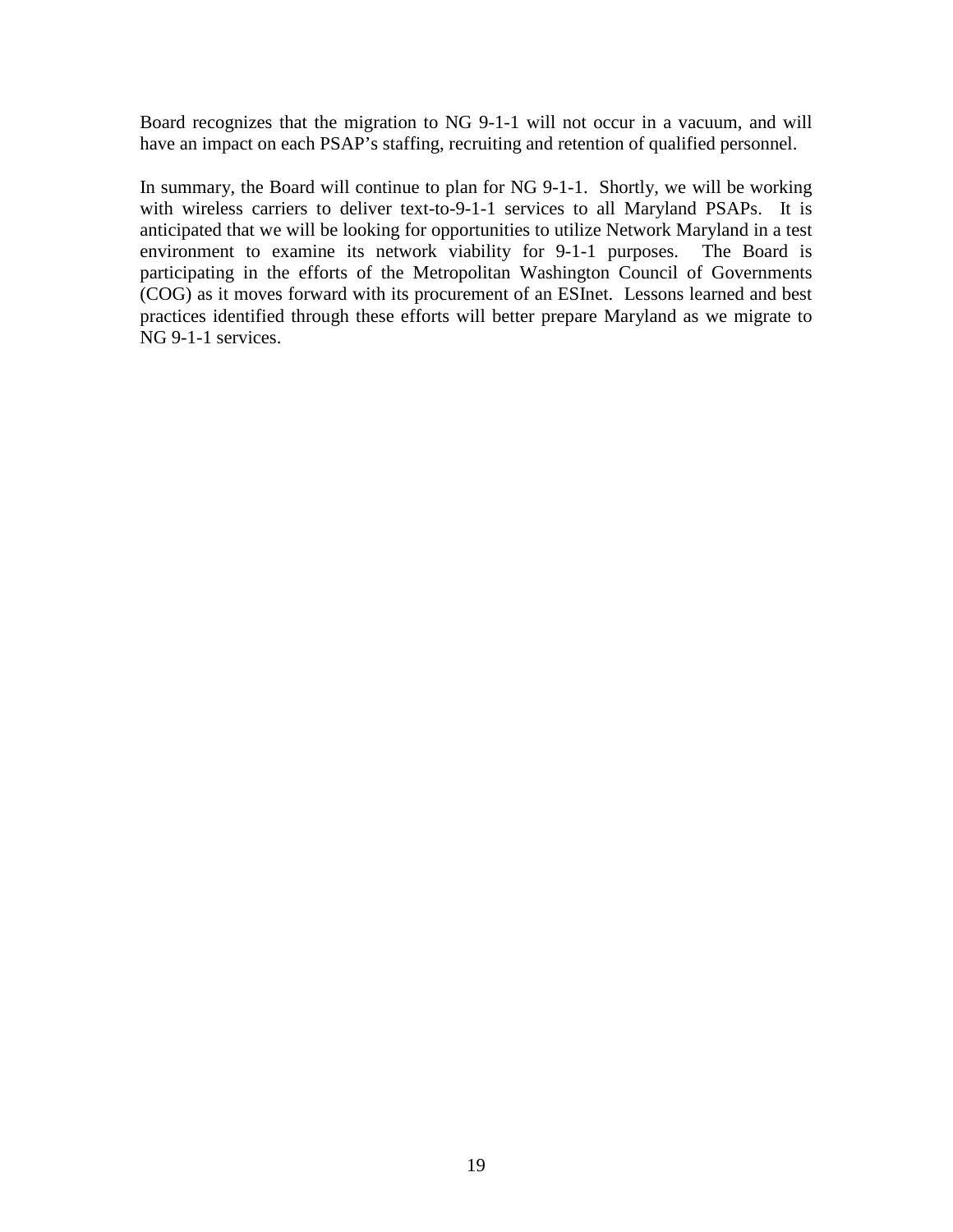Board recognizes that the migration to NG 9-1-1 will not occur in a vacuum, and will have an impact on each PSAP's staffing, recruiting and retention of qualified personnel.

In summary, the Board will continue to plan for NG 9-1-1. Shortly, we will be working with wireless carriers to deliver text-to-9-1-1 services to all Maryland PSAPs. It is anticipated that we will be looking for opportunities to utilize Network Maryland in a test environment to examine its network viability for 9-1-1 purposes. The Board is participating in the efforts of the Metropolitan Washington Council of Governments (COG) as it moves forward with its procurement of an ESInet. Lessons learned and best practices identified through these efforts will better prepare Maryland as we migrate to NG 9-1-1 services.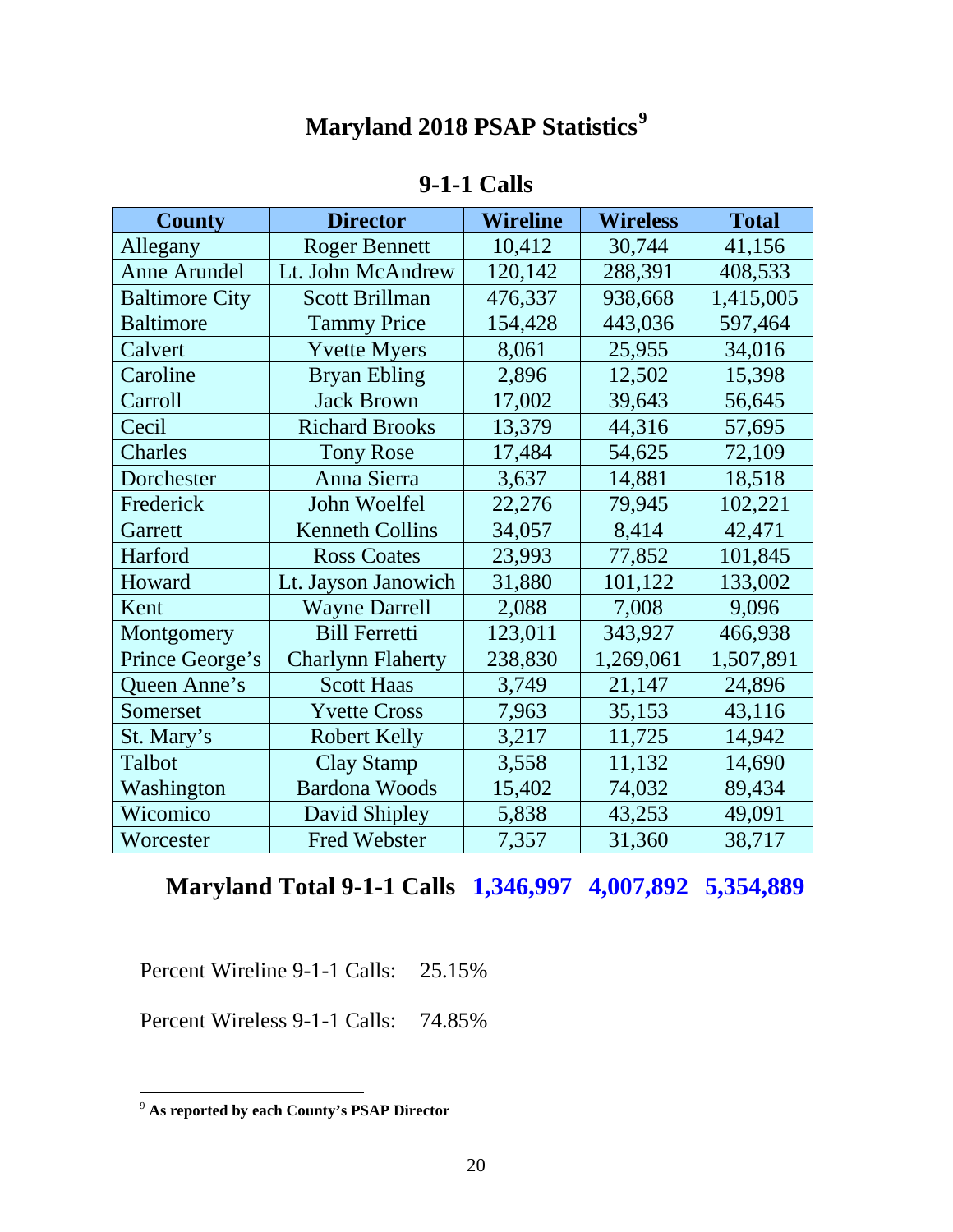# Maryland 2018 PSAP Statistics[9]

## 9-1-1 Calls

| County | Director | Wireline | Wireless | Total |
|---|---|---|---|---|
| Allegany | Roger Bennett | 10,412 | 30,744 | 41,156 |
| Anne Arundel | Lt. John McAndrew | 120,142 | 288,391 | 408,533 |
| Baltimore City | Scott Brillman | 476,337 | 938,668 | 1,415,005 |
| Baltimore | Tammy Price | 154,428 | 443,036 | 597,464 |
| Calvert | Yvette Myers | 8,061 | 25,955 | 34,016 |
| Caroline | Bryan Ebling | 2,896 | 12,502 | 15,398 |
| Carroll | Jack Brown | 17,002 | 39,643 | 56,645 |
| Cecil | Richard Brooks | 13,379 | 44,316 | 57,695 |
| Charles | Tony Rose | 17,484 | 54,625 | 72,109 |
| Dorchester | Anna Sierra | 3,637 | 14,881 | 18,518 |
| Frederick | John Woelfel | 22,276 | 79,945 | 102,221 |
| Garrett | Kenneth Collins | 34,057 | 8,414 | 42,471 |
| Harford | Ross Coates | 23,993 | 77,852 | 101,845 |
| Howard | Lt. Jayson Janowich | 31,880 | 101,122 | 133,002 |
| Kent | Wayne Darrell | 2,088 | 7,008 | 9,096 |
| Montgomery | Bill Ferretti | 123,011 | 343,927 | 466,938 |
| Prince George's | Charlynn Flaherty | 238,830 | 1,269,061 | 1,507,891 |
| Queen Anne's | Scott Haas | 3,749 | 21,147 | 24,896 |
| Somerset | Yvette Cross | 7,963 | 35,153 | 43,116 |
| St. Mary's | Robert Kelly | 3,217 | 11,725 | 14,942 |
| Talbot | Clay Stamp | 3,558 | 11,132 | 14,690 |
| Washington | Bardona Woods | 15,402 | 74,032 | 89,434 |
| Wicomico | David Shipley | 5,838 | 43,253 | 49,091 |
| Worcester | Fred Webster | 7,357 | 31,360 | 38,717 |
| **Maryland Total 9-1-1 Calls** | | **1,346,997** | **4,007,892** | **5,354,889** |

Percent Wireline 9-1-1 Calls: 25.15%

Percent Wireless 9-1-1 Calls: 74.85%

[9] **As reported by each County's PSAP Director**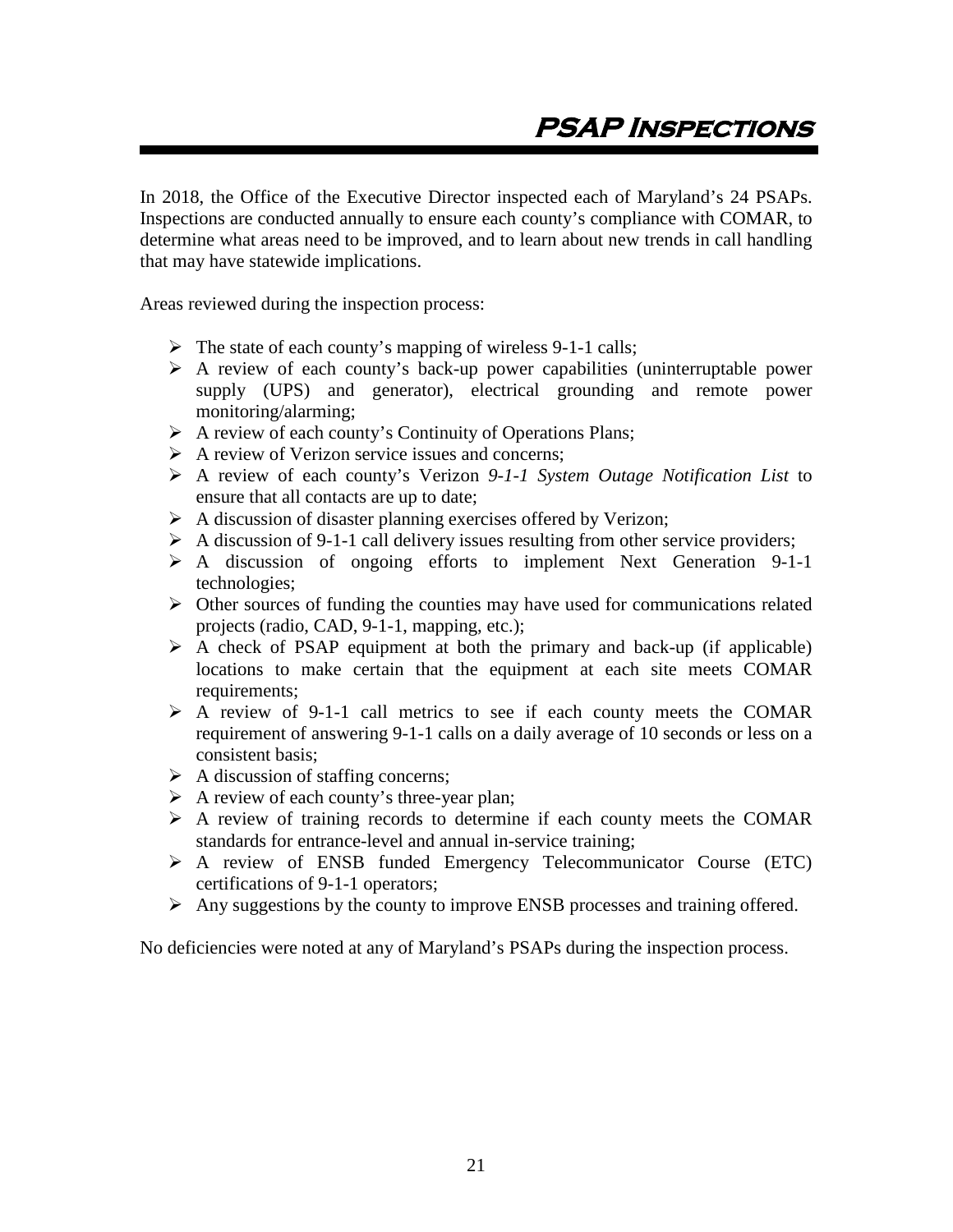# PSAP Inspections

In 2018, the Office of the Executive Director inspected each of Maryland's 24 PSAPs. Inspections are conducted annually to ensure each county's compliance with COMAR, to determine what areas need to be improved, and to learn about new trends in call handling that may have statewide implications.

Areas reviewed during the inspection process:

- The state of each county's mapping of wireless 9-1-1 calls;
- A review of each county's back-up power capabilities (uninterruptable power supply (UPS) and generator), electrical grounding and remote power monitoring/alarming;
- A review of each county's Continuity of Operations Plans;
- A review of Verizon service issues and concerns;
- A review of each county's Verizon *9-1-1 System Outage Notification List* to ensure that all contacts are up to date;
- A discussion of disaster planning exercises offered by Verizon;
- A discussion of 9-1-1 call delivery issues resulting from other service providers;
- A discussion of ongoing efforts to implement Next Generation 9-1-1 technologies;
- Other sources of funding the counties may have used for communications related projects (radio, CAD, 9-1-1, mapping, etc.);
- A check of PSAP equipment at both the primary and back-up (if applicable) locations to make certain that the equipment at each site meets COMAR requirements;
- A review of 9-1-1 call metrics to see if each county meets the COMAR requirement of answering 9-1-1 calls on a daily average of 10 seconds or less on a consistent basis;
- A discussion of staffing concerns;
- A review of each county's three-year plan;
- A review of training records to determine if each county meets the COMAR standards for entrance-level and annual in-service training;
- A review of ENSB funded Emergency Telecommunicator Course (ETC) certifications of 9-1-1 operators;
- Any suggestions by the county to improve ENSB processes and training offered.

No deficiencies were noted at any of Maryland's PSAPs during the inspection process.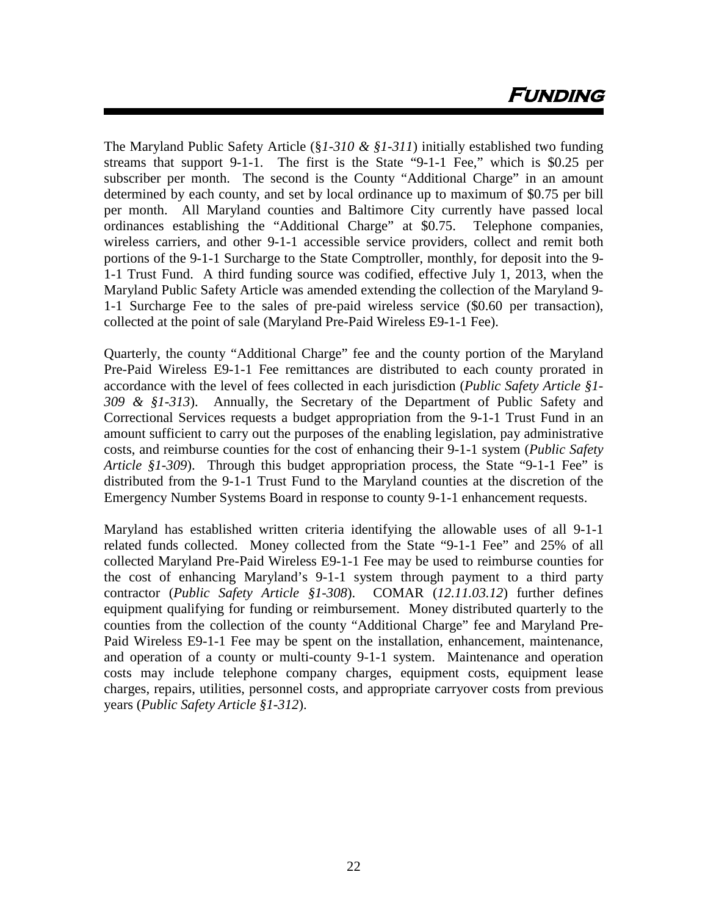# *Funding*

The Maryland Public Safety Article (§*1-310 & §1-311*) initially established two funding streams that support 9-1-1. The first is the State "9-1-1 Fee," which is $0.25 per subscriber per month. The second is the County "Additional Charge" in an amount determined by each county, and set by local ordinance up to maximum of $0.75 per bill per month. All Maryland counties and Baltimore City currently have passed local ordinances establishing the "Additional Charge" at $0.75. Telephone companies, wireless carriers, and other 9-1-1 accessible service providers, collect and remit both portions of the 9-1-1 Surcharge to the State Comptroller, monthly, for deposit into the 9-1-1 Trust Fund. A third funding source was codified, effective July 1, 2013, when the Maryland Public Safety Article was amended extending the collection of the Maryland 9-1-1 Surcharge Fee to the sales of pre-paid wireless service ($0.60 per transaction), collected at the point of sale (Maryland Pre-Paid Wireless E9-1-1 Fee).

Quarterly, the county "Additional Charge" fee and the county portion of the Maryland Pre-Paid Wireless E9-1-1 Fee remittances are distributed to each county prorated in accordance with the level of fees collected in each jurisdiction (*Public Safety Article §1-309 & §1-313*). Annually, the Secretary of the Department of Public Safety and Correctional Services requests a budget appropriation from the 9-1-1 Trust Fund in an amount sufficient to carry out the purposes of the enabling legislation, pay administrative costs, and reimburse counties for the cost of enhancing their 9-1-1 system (*Public Safety Article §1-309*). Through this budget appropriation process, the State "9-1-1 Fee" is distributed from the 9-1-1 Trust Fund to the Maryland counties at the discretion of the Emergency Number Systems Board in response to county 9-1-1 enhancement requests.

Maryland has established written criteria identifying the allowable uses of all 9-1-1 related funds collected. Money collected from the State "9-1-1 Fee" and 25% of all collected Maryland Pre-Paid Wireless E9-1-1 Fee may be used to reimburse counties for the cost of enhancing Maryland's 9-1-1 system through payment to a third party contractor (*Public Safety Article §1-308*). COMAR (*12.11.03.12*) further defines equipment qualifying for funding or reimbursement. Money distributed quarterly to the counties from the collection of the county "Additional Charge" fee and Maryland Pre-Paid Wireless E9-1-1 Fee may be spent on the installation, enhancement, maintenance, and operation of a county or multi-county 9-1-1 system. Maintenance and operation costs may include telephone company charges, equipment costs, equipment lease charges, repairs, utilities, personnel costs, and appropriate carryover costs from previous years (*Public Safety Article §1-312*).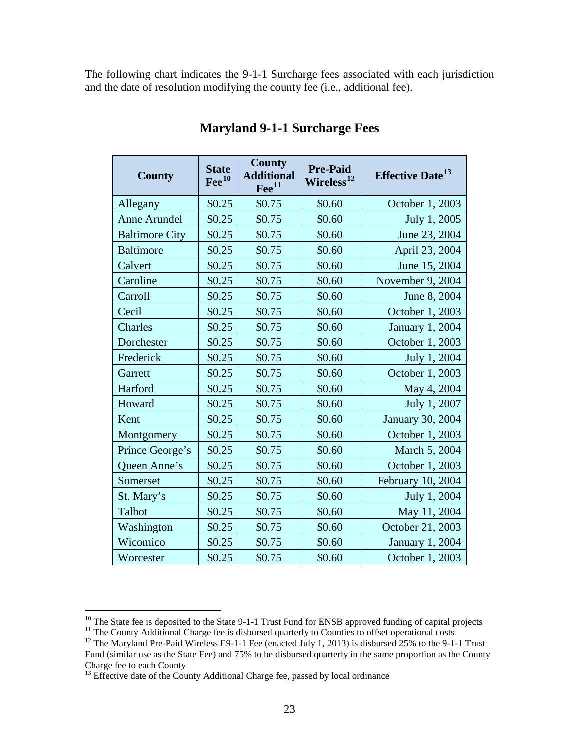The following chart indicates the 9-1-1 Surcharge fees associated with each jurisdiction and the date of resolution modifying the county fee (i.e., additional fee).

## Maryland 9-1-1 Surcharge Fees

| County | State Fee[10] | County Additional Fee[11] | Pre-Paid Wireless[12] | Effective Date[13] |
|---|---|---|---|---|
| Allegany | $0.25 | $0.75 | $0.60 | October 1, 2003 |
| Anne Arundel | $0.25 | $0.75 | $0.60 | July 1, 2005 |
| Baltimore City | $0.25 | $0.75 | $0.60 | June 23, 2004 |
| Baltimore | $0.25 | $0.75 | $0.60 | April 23, 2004 |
| Calvert | $0.25 | $0.75 | $0.60 | June 15, 2004 |
| Caroline | $0.25 | $0.75 | $0.60 | November 9, 2004 |
| Carroll | $0.25 | $0.75 | $0.60 | June 8, 2004 |
| Cecil | $0.25 | $0.75 | $0.60 | October 1, 2003 |
| Charles | $0.25 | $0.75 | $0.60 | January 1, 2004 |
| Dorchester | $0.25 | $0.75 | $0.60 | October 1, 2003 |
| Frederick | $0.25 | $0.75 | $0.60 | July 1, 2004 |
| Garrett | $0.25 | $0.75 | $0.60 | October 1, 2003 |
| Harford | $0.25 | $0.75 | $0.60 | May 4, 2004 |
| Howard | $0.25 | $0.75 | $0.60 | July 1, 2007 |
| Kent | $0.25 | $0.75 | $0.60 | January 30, 2004 |
| Montgomery | $0.25 | $0.75 | $0.60 | October 1, 2003 |
| Prince George's | $0.25 | $0.75 | $0.60 | March 5, 2004 |
| Queen Anne's | $0.25 | $0.75 | $0.60 | October 1, 2003 |
| Somerset | $0.25 | $0.75 | $0.60 | February 10, 2004 |
| St. Mary's | $0.25 | $0.75 | $0.60 | July 1, 2004 |
| Talbot | $0.25 | $0.75 | $0.60 | May 11, 2004 |
| Washington | $0.25 | $0.75 | $0.60 | October 21, 2003 |
| Wicomico | $0.25 | $0.75 | $0.60 | January 1, 2004 |
| Worcester | $0.25 | $0.75 | $0.60 | October 1, 2003 |

[10] The State fee is deposited to the State 9-1-1 Trust Fund for ENSB approved funding of capital projects

[11] The County Additional Charge fee is disbursed quarterly to Counties to offset operational costs

[12] The Maryland Pre-Paid Wireless E9-1-1 Fee (enacted July 1, 2013) is disbursed 25% to the 9-1-1 Trust Fund (similar use as the State Fee) and 75% to be disbursed quarterly in the same proportion as the County Charge fee to each County

[13] Effective date of the County Additional Charge fee, passed by local ordinance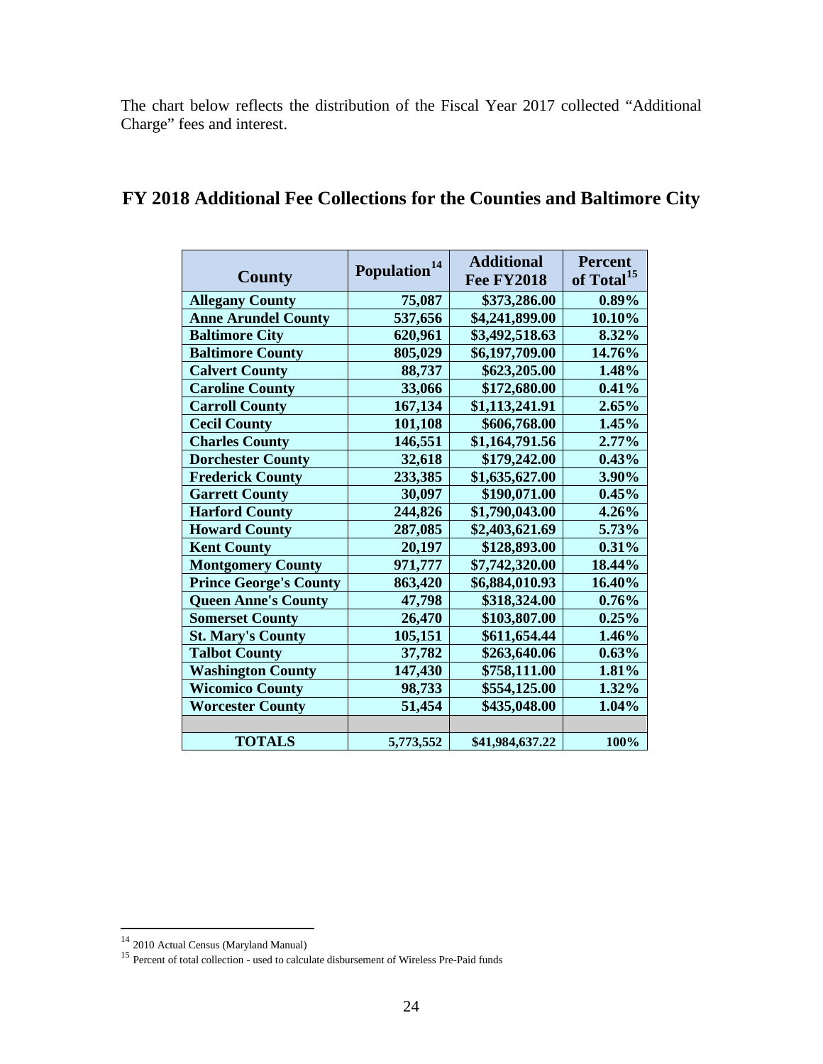The chart below reflects the distribution of the Fiscal Year 2017 collected "Additional Charge" fees and interest.

## FY 2018 Additional Fee Collections for the Counties and Baltimore City

| County | Population[14] | Additional Fee FY2018 | Percent of Total[15] |
|---|---|---|---|
| Allegany County | 75,087 | $373,286.00 | 0.89% |
| Anne Arundel County | 537,656 | $4,241,899.00 | 10.10% |
| Baltimore City | 620,961 | $3,492,518.63 | 8.32% |
| Baltimore County | 805,029 | $6,197,709.00 | 14.76% |
| Calvert County | 88,737 | $623,205.00 | 1.48% |
| Caroline County | 33,066 | $172,680.00 | 0.41% |
| Carroll County | 167,134 | $1,113,241.91 | 2.65% |
| Cecil County | 101,108 | $606,768.00 | 1.45% |
| Charles County | 146,551 | $1,164,791.56 | 2.77% |
| Dorchester County | 32,618 | $179,242.00 | 0.43% |
| Frederick County | 233,385 | $1,635,627.00 | 3.90% |
| Garrett County | 30,097 | $190,071.00 | 0.45% |
| Harford County | 244,826 | $1,790,043.00 | 4.26% |
| Howard County | 287,085 | $2,403,621.69 | 5.73% |
| Kent County | 20,197 | $128,893.00 | 0.31% |
| Montgomery County | 971,777 | $7,742,320.00 | 18.44% |
| Prince George's County | 863,420 | $6,884,010.93 | 16.40% |
| Queen Anne's County | 47,798 | $318,324.00 | 0.76% |
| Somerset County | 26,470 | $103,807.00 | 0.25% |
| St. Mary's County | 105,151 | $611,654.44 | 1.46% |
| Talbot County | 37,782 | $263,640.06 | 0.63% |
| Washington County | 147,430 | $758,111.00 | 1.81% |
| Wicomico County | 98,733 | $554,125.00 | 1.32% |
| Worcester County | 51,454 | $435,048.00 | 1.04% |
| | | | |
| TOTALS | 5,773,552 | $41,984,637.22 | 100% |

[14] 2010 Actual Census (Maryland Manual)

[15] Percent of total collection - used to calculate disbursement of Wireless Pre-Paid funds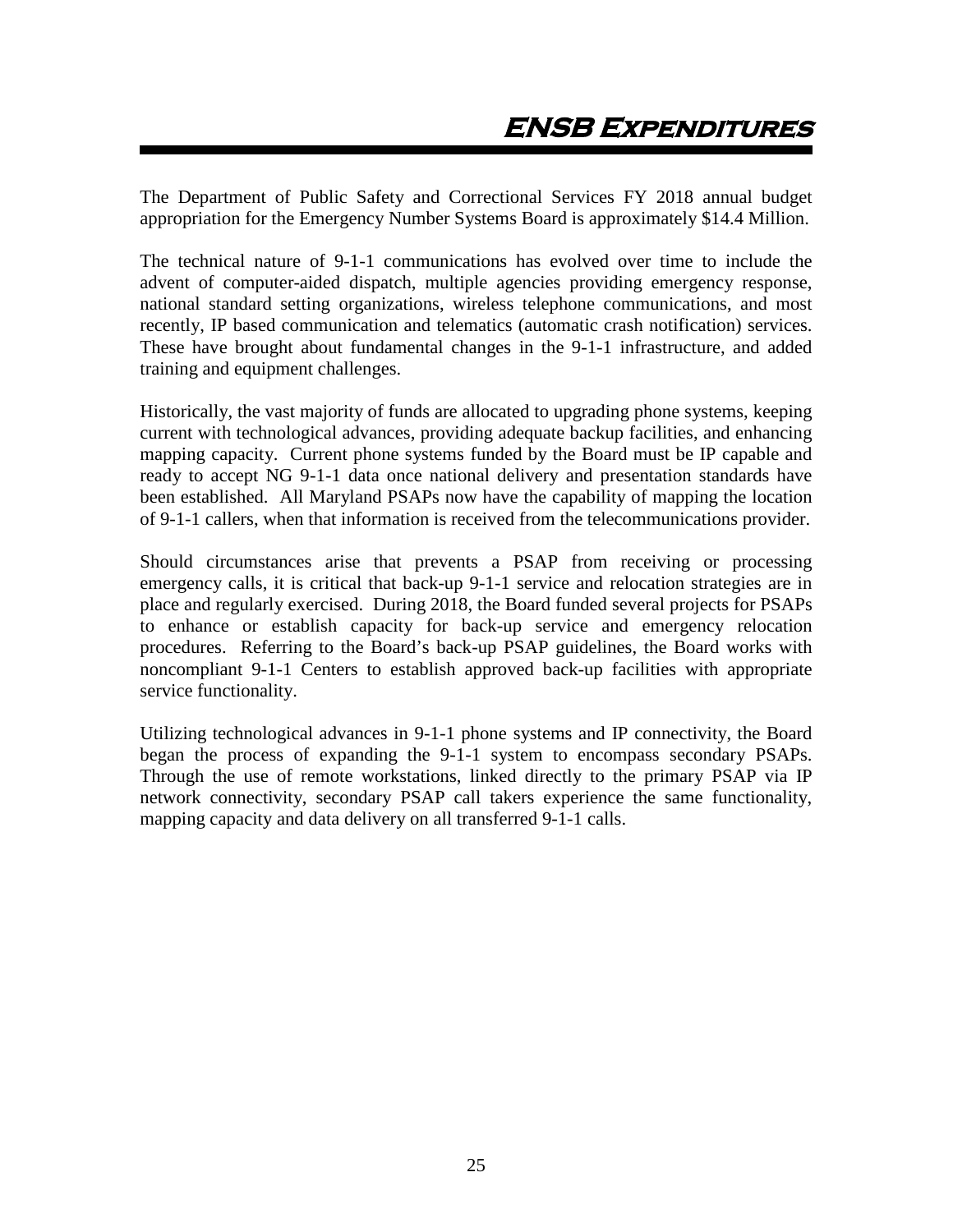# ENSB Expenditures

The Department of Public Safety and Correctional Services FY 2018 annual budget appropriation for the Emergency Number Systems Board is approximately $14.4 Million.

The technical nature of 9-1-1 communications has evolved over time to include the advent of computer-aided dispatch, multiple agencies providing emergency response, national standard setting organizations, wireless telephone communications, and most recently, IP based communication and telematics (automatic crash notification) services. These have brought about fundamental changes in the 9-1-1 infrastructure, and added training and equipment challenges.

Historically, the vast majority of funds are allocated to upgrading phone systems, keeping current with technological advances, providing adequate backup facilities, and enhancing mapping capacity. Current phone systems funded by the Board must be IP capable and ready to accept NG 9-1-1 data once national delivery and presentation standards have been established. All Maryland PSAPs now have the capability of mapping the location of 9-1-1 callers, when that information is received from the telecommunications provider.

Should circumstances arise that prevents a PSAP from receiving or processing emergency calls, it is critical that back-up 9-1-1 service and relocation strategies are in place and regularly exercised. During 2018, the Board funded several projects for PSAPs to enhance or establish capacity for back-up service and emergency relocation procedures. Referring to the Board's back-up PSAP guidelines, the Board works with noncompliant 9-1-1 Centers to establish approved back-up facilities with appropriate service functionality.

Utilizing technological advances in 9-1-1 phone systems and IP connectivity, the Board began the process of expanding the 9-1-1 system to encompass secondary PSAPs. Through the use of remote workstations, linked directly to the primary PSAP via IP network connectivity, secondary PSAP call takers experience the same functionality, mapping capacity and data delivery on all transferred 9-1-1 calls.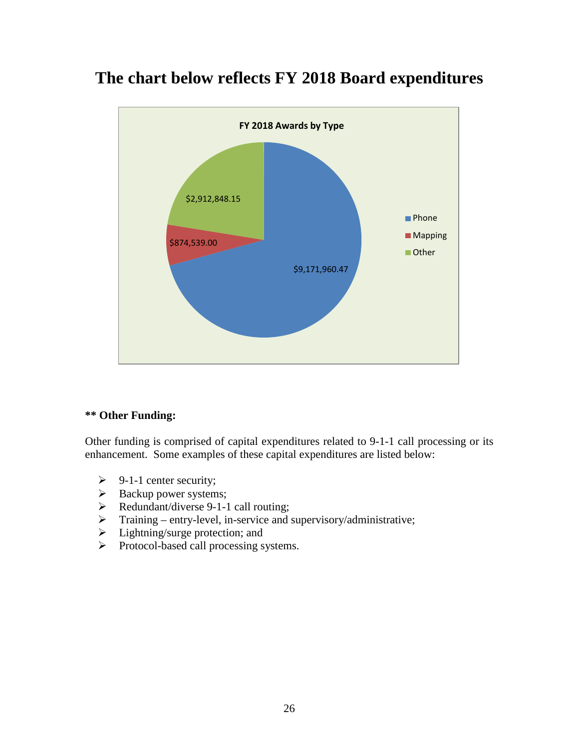# The chart below reflects FY 2018 Board expenditures

**FY 2018 Awards by Type**

| Type | Amount |
| --- | --- |
| Phone | $9,171,960.47 |
| Mapping | $874,539.00 |
| Other | $2,912,848.15 |

**** Other Funding:**

Other funding is comprised of capital expenditures related to 9-1-1 call processing or its enhancement. Some examples of these capital expenditures are listed below:

- 9-1-1 center security;
- Backup power systems;
- Redundant/diverse 9-1-1 call routing;
- Training – entry-level, in-service and supervisory/administrative;
- Lightning/surge protection; and
- Protocol-based call processing systems.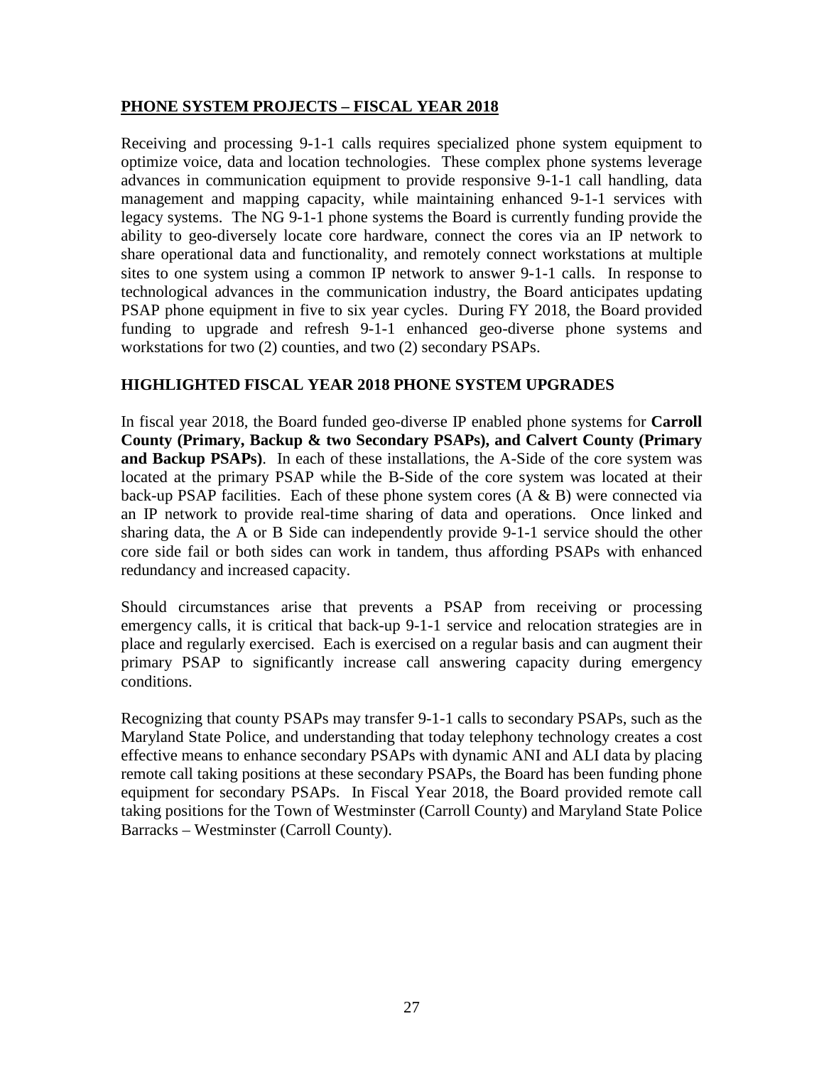## PHONE SYSTEM PROJECTS – FISCAL YEAR 2018

Receiving and processing 9-1-1 calls requires specialized phone system equipment to optimize voice, data and location technologies. These complex phone systems leverage advances in communication equipment to provide responsive 9-1-1 call handling, data management and mapping capacity, while maintaining enhanced 9-1-1 services with legacy systems. The NG 9-1-1 phone systems the Board is currently funding provide the ability to geo-diversely locate core hardware, connect the cores via an IP network to share operational data and functionality, and remotely connect workstations at multiple sites to one system using a common IP network to answer 9-1-1 calls. In response to technological advances in the communication industry, the Board anticipates updating PSAP phone equipment in five to six year cycles. During FY 2018, the Board provided funding to upgrade and refresh 9-1-1 enhanced geo-diverse phone systems and workstations for two (2) counties, and two (2) secondary PSAPs.

### HIGHLIGHTED FISCAL YEAR 2018 PHONE SYSTEM UPGRADES

In fiscal year 2018, the Board funded geo-diverse IP enabled phone systems for **Carroll County (Primary, Backup & two Secondary PSAPs), and Calvert County (Primary and Backup PSAPs)**. In each of these installations, the A-Side of the core system was located at the primary PSAP while the B-Side of the core system was located at their back-up PSAP facilities. Each of these phone system cores (A & B) were connected via an IP network to provide real-time sharing of data and operations. Once linked and sharing data, the A or B Side can independently provide 9-1-1 service should the other core side fail or both sides can work in tandem, thus affording PSAPs with enhanced redundancy and increased capacity.

Should circumstances arise that prevents a PSAP from receiving or processing emergency calls, it is critical that back-up 9-1-1 service and relocation strategies are in place and regularly exercised. Each is exercised on a regular basis and can augment their primary PSAP to significantly increase call answering capacity during emergency conditions.

Recognizing that county PSAPs may transfer 9-1-1 calls to secondary PSAPs, such as the Maryland State Police, and understanding that today telephony technology creates a cost effective means to enhance secondary PSAPs with dynamic ANI and ALI data by placing remote call taking positions at these secondary PSAPs, the Board has been funding phone equipment for secondary PSAPs. In Fiscal Year 2018, the Board provided remote call taking positions for the Town of Westminster (Carroll County) and Maryland State Police Barracks – Westminster (Carroll County).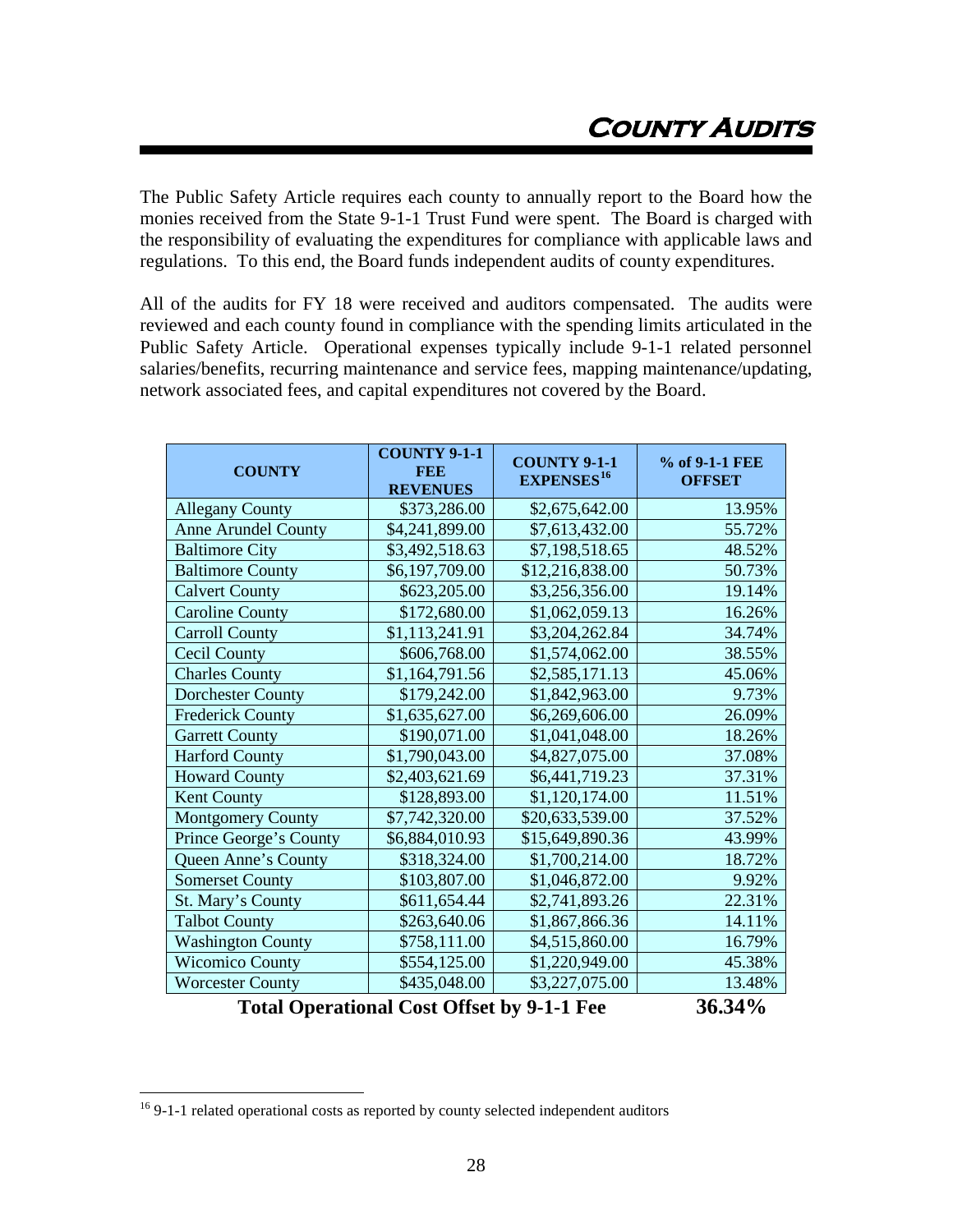# County Audits

The Public Safety Article requires each county to annually report to the Board how the monies received from the State 9-1-1 Trust Fund were spent. The Board is charged with the responsibility of evaluating the expenditures for compliance with applicable laws and regulations. To this end, the Board funds independent audits of county expenditures.

All of the audits for FY 18 were received and auditors compensated. The audits were reviewed and each county found in compliance with the spending limits articulated in the Public Safety Article. Operational expenses typically include 9-1-1 related personnel salaries/benefits, recurring maintenance and service fees, mapping maintenance/updating, network associated fees, and capital expenditures not covered by the Board.

| COUNTY | COUNTY 9-1-1 FEE REVENUES | COUNTY 9-1-1 EXPENSES[16] | % of 9-1-1 FEE OFFSET |
|---|---|---|---|
| Allegany County | $373,286.00 | $2,675,642.00 | 13.95% |
| Anne Arundel County | $4,241,899.00 | $7,613,432.00 | 55.72% |
| Baltimore City | $3,492,518.63 | $7,198,518.65 | 48.52% |
| Baltimore County | $6,197,709.00 | $12,216,838.00 | 50.73% |
| Calvert County | $623,205.00 | $3,256,356.00 | 19.14% |
| Caroline County | $172,680.00 | $1,062,059.13 | 16.26% |
| Carroll County | $1,113,241.91 | $3,204,262.84 | 34.74% |
| Cecil County | $606,768.00 | $1,574,062.00 | 38.55% |
| Charles County | $1,164,791.56 | $2,585,171.13 | 45.06% |
| Dorchester County | $179,242.00 | $1,842,963.00 | 9.73% |
| Frederick County | $1,635,627.00 | $6,269,606.00 | 26.09% |
| Garrett County | $190,071.00 | $1,041,048.00 | 18.26% |
| Harford County | $1,790,043.00 | $4,827,075.00 | 37.08% |
| Howard County | $2,403,621.69 | $6,441,719.23 | 37.31% |
| Kent County | $128,893.00 | $1,120,174.00 | 11.51% |
| Montgomery County | $7,742,320.00 | $20,633,539.00 | 37.52% |
| Prince George's County | $6,884,010.93 | $15,649,890.36 | 43.99% |
| Queen Anne's County | $318,324.00 | $1,700,214.00 | 18.72% |
| Somerset County | $103,807.00 | $1,046,872.00 | 9.92% |
| St. Mary's County | $611,654.44 | $2,741,893.26 | 22.31% |
| Talbot County | $263,640.06 | $1,867,866.36 | 14.11% |
| Washington County | $758,111.00 | $4,515,860.00 | 16.79% |
| Wicomico County | $554,125.00 | $1,220,949.00 | 45.38% |
| Worcester County | $435,048.00 | $3,227,075.00 | 13.48% |
| **Total Operational Cost Offset by 9-1-1 Fee** | | | **36.34%** |

[16] 9-1-1 related operational costs as reported by county selected independent auditors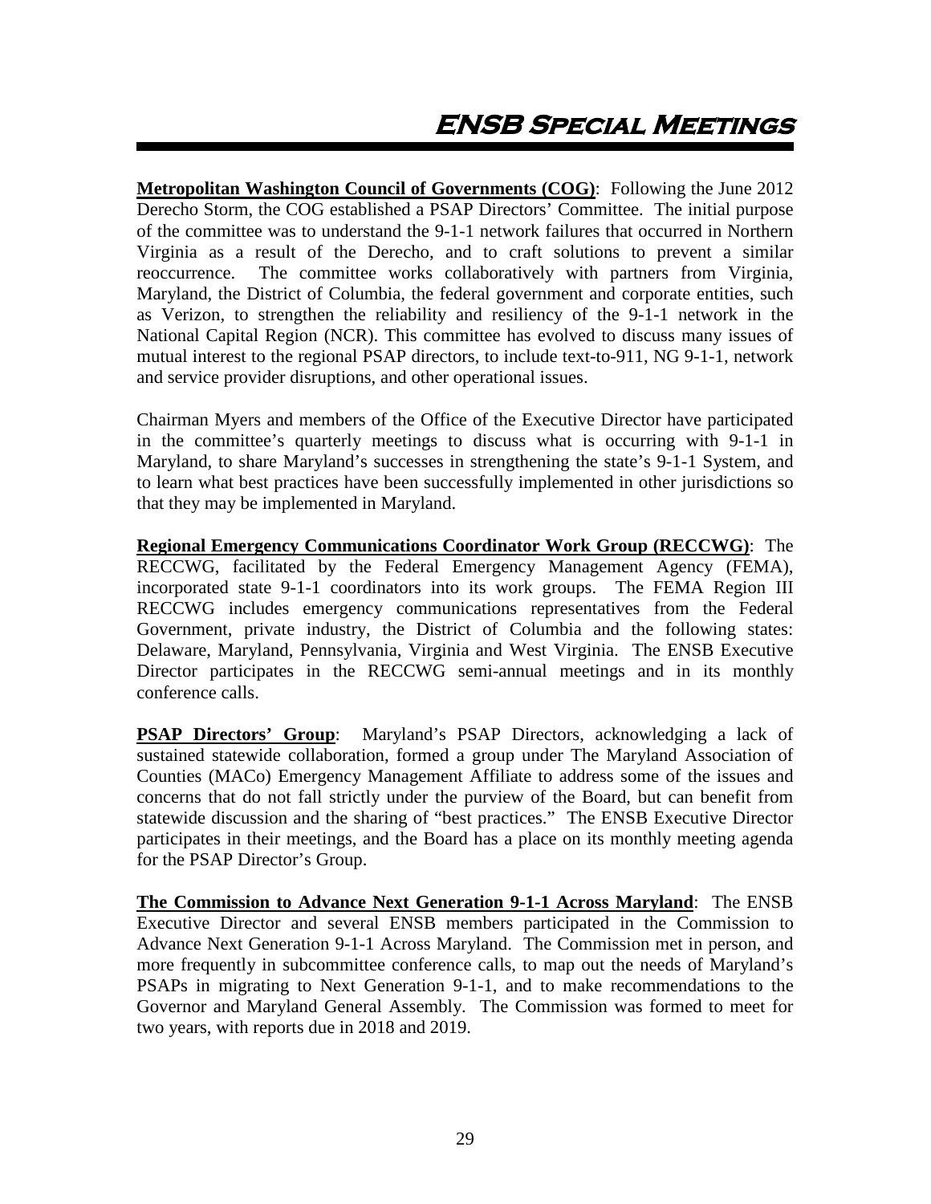# ENSB Special Meetings

**Metropolitan Washington Council of Governments (COG)**: Following the June 2012 Derecho Storm, the COG established a PSAP Directors' Committee. The initial purpose of the committee was to understand the 9-1-1 network failures that occurred in Northern Virginia as a result of the Derecho, and to craft solutions to prevent a similar reoccurrence. The committee works collaboratively with partners from Virginia, Maryland, the District of Columbia, the federal government and corporate entities, such as Verizon, to strengthen the reliability and resiliency of the 9-1-1 network in the National Capital Region (NCR). This committee has evolved to discuss many issues of mutual interest to the regional PSAP directors, to include text-to-911, NG 9-1-1, network and service provider disruptions, and other operational issues.

Chairman Myers and members of the Office of the Executive Director have participated in the committee's quarterly meetings to discuss what is occurring with 9-1-1 in Maryland, to share Maryland's successes in strengthening the state's 9-1-1 System, and to learn what best practices have been successfully implemented in other jurisdictions so that they may be implemented in Maryland.

**Regional Emergency Communications Coordinator Work Group (RECCWG)**: The RECCWG, facilitated by the Federal Emergency Management Agency (FEMA), incorporated state 9-1-1 coordinators into its work groups. The FEMA Region III RECCWG includes emergency communications representatives from the Federal Government, private industry, the District of Columbia and the following states: Delaware, Maryland, Pennsylvania, Virginia and West Virginia. The ENSB Executive Director participates in the RECCWG semi-annual meetings and in its monthly conference calls.

**PSAP Directors' Group**: Maryland's PSAP Directors, acknowledging a lack of sustained statewide collaboration, formed a group under The Maryland Association of Counties (MACo) Emergency Management Affiliate to address some of the issues and concerns that do not fall strictly under the purview of the Board, but can benefit from statewide discussion and the sharing of "best practices." The ENSB Executive Director participates in their meetings, and the Board has a place on its monthly meeting agenda for the PSAP Director's Group.

**The Commission to Advance Next Generation 9-1-1 Across Maryland**: The ENSB Executive Director and several ENSB members participated in the Commission to Advance Next Generation 9-1-1 Across Maryland. The Commission met in person, and more frequently in subcommittee conference calls, to map out the needs of Maryland's PSAPs in migrating to Next Generation 9-1-1, and to make recommendations to the Governor and Maryland General Assembly. The Commission was formed to meet for two years, with reports due in 2018 and 2019.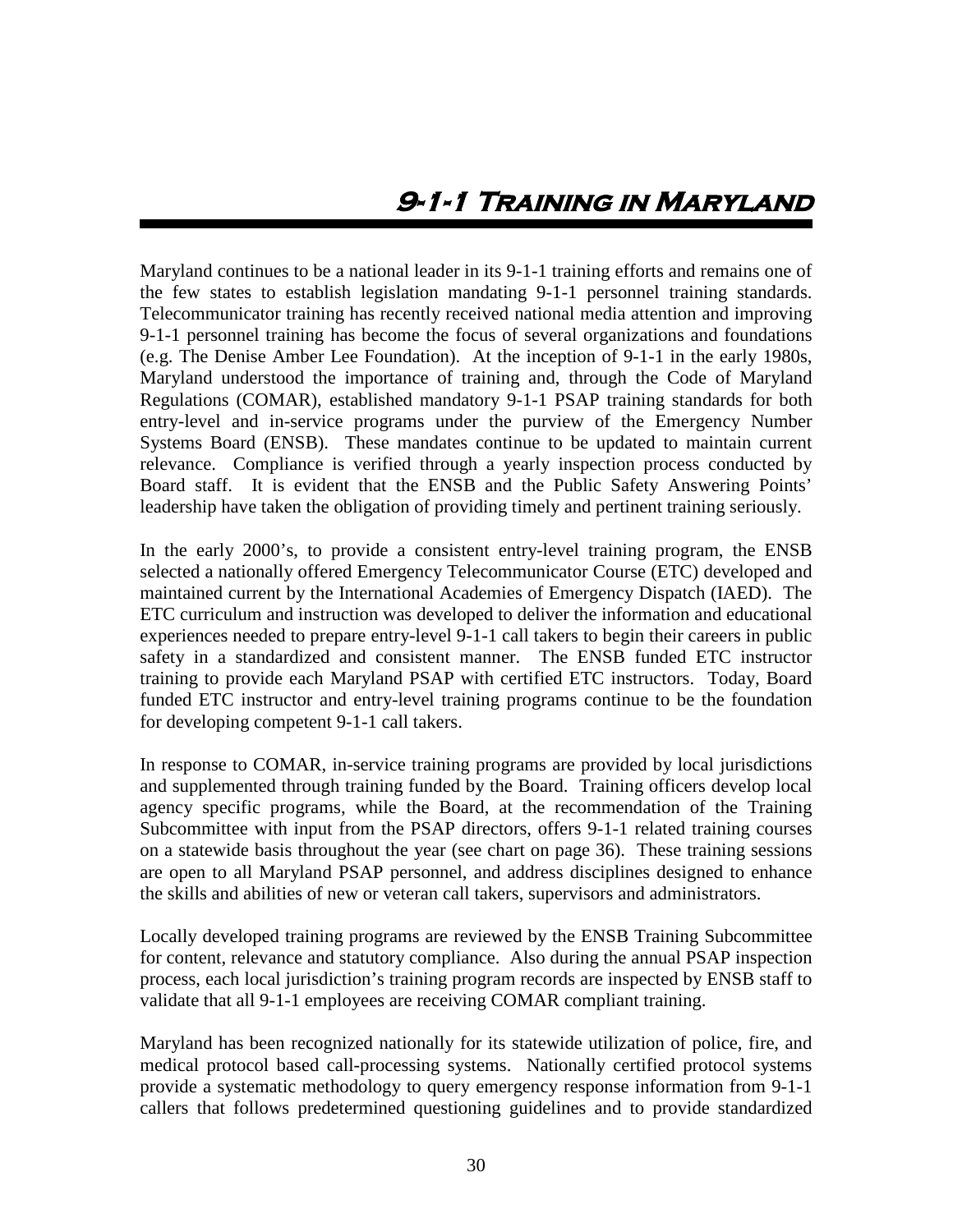# 9-1-1 Training in Maryland

Maryland continues to be a national leader in its 9-1-1 training efforts and remains one of the few states to establish legislation mandating 9-1-1 personnel training standards. Telecommunicator training has recently received national media attention and improving 9-1-1 personnel training has become the focus of several organizations and foundations (e.g. The Denise Amber Lee Foundation). At the inception of 9-1-1 in the early 1980s, Maryland understood the importance of training and, through the Code of Maryland Regulations (COMAR), established mandatory 9-1-1 PSAP training standards for both entry-level and in-service programs under the purview of the Emergency Number Systems Board (ENSB). These mandates continue to be updated to maintain current relevance. Compliance is verified through a yearly inspection process conducted by Board staff. It is evident that the ENSB and the Public Safety Answering Points' leadership have taken the obligation of providing timely and pertinent training seriously.

In the early 2000's, to provide a consistent entry-level training program, the ENSB selected a nationally offered Emergency Telecommunicator Course (ETC) developed and maintained current by the International Academies of Emergency Dispatch (IAED). The ETC curriculum and instruction was developed to deliver the information and educational experiences needed to prepare entry-level 9-1-1 call takers to begin their careers in public safety in a standardized and consistent manner. The ENSB funded ETC instructor training to provide each Maryland PSAP with certified ETC instructors. Today, Board funded ETC instructor and entry-level training programs continue to be the foundation for developing competent 9-1-1 call takers.

In response to COMAR, in-service training programs are provided by local jurisdictions and supplemented through training funded by the Board. Training officers develop local agency specific programs, while the Board, at the recommendation of the Training Subcommittee with input from the PSAP directors, offers 9-1-1 related training courses on a statewide basis throughout the year (see chart on page 36). These training sessions are open to all Maryland PSAP personnel, and address disciplines designed to enhance the skills and abilities of new or veteran call takers, supervisors and administrators.

Locally developed training programs are reviewed by the ENSB Training Subcommittee for content, relevance and statutory compliance. Also during the annual PSAP inspection process, each local jurisdiction's training program records are inspected by ENSB staff to validate that all 9-1-1 employees are receiving COMAR compliant training.

Maryland has been recognized nationally for its statewide utilization of police, fire, and medical protocol based call-processing systems. Nationally certified protocol systems provide a systematic methodology to query emergency response information from 9-1-1 callers that follows predetermined questioning guidelines and to provide standardized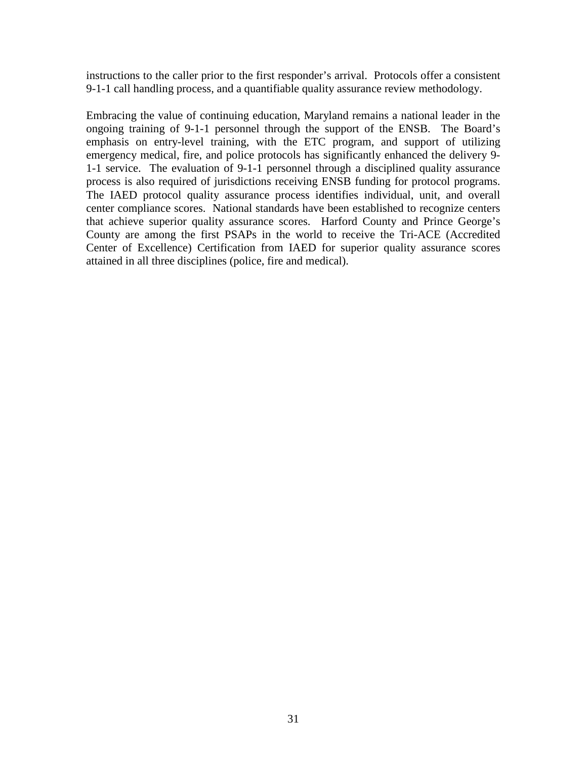instructions to the caller prior to the first responder's arrival. Protocols offer a consistent 9-1-1 call handling process, and a quantifiable quality assurance review methodology.

Embracing the value of continuing education, Maryland remains a national leader in the ongoing training of 9-1-1 personnel through the support of the ENSB. The Board's emphasis on entry-level training, with the ETC program, and support of utilizing emergency medical, fire, and police protocols has significantly enhanced the delivery 9-1-1 service. The evaluation of 9-1-1 personnel through a disciplined quality assurance process is also required of jurisdictions receiving ENSB funding for protocol programs. The IAED protocol quality assurance process identifies individual, unit, and overall center compliance scores. National standards have been established to recognize centers that achieve superior quality assurance scores. Harford County and Prince George's County are among the first PSAPs in the world to receive the Tri-ACE (Accredited Center of Excellence) Certification from IAED for superior quality assurance scores attained in all three disciplines (police, fire and medical).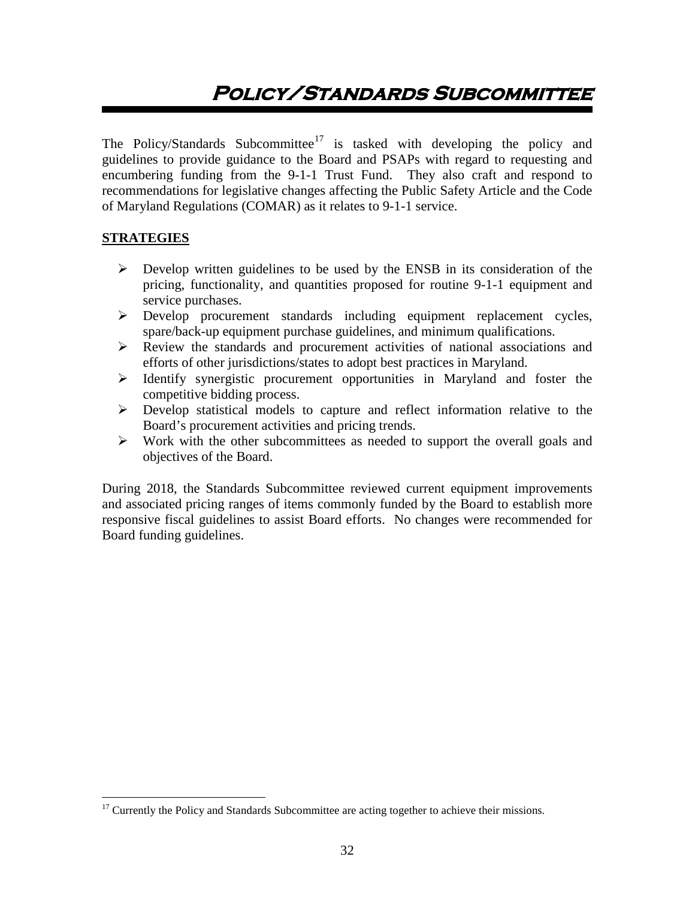# Policy/Standards Subcommittee

The Policy/Standards Subcommittee[17] is tasked with developing the policy and guidelines to provide guidance to the Board and PSAPs with regard to requesting and encumbering funding from the 9-1-1 Trust Fund. They also craft and respond to recommendations for legislative changes affecting the Public Safety Article and the Code of Maryland Regulations (COMAR) as it relates to 9-1-1 service.

**STRATEGIES**

- Develop written guidelines to be used by the ENSB in its consideration of the pricing, functionality, and quantities proposed for routine 9-1-1 equipment and service purchases.
- Develop procurement standards including equipment replacement cycles, spare/back-up equipment purchase guidelines, and minimum qualifications.
- Review the standards and procurement activities of national associations and efforts of other jurisdictions/states to adopt best practices in Maryland.
- Identify synergistic procurement opportunities in Maryland and foster the competitive bidding process.
- Develop statistical models to capture and reflect information relative to the Board's procurement activities and pricing trends.
- Work with the other subcommittees as needed to support the overall goals and objectives of the Board.

During 2018, the Standards Subcommittee reviewed current equipment improvements and associated pricing ranges of items commonly funded by the Board to establish more responsive fiscal guidelines to assist Board efforts. No changes were recommended for Board funding guidelines.

[17] Currently the Policy and Standards Subcommittee are acting together to achieve their missions.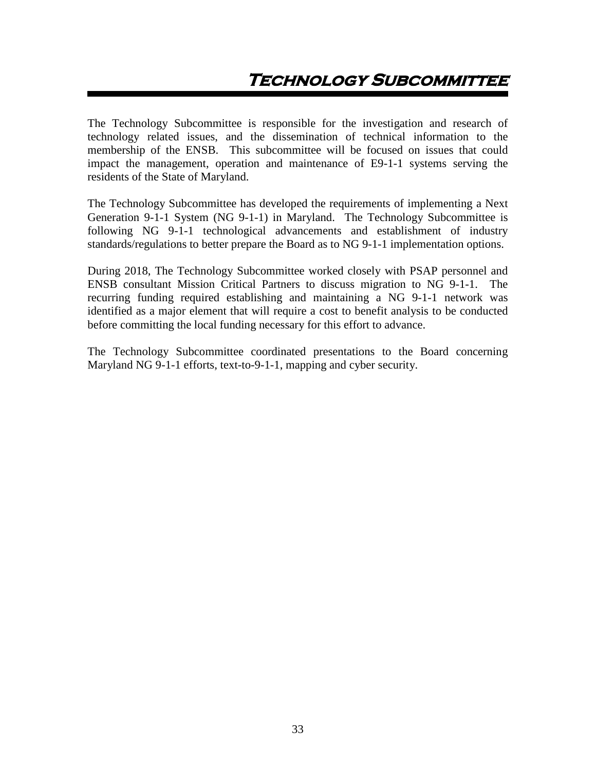# Technology Subcommittee

The Technology Subcommittee is responsible for the investigation and research of technology related issues, and the dissemination of technical information to the membership of the ENSB. This subcommittee will be focused on issues that could impact the management, operation and maintenance of E9-1-1 systems serving the residents of the State of Maryland.

The Technology Subcommittee has developed the requirements of implementing a Next Generation 9-1-1 System (NG 9-1-1) in Maryland. The Technology Subcommittee is following NG 9-1-1 technological advancements and establishment of industry standards/regulations to better prepare the Board as to NG 9-1-1 implementation options.

During 2018, The Technology Subcommittee worked closely with PSAP personnel and ENSB consultant Mission Critical Partners to discuss migration to NG 9-1-1. The recurring funding required establishing and maintaining a NG 9-1-1 network was identified as a major element that will require a cost to benefit analysis to be conducted before committing the local funding necessary for this effort to advance.

The Technology Subcommittee coordinated presentations to the Board concerning Maryland NG 9-1-1 efforts, text-to-9-1-1, mapping and cyber security.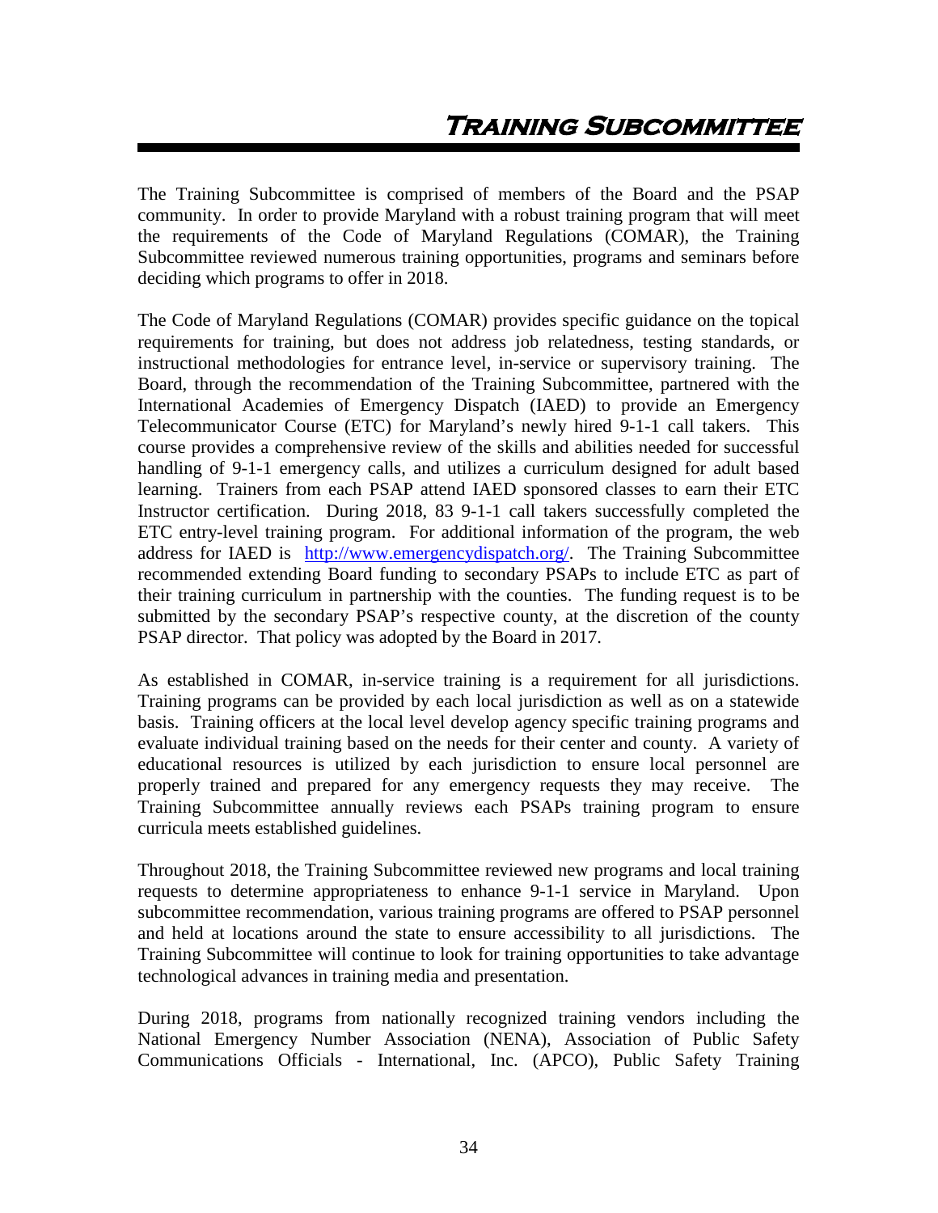# Training Subcommittee

The Training Subcommittee is comprised of members of the Board and the PSAP community. In order to provide Maryland with a robust training program that will meet the requirements of the Code of Maryland Regulations (COMAR), the Training Subcommittee reviewed numerous training opportunities, programs and seminars before deciding which programs to offer in 2018.

The Code of Maryland Regulations (COMAR) provides specific guidance on the topical requirements for training, but does not address job relatedness, testing standards, or instructional methodologies for entrance level, in-service or supervisory training. The Board, through the recommendation of the Training Subcommittee, partnered with the International Academies of Emergency Dispatch (IAED) to provide an Emergency Telecommunicator Course (ETC) for Maryland's newly hired 9-1-1 call takers. This course provides a comprehensive review of the skills and abilities needed for successful handling of 9-1-1 emergency calls, and utilizes a curriculum designed for adult based learning. Trainers from each PSAP attend IAED sponsored classes to earn their ETC Instructor certification. During 2018, 83 9-1-1 call takers successfully completed the ETC entry-level training program. For additional information of the program, the web address for IAED is http://www.emergencydispatch.org/. The Training Subcommittee recommended extending Board funding to secondary PSAPs to include ETC as part of their training curriculum in partnership with the counties. The funding request is to be submitted by the secondary PSAP's respective county, at the discretion of the county PSAP director. That policy was adopted by the Board in 2017.

As established in COMAR, in-service training is a requirement for all jurisdictions. Training programs can be provided by each local jurisdiction as well as on a statewide basis. Training officers at the local level develop agency specific training programs and evaluate individual training based on the needs for their center and county. A variety of educational resources is utilized by each jurisdiction to ensure local personnel are properly trained and prepared for any emergency requests they may receive. The Training Subcommittee annually reviews each PSAPs training program to ensure curricula meets established guidelines.

Throughout 2018, the Training Subcommittee reviewed new programs and local training requests to determine appropriateness to enhance 9-1-1 service in Maryland. Upon subcommittee recommendation, various training programs are offered to PSAP personnel and held at locations around the state to ensure accessibility to all jurisdictions. The Training Subcommittee will continue to look for training opportunities to take advantage technological advances in training media and presentation.

During 2018, programs from nationally recognized training vendors including the National Emergency Number Association (NENA), Association of Public Safety Communications Officials - International, Inc. (APCO), Public Safety Training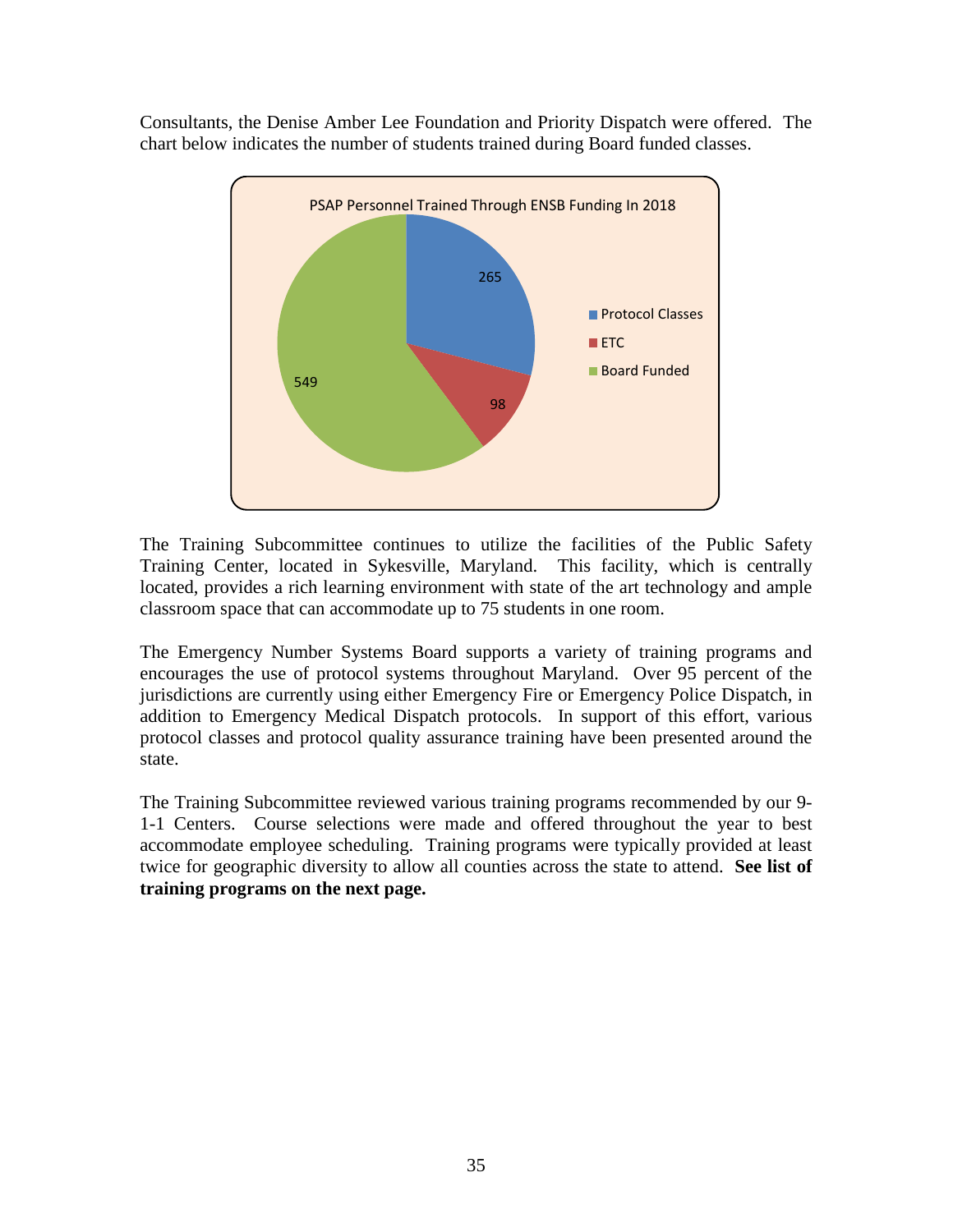Consultants, the Denise Amber Lee Foundation and Priority Dispatch were offered. The chart below indicates the number of students trained during Board funded classes.

**PSAP Personnel Trained Through ENSB Funding In 2018**

| Category | Number |
|---|---|
| Protocol Classes | 265 |
| ETC | 98 |
| Board Funded | 549 |

The Training Subcommittee continues to utilize the facilities of the Public Safety Training Center, located in Sykesville, Maryland. This facility, which is centrally located, provides a rich learning environment with state of the art technology and ample classroom space that can accommodate up to 75 students in one room.

The Emergency Number Systems Board supports a variety of training programs and encourages the use of protocol systems throughout Maryland. Over 95 percent of the jurisdictions are currently using either Emergency Fire or Emergency Police Dispatch, in addition to Emergency Medical Dispatch protocols. In support of this effort, various protocol classes and protocol quality assurance training have been presented around the state.

The Training Subcommittee reviewed various training programs recommended by our 9-1-1 Centers. Course selections were made and offered throughout the year to best accommodate employee scheduling. Training programs were typically provided at least twice for geographic diversity to allow all counties across the state to attend. **See list of training programs on the next page.**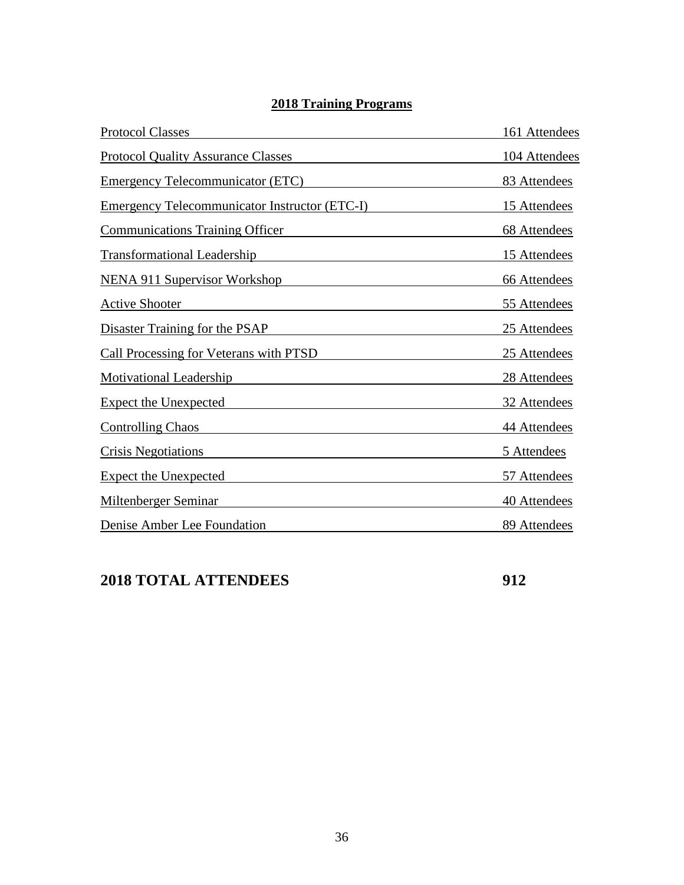## 2018 Training Programs

| Program | Attendees |
|---|---|
| Protocol Classes | 161 Attendees |
| Protocol Quality Assurance Classes | 104 Attendees |
| Emergency Telecommunicator (ETC) | 83 Attendees |
| Emergency Telecommunicator Instructor (ETC-I) | 15 Attendees |
| Communications Training Officer | 68 Attendees |
| Transformational Leadership | 15 Attendees |
| NENA 911 Supervisor Workshop | 66 Attendees |
| Active Shooter | 55 Attendees |
| Disaster Training for the PSAP | 25 Attendees |
| Call Processing for Veterans with PTSD | 25 Attendees |
| Motivational Leadership | 28 Attendees |
| Expect the Unexpected | 32 Attendees |
| Controlling Chaos | 44 Attendees |
| Crisis Negotiations | 5 Attendees |
| Expect the Unexpected | 57 Attendees |
| Miltenberger Seminar | 40 Attendees |
| Denise Amber Lee Foundation | 89 Attendees |

**2018 TOTAL ATTENDEES 912**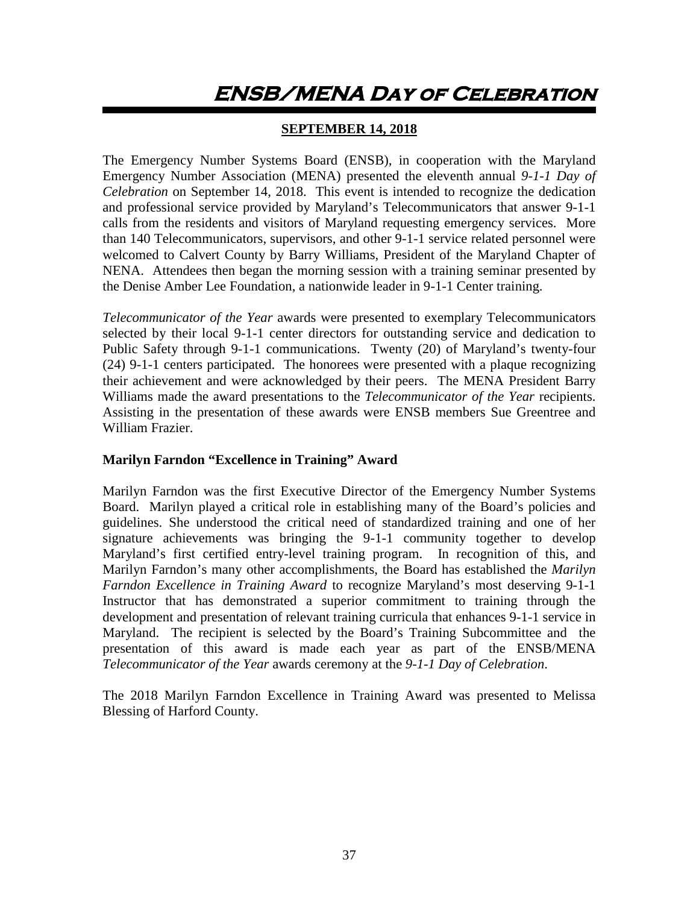# ENSB/MENA Day of Celebration

**SEPTEMBER 14, 2018**

The Emergency Number Systems Board (ENSB), in cooperation with the Maryland Emergency Number Association (MENA) presented the eleventh annual *9-1-1 Day of Celebration* on September 14, 2018. This event is intended to recognize the dedication and professional service provided by Maryland's Telecommunicators that answer 9-1-1 calls from the residents and visitors of Maryland requesting emergency services. More than 140 Telecommunicators, supervisors, and other 9-1-1 service related personnel were welcomed to Calvert County by Barry Williams, President of the Maryland Chapter of NENA. Attendees then began the morning session with a training seminar presented by the Denise Amber Lee Foundation, a nationwide leader in 9-1-1 Center training.

*Telecommunicator of the Year* awards were presented to exemplary Telecommunicators selected by their local 9-1-1 center directors for outstanding service and dedication to Public Safety through 9-1-1 communications. Twenty (20) of Maryland's twenty-four (24) 9-1-1 centers participated. The honorees were presented with a plaque recognizing their achievement and were acknowledged by their peers. The MENA President Barry Williams made the award presentations to the *Telecommunicator of the Year* recipients. Assisting in the presentation of these awards were ENSB members Sue Greentree and William Frazier.

**Marilyn Farndon "Excellence in Training" Award**

Marilyn Farndon was the first Executive Director of the Emergency Number Systems Board. Marilyn played a critical role in establishing many of the Board's policies and guidelines. She understood the critical need of standardized training and one of her signature achievements was bringing the 9-1-1 community together to develop Maryland's first certified entry-level training program. In recognition of this, and Marilyn Farndon's many other accomplishments, the Board has established the *Marilyn Farndon Excellence in Training Award* to recognize Maryland's most deserving 9-1-1 Instructor that has demonstrated a superior commitment to training through the development and presentation of relevant training curricula that enhances 9-1-1 service in Maryland. The recipient is selected by the Board's Training Subcommittee and the presentation of this award is made each year as part of the ENSB/MENA *Telecommunicator of the Year* awards ceremony at the *9-1-1 Day of Celebration*.

The 2018 Marilyn Farndon Excellence in Training Award was presented to Melissa Blessing of Harford County.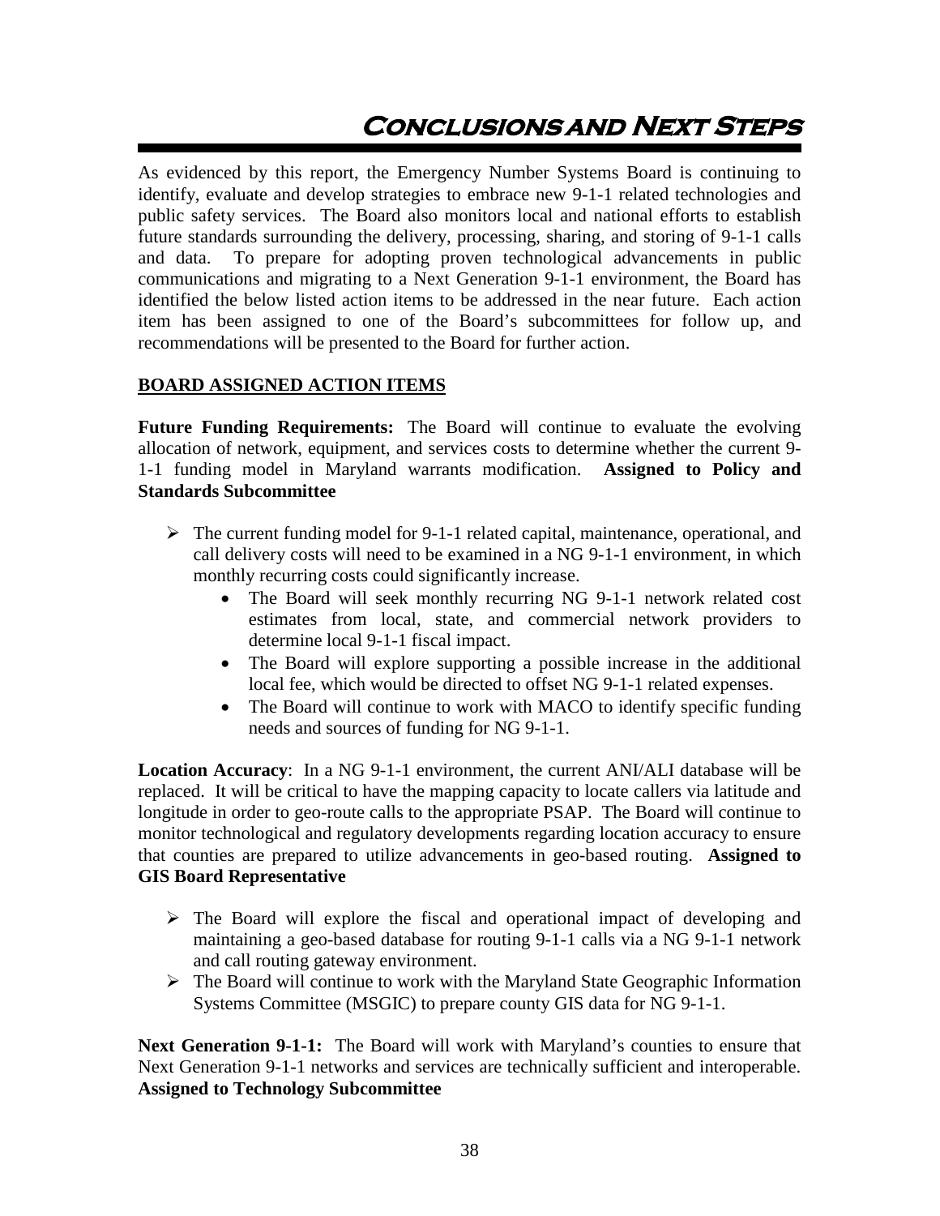# Conclusions and Next Steps

As evidenced by this report, the Emergency Number Systems Board is continuing to identify, evaluate and develop strategies to embrace new 9-1-1 related technologies and public safety services. The Board also monitors local and national efforts to establish future standards surrounding the delivery, processing, sharing, and storing of 9-1-1 calls and data. To prepare for adopting proven technological advancements in public communications and migrating to a Next Generation 9-1-1 environment, the Board has identified the below listed action items to be addressed in the near future. Each action item has been assigned to one of the Board's subcommittees for follow up, and recommendations will be presented to the Board for further action.

## BOARD ASSIGNED ACTION ITEMS

**Future Funding Requirements:** The Board will continue to evaluate the evolving allocation of network, equipment, and services costs to determine whether the current 9-1-1 funding model in Maryland warrants modification. **Assigned to Policy and Standards Subcommittee**

- The current funding model for 9-1-1 related capital, maintenance, operational, and call delivery costs will need to be examined in a NG 9-1-1 environment, in which monthly recurring costs could significantly increase.
  - The Board will seek monthly recurring NG 9-1-1 network related cost estimates from local, state, and commercial network providers to determine local 9-1-1 fiscal impact.
  - The Board will explore supporting a possible increase in the additional local fee, which would be directed to offset NG 9-1-1 related expenses.
  - The Board will continue to work with MACO to identify specific funding needs and sources of funding for NG 9-1-1.

**Location Accuracy**: In a NG 9-1-1 environment, the current ANI/ALI database will be replaced. It will be critical to have the mapping capacity to locate callers via latitude and longitude in order to geo-route calls to the appropriate PSAP. The Board will continue to monitor technological and regulatory developments regarding location accuracy to ensure that counties are prepared to utilize advancements in geo-based routing. **Assigned to GIS Board Representative**

- The Board will explore the fiscal and operational impact of developing and maintaining a geo-based database for routing 9-1-1 calls via a NG 9-1-1 network and call routing gateway environment.
- The Board will continue to work with the Maryland State Geographic Information Systems Committee (MSGIC) to prepare county GIS data for NG 9-1-1.

**Next Generation 9-1-1:** The Board will work with Maryland's counties to ensure that Next Generation 9-1-1 networks and services are technically sufficient and interoperable. **Assigned to Technology Subcommittee**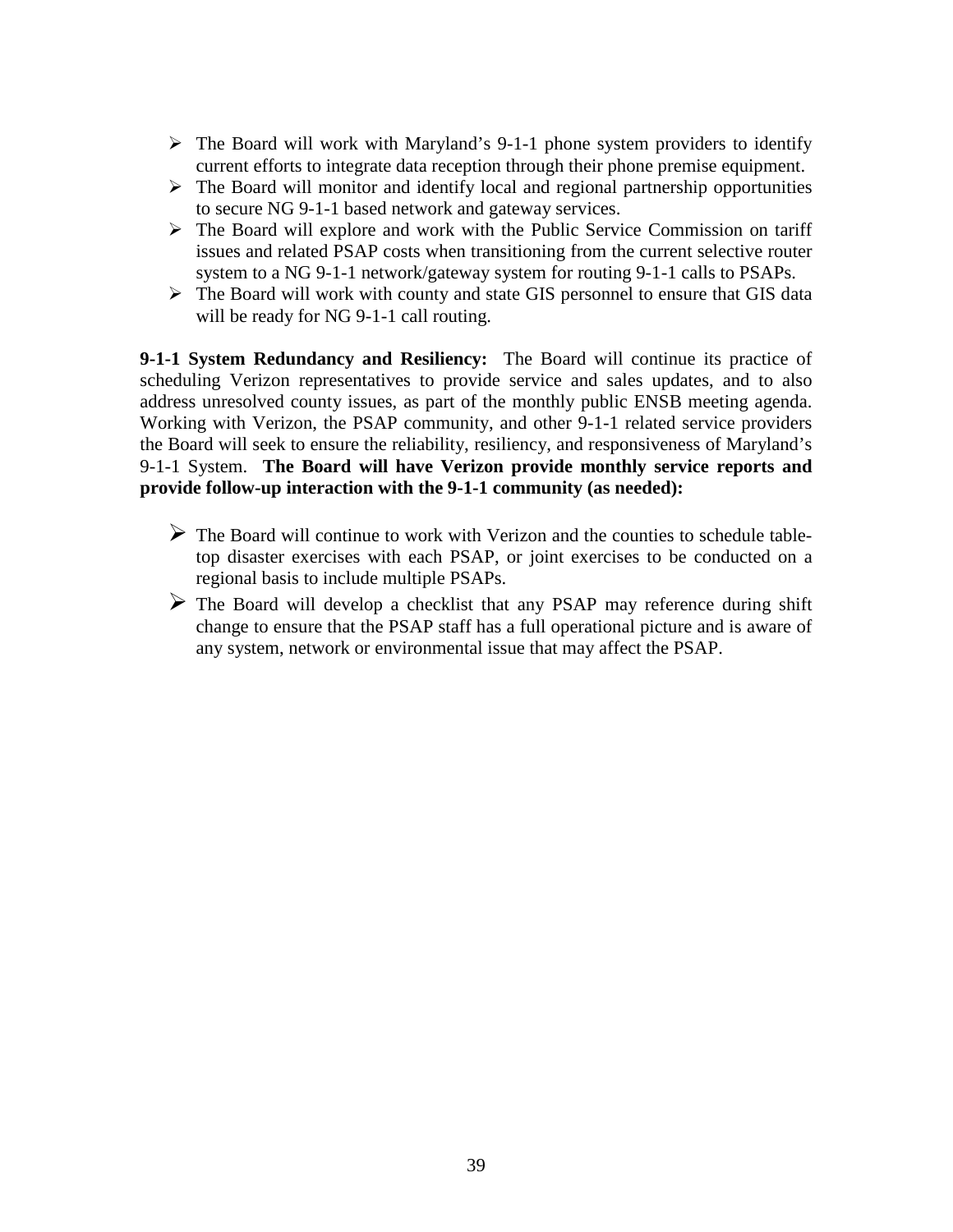- The Board will work with Maryland's 9-1-1 phone system providers to identify current efforts to integrate data reception through their phone premise equipment.
- The Board will monitor and identify local and regional partnership opportunities to secure NG 9-1-1 based network and gateway services.
- The Board will explore and work with the Public Service Commission on tariff issues and related PSAP costs when transitioning from the current selective router system to a NG 9-1-1 network/gateway system for routing 9-1-1 calls to PSAPs.
- The Board will work with county and state GIS personnel to ensure that GIS data will be ready for NG 9-1-1 call routing.

**9-1-1 System Redundancy and Resiliency:** The Board will continue its practice of scheduling Verizon representatives to provide service and sales updates, and to also address unresolved county issues, as part of the monthly public ENSB meeting agenda. Working with Verizon, the PSAP community, and other 9-1-1 related service providers the Board will seek to ensure the reliability, resiliency, and responsiveness of Maryland's 9-1-1 System. **The Board will have Verizon provide monthly service reports and provide follow-up interaction with the 9-1-1 community (as needed):**

- The Board will continue to work with Verizon and the counties to schedule table-top disaster exercises with each PSAP, or joint exercises to be conducted on a regional basis to include multiple PSAPs.
- The Board will develop a checklist that any PSAP may reference during shift change to ensure that the PSAP staff has a full operational picture and is aware of any system, network or environmental issue that may affect the PSAP.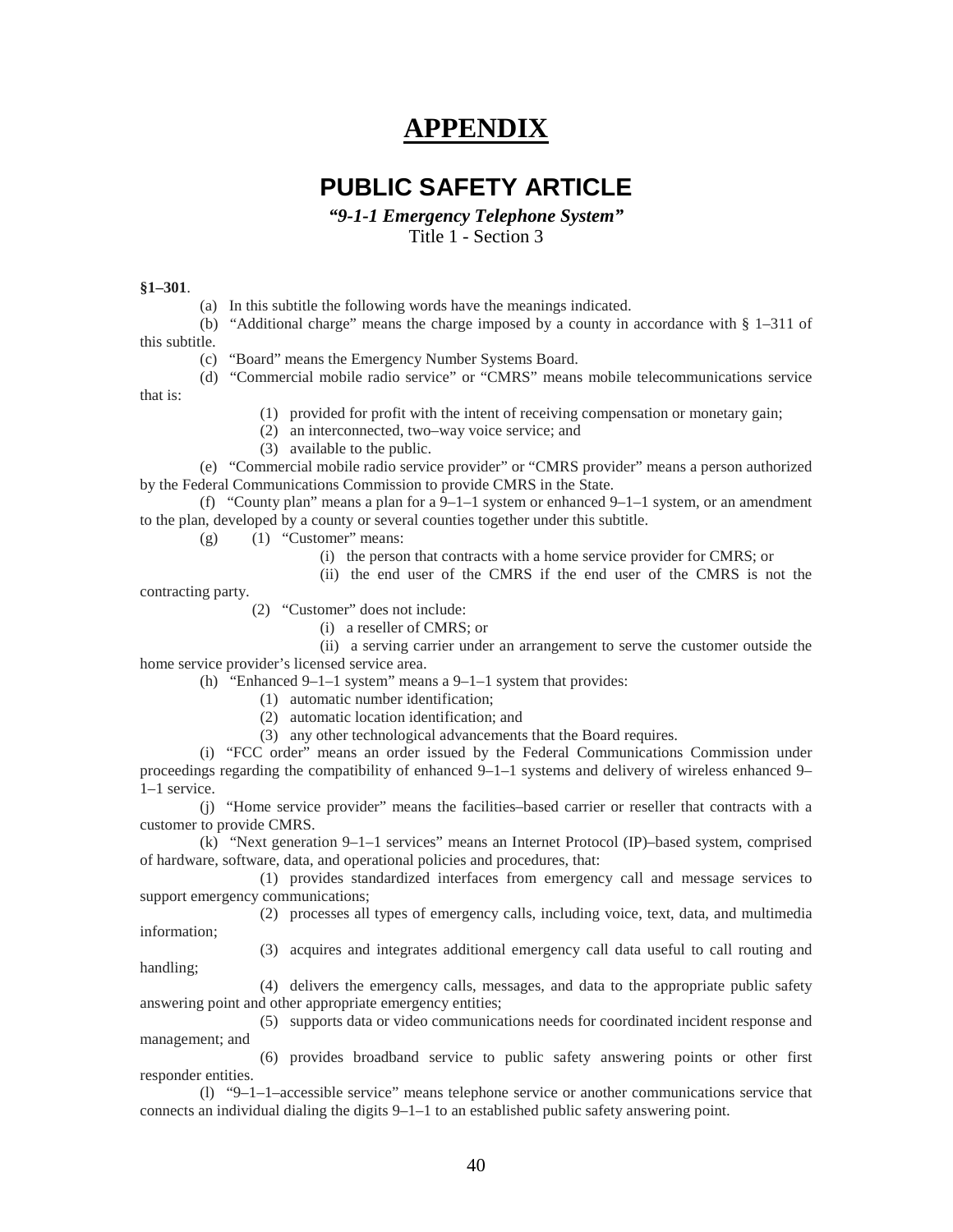# APPENDIX

## PUBLIC SAFETY ARTICLE

***"9-1-1 Emergency Telephone System"***

Title 1 - Section 3

**§1–301**.

(a) In this subtitle the following words have the meanings indicated.

(b) "Additional charge" means the charge imposed by a county in accordance with § 1–311 of this subtitle.

(c) "Board" means the Emergency Number Systems Board.

(d) "Commercial mobile radio service" or "CMRS" means mobile telecommunications service that is:

(1) provided for profit with the intent of receiving compensation or monetary gain;

(2) an interconnected, two–way voice service; and

(3) available to the public.

(e) "Commercial mobile radio service provider" or "CMRS provider" means a person authorized by the Federal Communications Commission to provide CMRS in the State.

(f) "County plan" means a plan for a 9–1–1 system or enhanced 9–1–1 system, or an amendment to the plan, developed by a county or several counties together under this subtitle.

(g) (1) "Customer" means:

(i) the person that contracts with a home service provider for CMRS; or

(ii) the end user of the CMRS if the end user of the CMRS is not the contracting party.

(2) "Customer" does not include:

(i) a reseller of CMRS; or

(ii) a serving carrier under an arrangement to serve the customer outside the home service provider's licensed service area.

(h) "Enhanced 9–1–1 system" means a 9–1–1 system that provides:

(1) automatic number identification;

(2) automatic location identification; and

(3) any other technological advancements that the Board requires.

(i) "FCC order" means an order issued by the Federal Communications Commission under proceedings regarding the compatibility of enhanced 9–1–1 systems and delivery of wireless enhanced 9–1–1 service.

(j) "Home service provider" means the facilities–based carrier or reseller that contracts with a customer to provide CMRS.

(k) "Next generation 9–1–1 services" means an Internet Protocol (IP)–based system, comprised of hardware, software, data, and operational policies and procedures, that:

(1) provides standardized interfaces from emergency call and message services to support emergency communications;

(2) processes all types of emergency calls, including voice, text, data, and multimedia information;

(3) acquires and integrates additional emergency call data useful to call routing and handling;

(4) delivers the emergency calls, messages, and data to the appropriate public safety answering point and other appropriate emergency entities;

(5) supports data or video communications needs for coordinated incident response and management; and

(6) provides broadband service to public safety answering points or other first responder entities.

(l) "9–1–1–accessible service" means telephone service or another communications service that connects an individual dialing the digits 9–1–1 to an established public safety answering point.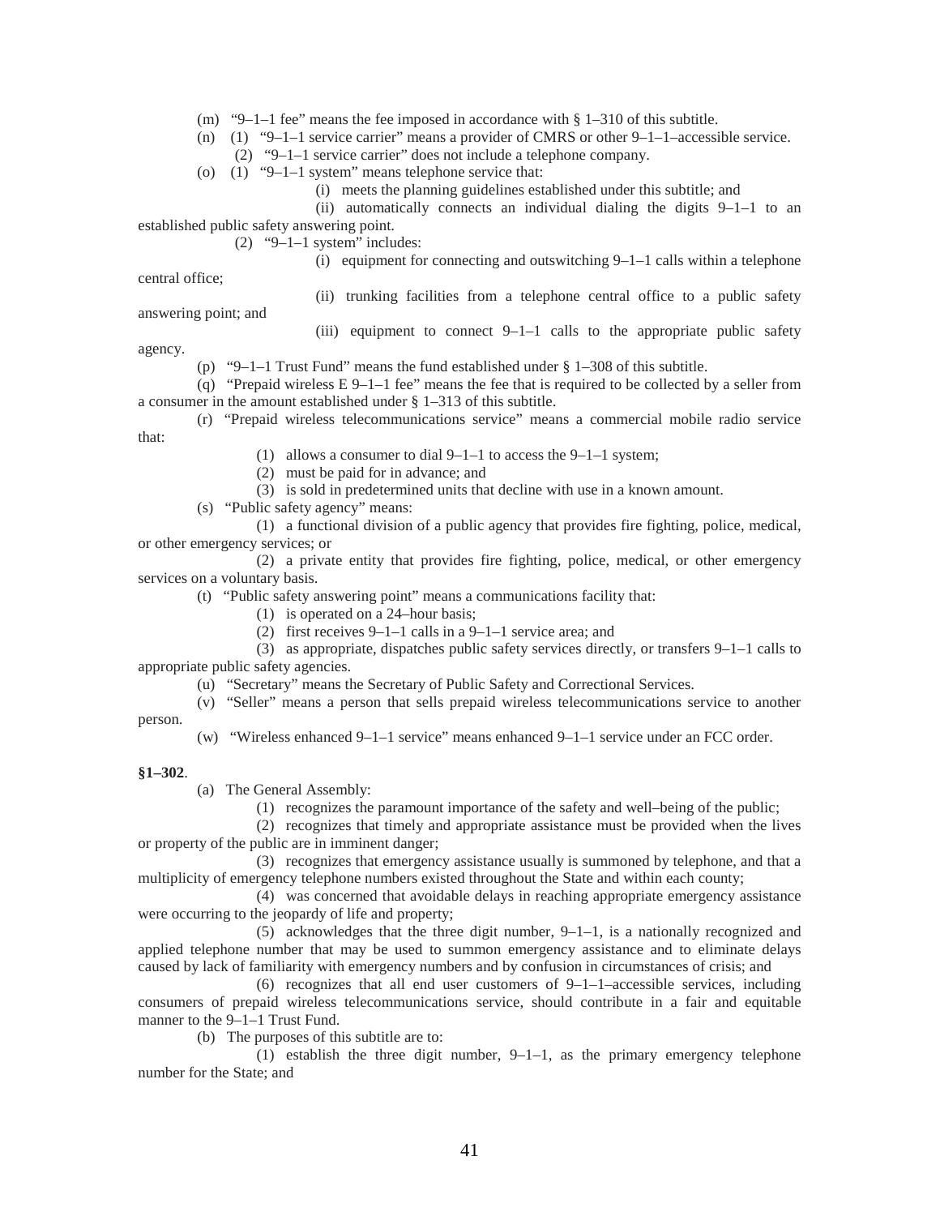(m) "9–1–1 fee" means the fee imposed in accordance with § 1–310 of this subtitle.

(n) (1) "9–1–1 service carrier" means a provider of CMRS or other 9–1–1–accessible service.

(2) "9–1–1 service carrier" does not include a telephone company.

(o) (1) "9–1–1 system" means telephone service that:

(i) meets the planning guidelines established under this subtitle; and

(ii) automatically connects an individual dialing the digits 9–1–1 to an established public safety answering point.

(2) "9–1–1 system" includes:

(i) equipment for connecting and outswitching 9–1–1 calls within a telephone central office;

(ii) trunking facilities from a telephone central office to a public safety answering point; and

(iii) equipment to connect 9–1–1 calls to the appropriate public safety agency.

(p) "9–1–1 Trust Fund" means the fund established under § 1–308 of this subtitle.

(q) "Prepaid wireless E 9–1–1 fee" means the fee that is required to be collected by a seller from a consumer in the amount established under § 1–313 of this subtitle.

(r) "Prepaid wireless telecommunications service" means a commercial mobile radio service that:

(1) allows a consumer to dial 9–1–1 to access the 9–1–1 system;

(2) must be paid for in advance; and

(3) is sold in predetermined units that decline with use in a known amount.

(s) "Public safety agency" means:

(1) a functional division of a public agency that provides fire fighting, police, medical, or other emergency services; or

(2) a private entity that provides fire fighting, police, medical, or other emergency services on a voluntary basis.

(t) "Public safety answering point" means a communications facility that:

(1) is operated on a 24–hour basis;

(2) first receives 9–1–1 calls in a 9–1–1 service area; and

(3) as appropriate, dispatches public safety services directly, or transfers 9–1–1 calls to appropriate public safety agencies.

(u) "Secretary" means the Secretary of Public Safety and Correctional Services.

(v) "Seller" means a person that sells prepaid wireless telecommunications service to another person.

(w) "Wireless enhanced 9–1–1 service" means enhanced 9–1–1 service under an FCC order.

**§1–302**.

(a) The General Assembly:

(1) recognizes the paramount importance of the safety and well–being of the public;

(2) recognizes that timely and appropriate assistance must be provided when the lives or property of the public are in imminent danger;

(3) recognizes that emergency assistance usually is summoned by telephone, and that a multiplicity of emergency telephone numbers existed throughout the State and within each county;

(4) was concerned that avoidable delays in reaching appropriate emergency assistance were occurring to the jeopardy of life and property;

(5) acknowledges that the three digit number, 9–1–1, is a nationally recognized and applied telephone number that may be used to summon emergency assistance and to eliminate delays caused by lack of familiarity with emergency numbers and by confusion in circumstances of crisis; and

(6) recognizes that all end user customers of 9–1–1–accessible services, including consumers of prepaid wireless telecommunications service, should contribute in a fair and equitable manner to the 9–1–1 Trust Fund.

(b) The purposes of this subtitle are to:

(1) establish the three digit number, 9–1–1, as the primary emergency telephone number for the State; and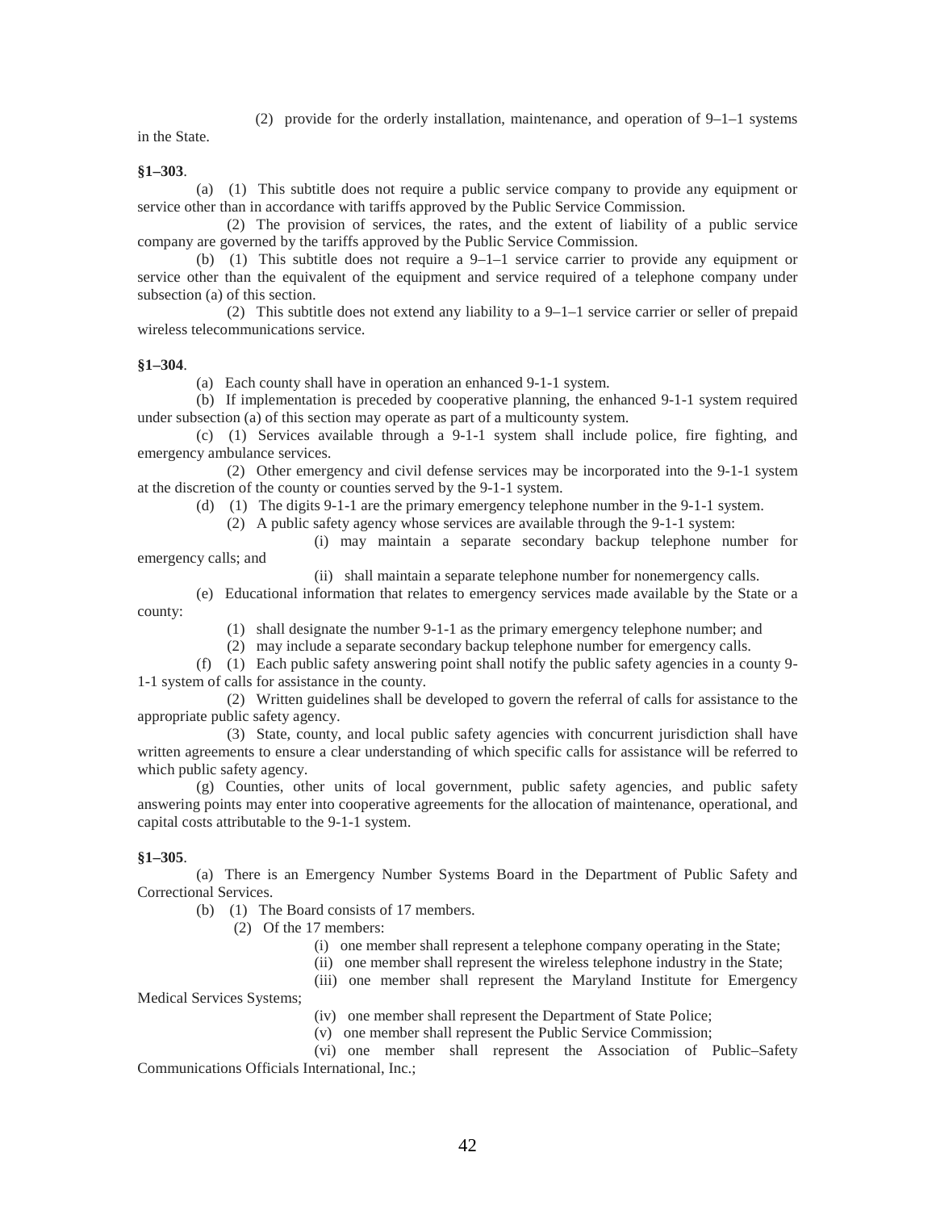(2) provide for the orderly installation, maintenance, and operation of 9–1–1 systems in the State.

**§1–303**.

(a) (1) This subtitle does not require a public service company to provide any equipment or service other than in accordance with tariffs approved by the Public Service Commission.

(2) The provision of services, the rates, and the extent of liability of a public service company are governed by the tariffs approved by the Public Service Commission.

(b) (1) This subtitle does not require a 9–1–1 service carrier to provide any equipment or service other than the equivalent of the equipment and service required of a telephone company under subsection (a) of this section.

(2) This subtitle does not extend any liability to a 9–1–1 service carrier or seller of prepaid wireless telecommunications service.

**§1–304**.

(a) Each county shall have in operation an enhanced 9-1-1 system.

(b) If implementation is preceded by cooperative planning, the enhanced 9-1-1 system required under subsection (a) of this section may operate as part of a multicounty system.

(c) (1) Services available through a 9-1-1 system shall include police, fire fighting, and emergency ambulance services.

(2) Other emergency and civil defense services may be incorporated into the 9-1-1 system at the discretion of the county or counties served by the 9-1-1 system.

(d) (1) The digits 9-1-1 are the primary emergency telephone number in the 9-1-1 system.

(2) A public safety agency whose services are available through the 9-1-1 system:

(i) may maintain a separate secondary backup telephone number for emergency calls; and

(ii) shall maintain a separate telephone number for nonemergency calls.

(e) Educational information that relates to emergency services made available by the State or a county:

(1) shall designate the number 9-1-1 as the primary emergency telephone number; and

(2) may include a separate secondary backup telephone number for emergency calls.

(f) (1) Each public safety answering point shall notify the public safety agencies in a county 9-1-1 system of calls for assistance in the county.

(2) Written guidelines shall be developed to govern the referral of calls for assistance to the appropriate public safety agency.

(3) State, county, and local public safety agencies with concurrent jurisdiction shall have written agreements to ensure a clear understanding of which specific calls for assistance will be referred to which public safety agency.

(g) Counties, other units of local government, public safety agencies, and public safety answering points may enter into cooperative agreements for the allocation of maintenance, operational, and capital costs attributable to the 9-1-1 system.

**§1–305**.

(a) There is an Emergency Number Systems Board in the Department of Public Safety and Correctional Services.

(b) (1) The Board consists of 17 members.

(2) Of the 17 members:

(i) one member shall represent a telephone company operating in the State;

(ii) one member shall represent the wireless telephone industry in the State;

(iii) one member shall represent the Maryland Institute for Emergency Medical Services Systems;

(iv) one member shall represent the Department of State Police;

(v) one member shall represent the Public Service Commission;

(vi) one member shall represent the Association of Public–Safety Communications Officials International, Inc.;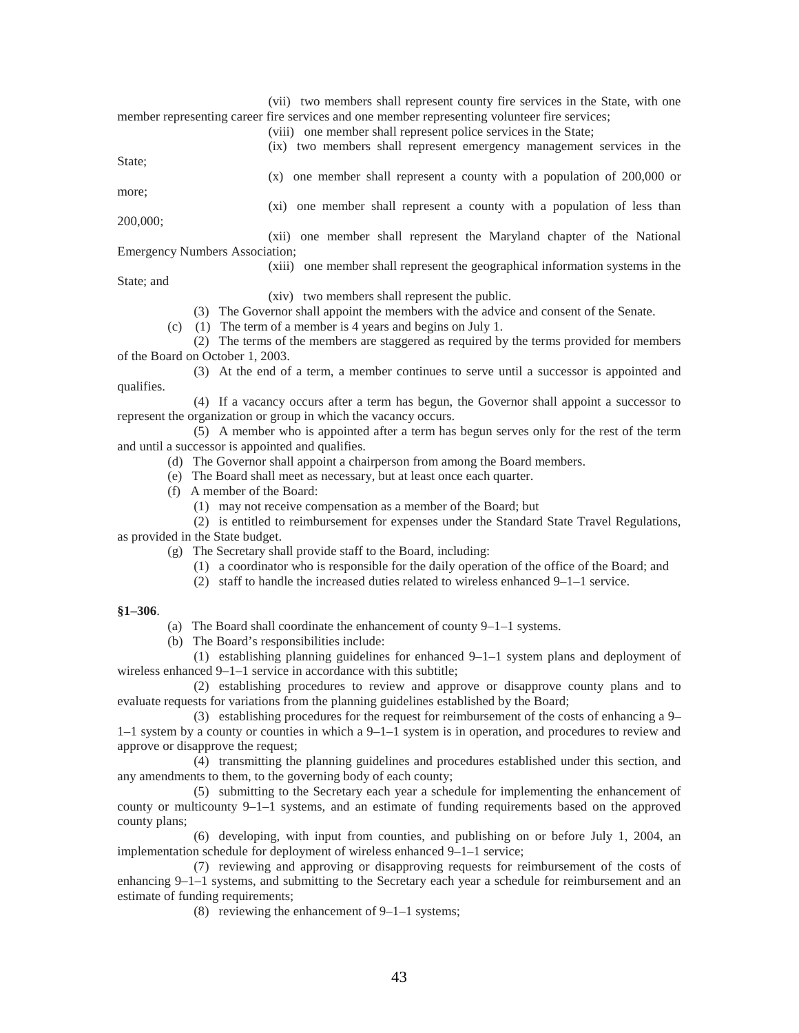(vii) two members shall represent county fire services in the State, with one member representing career fire services and one member representing volunteer fire services;

(viii) one member shall represent police services in the State;

(ix) two members shall represent emergency management services in the State;

(x) one member shall represent a county with a population of 200,000 or more;

(xi) one member shall represent a county with a population of less than 200,000;

(xii) one member shall represent the Maryland chapter of the National Emergency Numbers Association;

(xiii) one member shall represent the geographical information systems in the State; and

(xiv) two members shall represent the public.

(3) The Governor shall appoint the members with the advice and consent of the Senate.

(c) (1) The term of a member is 4 years and begins on July 1.

(2) The terms of the members are staggered as required by the terms provided for members of the Board on October 1, 2003.

(3) At the end of a term, a member continues to serve until a successor is appointed and qualifies.

(4) If a vacancy occurs after a term has begun, the Governor shall appoint a successor to represent the organization or group in which the vacancy occurs.

(5) A member who is appointed after a term has begun serves only for the rest of the term and until a successor is appointed and qualifies.

(d) The Governor shall appoint a chairperson from among the Board members.

(e) The Board shall meet as necessary, but at least once each quarter.

(f) A member of the Board:

(1) may not receive compensation as a member of the Board; but

(2) is entitled to reimbursement for expenses under the Standard State Travel Regulations, as provided in the State budget.

(g) The Secretary shall provide staff to the Board, including:

(1) a coordinator who is responsible for the daily operation of the office of the Board; and

(2) staff to handle the increased duties related to wireless enhanced 9–1–1 service.

**§1–306**.

(a) The Board shall coordinate the enhancement of county 9–1–1 systems.

(b) The Board's responsibilities include:

(1) establishing planning guidelines for enhanced 9–1–1 system plans and deployment of wireless enhanced 9–1–1 service in accordance with this subtitle;

(2) establishing procedures to review and approve or disapprove county plans and to evaluate requests for variations from the planning guidelines established by the Board;

(3) establishing procedures for the request for reimbursement of the costs of enhancing a 9–1–1 system by a county or counties in which a 9–1–1 system is in operation, and procedures to review and approve or disapprove the request;

(4) transmitting the planning guidelines and procedures established under this section, and any amendments to them, to the governing body of each county;

(5) submitting to the Secretary each year a schedule for implementing the enhancement of county or multicounty 9–1–1 systems, and an estimate of funding requirements based on the approved county plans;

(6) developing, with input from counties, and publishing on or before July 1, 2004, an implementation schedule for deployment of wireless enhanced 9–1–1 service;

(7) reviewing and approving or disapproving requests for reimbursement of the costs of enhancing 9–1–1 systems, and submitting to the Secretary each year a schedule for reimbursement and an estimate of funding requirements;

(8) reviewing the enhancement of 9–1–1 systems;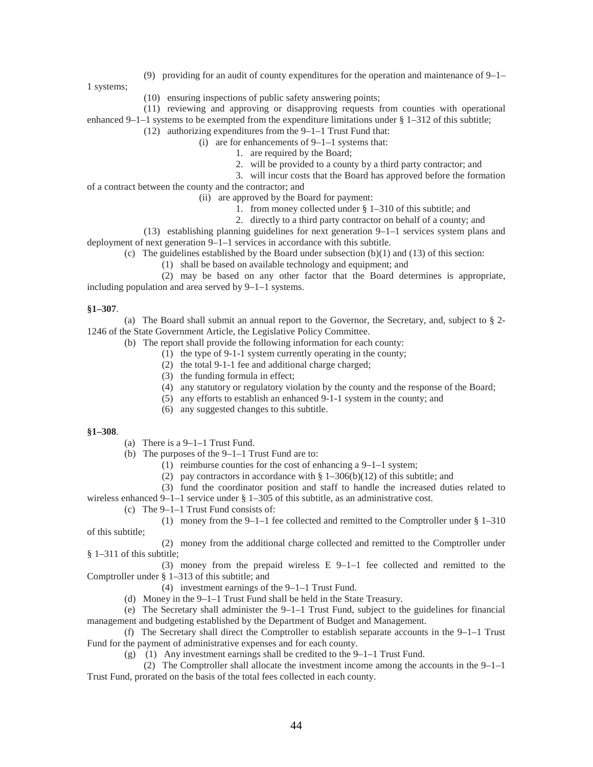(9) providing for an audit of county expenditures for the operation and maintenance of 9–1–1 systems;

(10) ensuring inspections of public safety answering points;

(11) reviewing and approving or disapproving requests from counties with operational enhanced 9–1–1 systems to be exempted from the expenditure limitations under § 1–312 of this subtitle;

(12) authorizing expenditures from the 9–1–1 Trust Fund that:

(i) are for enhancements of 9–1–1 systems that:

1. are required by the Board;

2. will be provided to a county by a third party contractor; and

3. will incur costs that the Board has approved before the formation of a contract between the county and the contractor; and

(ii) are approved by the Board for payment:

1. from money collected under § 1–310 of this subtitle; and

2. directly to a third party contractor on behalf of a county; and

(13) establishing planning guidelines for next generation 9–1–1 services system plans and deployment of next generation 9–1–1 services in accordance with this subtitle.

(c) The guidelines established by the Board under subsection (b)(1) and (13) of this section:

(1) shall be based on available technology and equipment; and

(2) may be based on any other factor that the Board determines is appropriate, including population and area served by 9–1–1 systems.

**§1–307**.

(a) The Board shall submit an annual report to the Governor, the Secretary, and, subject to § 2-1246 of the State Government Article, the Legislative Policy Committee.

(b) The report shall provide the following information for each county:

(1) the type of 9-1-1 system currently operating in the county;

(2) the total 9-1-1 fee and additional charge charged;

(3) the funding formula in effect;

(4) any statutory or regulatory violation by the county and the response of the Board;

(5) any efforts to establish an enhanced 9-1-1 system in the county; and

(6) any suggested changes to this subtitle.

**§1–308**.

(a) There is a 9–1–1 Trust Fund.

(b) The purposes of the 9–1–1 Trust Fund are to:

(1) reimburse counties for the cost of enhancing a 9–1–1 system;

(2) pay contractors in accordance with § 1–306(b)(12) of this subtitle; and

(3) fund the coordinator position and staff to handle the increased duties related to wireless enhanced 9–1–1 service under § 1–305 of this subtitle, as an administrative cost.

(c) The 9–1–1 Trust Fund consists of:

(1) money from the 9–1–1 fee collected and remitted to the Comptroller under § 1–310 of this subtitle;

(2) money from the additional charge collected and remitted to the Comptroller under § 1–311 of this subtitle;

(3) money from the prepaid wireless E 9–1–1 fee collected and remitted to the Comptroller under § 1–313 of this subtitle; and

(4) investment earnings of the 9–1–1 Trust Fund.

(d) Money in the 9–1–1 Trust Fund shall be held in the State Treasury.

(e) The Secretary shall administer the 9–1–1 Trust Fund, subject to the guidelines for financial management and budgeting established by the Department of Budget and Management.

(f) The Secretary shall direct the Comptroller to establish separate accounts in the 9–1–1 Trust Fund for the payment of administrative expenses and for each county.

(g) (1) Any investment earnings shall be credited to the 9–1–1 Trust Fund.

(2) The Comptroller shall allocate the investment income among the accounts in the 9–1–1 Trust Fund, prorated on the basis of the total fees collected in each county.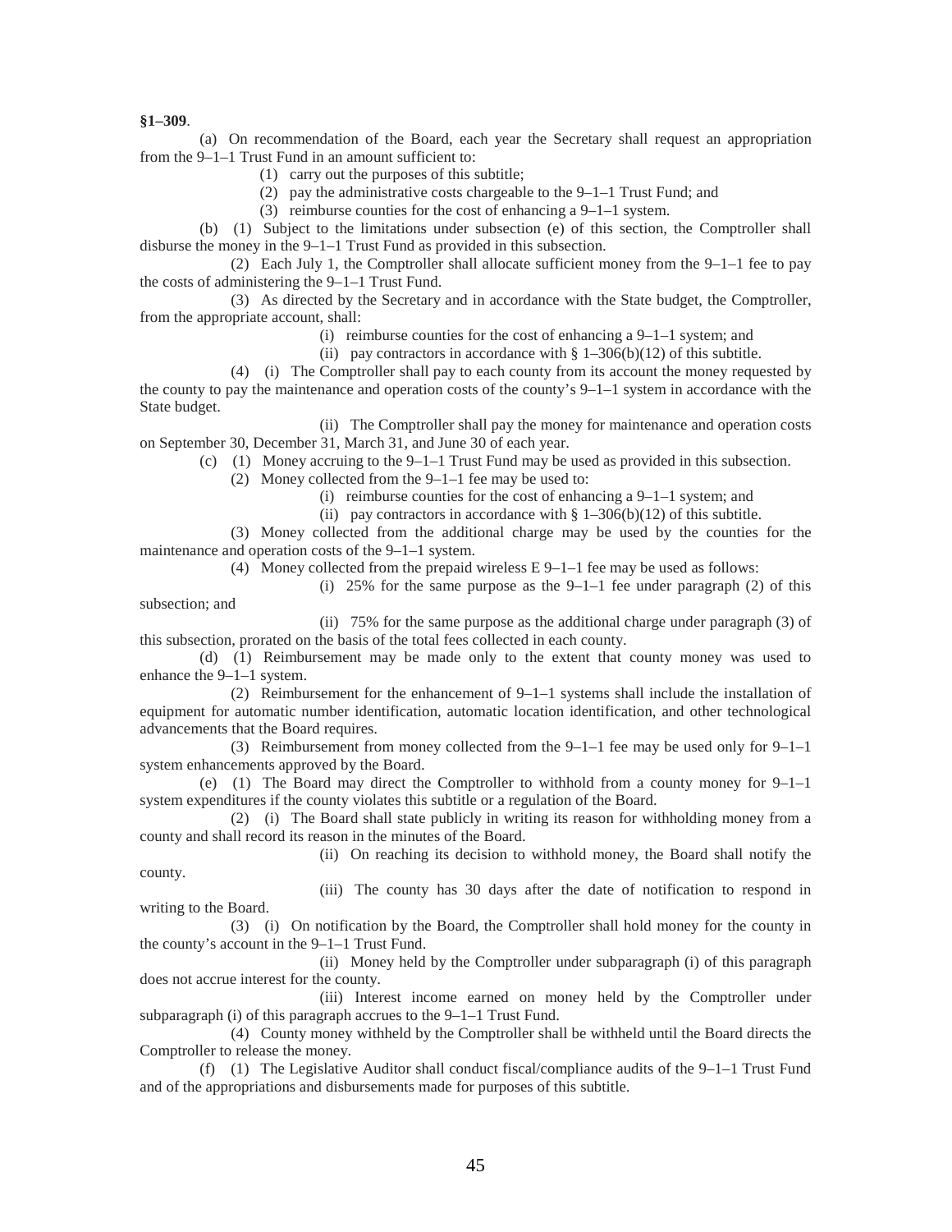**§1–309**.

(a) On recommendation of the Board, each year the Secretary shall request an appropriation from the 9–1–1 Trust Fund in an amount sufficient to:

(1) carry out the purposes of this subtitle;

(2) pay the administrative costs chargeable to the 9–1–1 Trust Fund; and

(3) reimburse counties for the cost of enhancing a 9–1–1 system.

(b) (1) Subject to the limitations under subsection (e) of this section, the Comptroller shall disburse the money in the 9–1–1 Trust Fund as provided in this subsection.

(2) Each July 1, the Comptroller shall allocate sufficient money from the 9–1–1 fee to pay the costs of administering the 9–1–1 Trust Fund.

(3) As directed by the Secretary and in accordance with the State budget, the Comptroller, from the appropriate account, shall:

(i) reimburse counties for the cost of enhancing a 9–1–1 system; and

(ii) pay contractors in accordance with § 1–306(b)(12) of this subtitle.

(4) (i) The Comptroller shall pay to each county from its account the money requested by the county to pay the maintenance and operation costs of the county's 9–1–1 system in accordance with the State budget.

(ii) The Comptroller shall pay the money for maintenance and operation costs on September 30, December 31, March 31, and June 30 of each year.

(c) (1) Money accruing to the 9–1–1 Trust Fund may be used as provided in this subsection.

(2) Money collected from the 9–1–1 fee may be used to:

(i) reimburse counties for the cost of enhancing a 9–1–1 system; and

(ii) pay contractors in accordance with § 1–306(b)(12) of this subtitle.

(3) Money collected from the additional charge may be used by the counties for the maintenance and operation costs of the 9–1–1 system.

(4) Money collected from the prepaid wireless E 9–1–1 fee may be used as follows:

(i) 25% for the same purpose as the 9–1–1 fee under paragraph (2) of this subsection; and

(ii) 75% for the same purpose as the additional charge under paragraph (3) of this subsection, prorated on the basis of the total fees collected in each county.

(d) (1) Reimbursement may be made only to the extent that county money was used to enhance the 9–1–1 system.

(2) Reimbursement for the enhancement of 9–1–1 systems shall include the installation of equipment for automatic number identification, automatic location identification, and other technological advancements that the Board requires.

(3) Reimbursement from money collected from the 9–1–1 fee may be used only for 9–1–1 system enhancements approved by the Board.

(e) (1) The Board may direct the Comptroller to withhold from a county money for 9–1–1 system expenditures if the county violates this subtitle or a regulation of the Board.

(2) (i) The Board shall state publicly in writing its reason for withholding money from a county and shall record its reason in the minutes of the Board.

(ii) On reaching its decision to withhold money, the Board shall notify the county.

(iii) The county has 30 days after the date of notification to respond in writing to the Board.

(3) (i) On notification by the Board, the Comptroller shall hold money for the county in the county's account in the 9–1–1 Trust Fund.

(ii) Money held by the Comptroller under subparagraph (i) of this paragraph does not accrue interest for the county.

(iii) Interest income earned on money held by the Comptroller under subparagraph (i) of this paragraph accrues to the 9–1–1 Trust Fund.

(4) County money withheld by the Comptroller shall be withheld until the Board directs the Comptroller to release the money.

(f) (1) The Legislative Auditor shall conduct fiscal/compliance audits of the 9–1–1 Trust Fund and of the appropriations and disbursements made for purposes of this subtitle.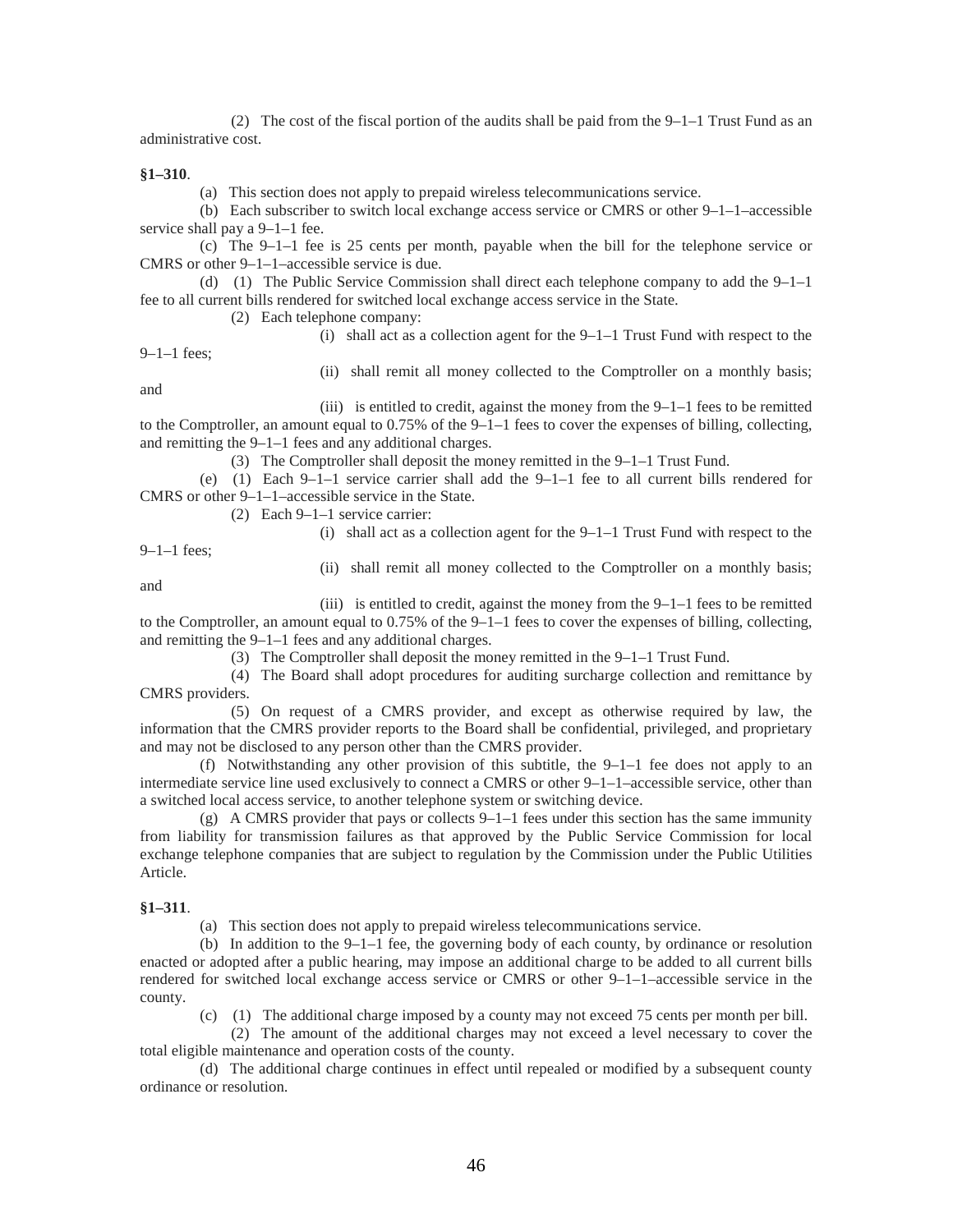(2) The cost of the fiscal portion of the audits shall be paid from the 9–1–1 Trust Fund as an administrative cost.

**§1–310**.

(a) This section does not apply to prepaid wireless telecommunications service.

(b) Each subscriber to switch local exchange access service or CMRS or other 9–1–1–accessible service shall pay a 9–1–1 fee.

(c) The 9–1–1 fee is 25 cents per month, payable when the bill for the telephone service or CMRS or other 9–1–1–accessible service is due.

(d) (1) The Public Service Commission shall direct each telephone company to add the 9–1–1 fee to all current bills rendered for switched local exchange access service in the State.

(2) Each telephone company:

(i) shall act as a collection agent for the 9–1–1 Trust Fund with respect to the 9–1–1 fees;

(ii) shall remit all money collected to the Comptroller on a monthly basis; and

(iii) is entitled to credit, against the money from the 9–1–1 fees to be remitted to the Comptroller, an amount equal to 0.75% of the 9–1–1 fees to cover the expenses of billing, collecting, and remitting the 9–1–1 fees and any additional charges.

(3) The Comptroller shall deposit the money remitted in the 9–1–1 Trust Fund.

(e) (1) Each 9–1–1 service carrier shall add the 9–1–1 fee to all current bills rendered for CMRS or other 9–1–1–accessible service in the State.

(2) Each 9–1–1 service carrier:

(i) shall act as a collection agent for the 9–1–1 Trust Fund with respect to the 9–1–1 fees;

(ii) shall remit all money collected to the Comptroller on a monthly basis; and

(iii) is entitled to credit, against the money from the 9–1–1 fees to be remitted to the Comptroller, an amount equal to 0.75% of the 9–1–1 fees to cover the expenses of billing, collecting, and remitting the 9–1–1 fees and any additional charges.

(3) The Comptroller shall deposit the money remitted in the 9–1–1 Trust Fund.

(4) The Board shall adopt procedures for auditing surcharge collection and remittance by CMRS providers.

(5) On request of a CMRS provider, and except as otherwise required by law, the information that the CMRS provider reports to the Board shall be confidential, privileged, and proprietary and may not be disclosed to any person other than the CMRS provider.

(f) Notwithstanding any other provision of this subtitle, the 9–1–1 fee does not apply to an intermediate service line used exclusively to connect a CMRS or other 9–1–1–accessible service, other than a switched local access service, to another telephone system or switching device.

(g) A CMRS provider that pays or collects 9–1–1 fees under this section has the same immunity from liability for transmission failures as that approved by the Public Service Commission for local exchange telephone companies that are subject to regulation by the Commission under the Public Utilities Article.

**§1–311**.

(a) This section does not apply to prepaid wireless telecommunications service.

(b) In addition to the 9–1–1 fee, the governing body of each county, by ordinance or resolution enacted or adopted after a public hearing, may impose an additional charge to be added to all current bills rendered for switched local exchange access service or CMRS or other 9–1–1–accessible service in the county.

(c) (1) The additional charge imposed by a county may not exceed 75 cents per month per bill.

(2) The amount of the additional charges may not exceed a level necessary to cover the total eligible maintenance and operation costs of the county.

(d) The additional charge continues in effect until repealed or modified by a subsequent county ordinance or resolution.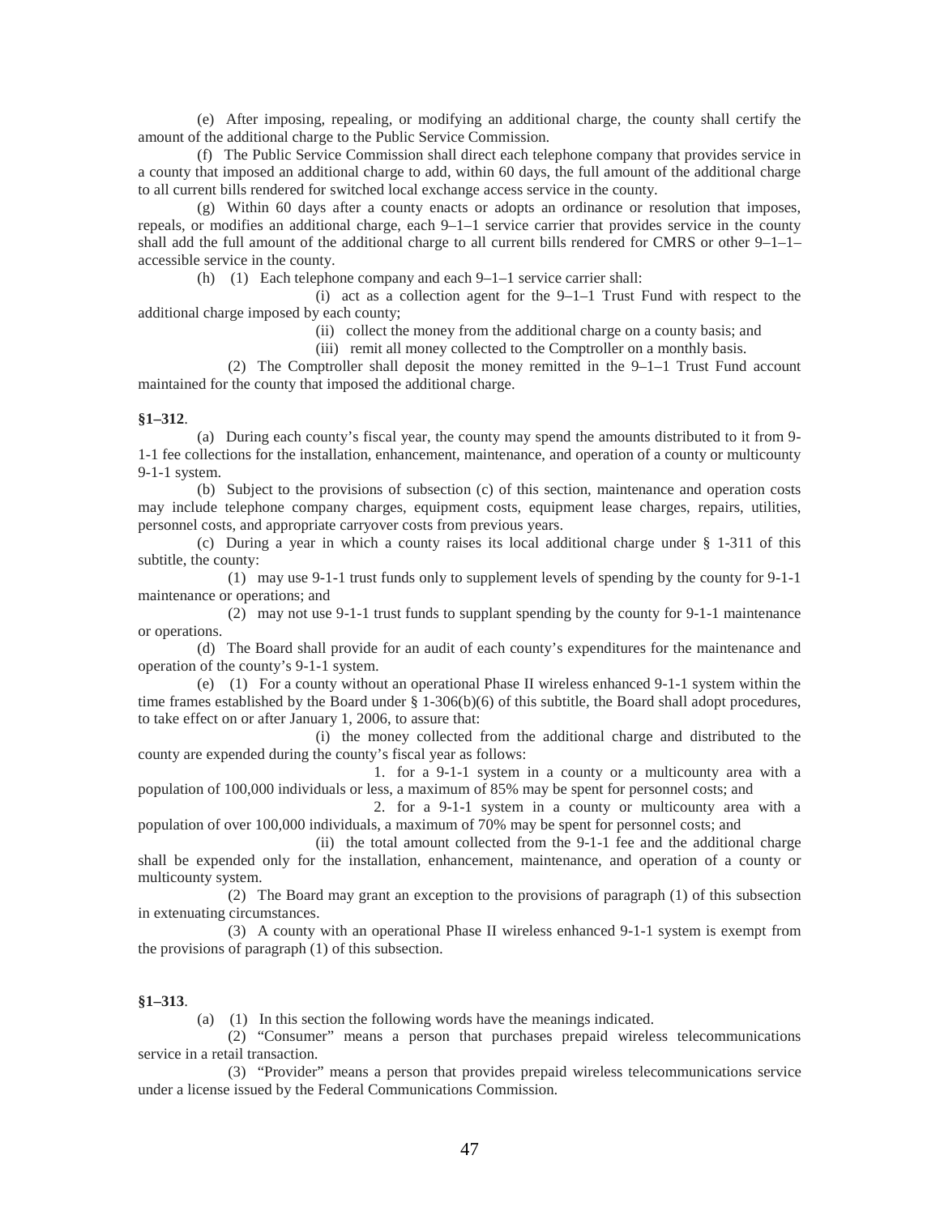(e) After imposing, repealing, or modifying an additional charge, the county shall certify the amount of the additional charge to the Public Service Commission.

(f) The Public Service Commission shall direct each telephone company that provides service in a county that imposed an additional charge to add, within 60 days, the full amount of the additional charge to all current bills rendered for switched local exchange access service in the county.

(g) Within 60 days after a county enacts or adopts an ordinance or resolution that imposes, repeals, or modifies an additional charge, each 9–1–1 service carrier that provides service in the county shall add the full amount of the additional charge to all current bills rendered for CMRS or other 9–1–1–accessible service in the county.

(h) (1) Each telephone company and each 9–1–1 service carrier shall:

(i) act as a collection agent for the 9–1–1 Trust Fund with respect to the additional charge imposed by each county;

(ii) collect the money from the additional charge on a county basis; and

(iii) remit all money collected to the Comptroller on a monthly basis.

(2) The Comptroller shall deposit the money remitted in the 9–1–1 Trust Fund account maintained for the county that imposed the additional charge.

**§1–312**.

(a) During each county's fiscal year, the county may spend the amounts distributed to it from 9-1-1 fee collections for the installation, enhancement, maintenance, and operation of a county or multicounty 9-1-1 system.

(b) Subject to the provisions of subsection (c) of this section, maintenance and operation costs may include telephone company charges, equipment costs, equipment lease charges, repairs, utilities, personnel costs, and appropriate carryover costs from previous years.

(c) During a year in which a county raises its local additional charge under § 1-311 of this subtitle, the county:

(1) may use 9-1-1 trust funds only to supplement levels of spending by the county for 9-1-1 maintenance or operations; and

(2) may not use 9-1-1 trust funds to supplant spending by the county for 9-1-1 maintenance or operations.

(d) The Board shall provide for an audit of each county's expenditures for the maintenance and operation of the county's 9-1-1 system.

(e) (1) For a county without an operational Phase II wireless enhanced 9-1-1 system within the time frames established by the Board under § 1-306(b)(6) of this subtitle, the Board shall adopt procedures, to take effect on or after January 1, 2006, to assure that:

(i) the money collected from the additional charge and distributed to the county are expended during the county's fiscal year as follows:

1. for a 9-1-1 system in a county or a multicounty area with a population of 100,000 individuals or less, a maximum of 85% may be spent for personnel costs; and

2. for a 9-1-1 system in a county or multicounty area with a population of over 100,000 individuals, a maximum of 70% may be spent for personnel costs; and

(ii) the total amount collected from the 9-1-1 fee and the additional charge shall be expended only for the installation, enhancement, maintenance, and operation of a county or multicounty system.

(2) The Board may grant an exception to the provisions of paragraph (1) of this subsection in extenuating circumstances.

(3) A county with an operational Phase II wireless enhanced 9-1-1 system is exempt from the provisions of paragraph (1) of this subsection.

**§1–313**.

(a) (1) In this section the following words have the meanings indicated.

(2) "Consumer" means a person that purchases prepaid wireless telecommunications service in a retail transaction.

(3) "Provider" means a person that provides prepaid wireless telecommunications service under a license issued by the Federal Communications Commission.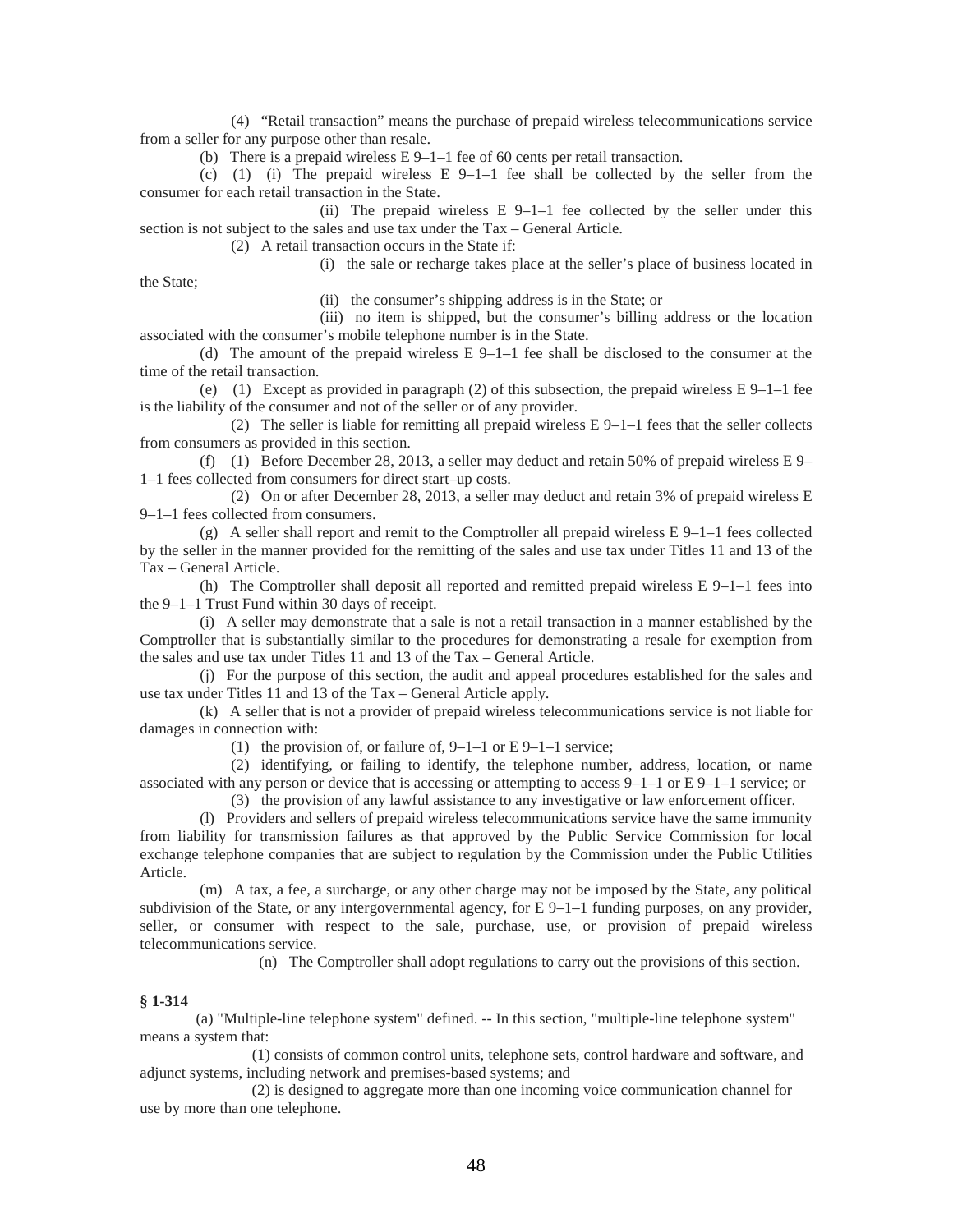(4) "Retail transaction" means the purchase of prepaid wireless telecommunications service from a seller for any purpose other than resale.

(b) There is a prepaid wireless E 9–1–1 fee of 60 cents per retail transaction.

(c) (1) (i) The prepaid wireless E 9–1–1 fee shall be collected by the seller from the consumer for each retail transaction in the State.

(ii) The prepaid wireless E 9–1–1 fee collected by the seller under this section is not subject to the sales and use tax under the Tax – General Article.

(2) A retail transaction occurs in the State if:

(i) the sale or recharge takes place at the seller's place of business located in the State;

(ii) the consumer's shipping address is in the State; or

(iii) no item is shipped, but the consumer's billing address or the location associated with the consumer's mobile telephone number is in the State.

(d) The amount of the prepaid wireless E 9–1–1 fee shall be disclosed to the consumer at the time of the retail transaction.

(e) (1) Except as provided in paragraph (2) of this subsection, the prepaid wireless E 9–1–1 fee is the liability of the consumer and not of the seller or of any provider.

(2) The seller is liable for remitting all prepaid wireless E 9–1–1 fees that the seller collects from consumers as provided in this section.

(f) (1) Before December 28, 2013, a seller may deduct and retain 50% of prepaid wireless E 9–1–1 fees collected from consumers for direct start–up costs.

(2) On or after December 28, 2013, a seller may deduct and retain 3% of prepaid wireless E 9–1–1 fees collected from consumers.

(g) A seller shall report and remit to the Comptroller all prepaid wireless E 9–1–1 fees collected by the seller in the manner provided for the remitting of the sales and use tax under Titles 11 and 13 of the Tax – General Article.

(h) The Comptroller shall deposit all reported and remitted prepaid wireless E 9–1–1 fees into the 9–1–1 Trust Fund within 30 days of receipt.

(i) A seller may demonstrate that a sale is not a retail transaction in a manner established by the Comptroller that is substantially similar to the procedures for demonstrating a resale for exemption from the sales and use tax under Titles 11 and 13 of the Tax – General Article.

(j) For the purpose of this section, the audit and appeal procedures established for the sales and use tax under Titles 11 and 13 of the Tax – General Article apply.

(k) A seller that is not a provider of prepaid wireless telecommunications service is not liable for damages in connection with:

(1) the provision of, or failure of, 9–1–1 or E 9–1–1 service;

(2) identifying, or failing to identify, the telephone number, address, location, or name associated with any person or device that is accessing or attempting to access 9–1–1 or E 9–1–1 service; or

(3) the provision of any lawful assistance to any investigative or law enforcement officer.

(l) Providers and sellers of prepaid wireless telecommunications service have the same immunity from liability for transmission failures as that approved by the Public Service Commission for local exchange telephone companies that are subject to regulation by the Commission under the Public Utilities Article.

(m) A tax, a fee, a surcharge, or any other charge may not be imposed by the State, any political subdivision of the State, or any intergovernmental agency, for E 9–1–1 funding purposes, on any provider, seller, or consumer with respect to the sale, purchase, use, or provision of prepaid wireless telecommunications service.

(n) The Comptroller shall adopt regulations to carry out the provisions of this section.

**§ 1-314**

(a) "Multiple-line telephone system" defined. -- In this section, "multiple-line telephone system" means a system that:

(1) consists of common control units, telephone sets, control hardware and software, and adjunct systems, including network and premises-based systems; and

(2) is designed to aggregate more than one incoming voice communication channel for use by more than one telephone.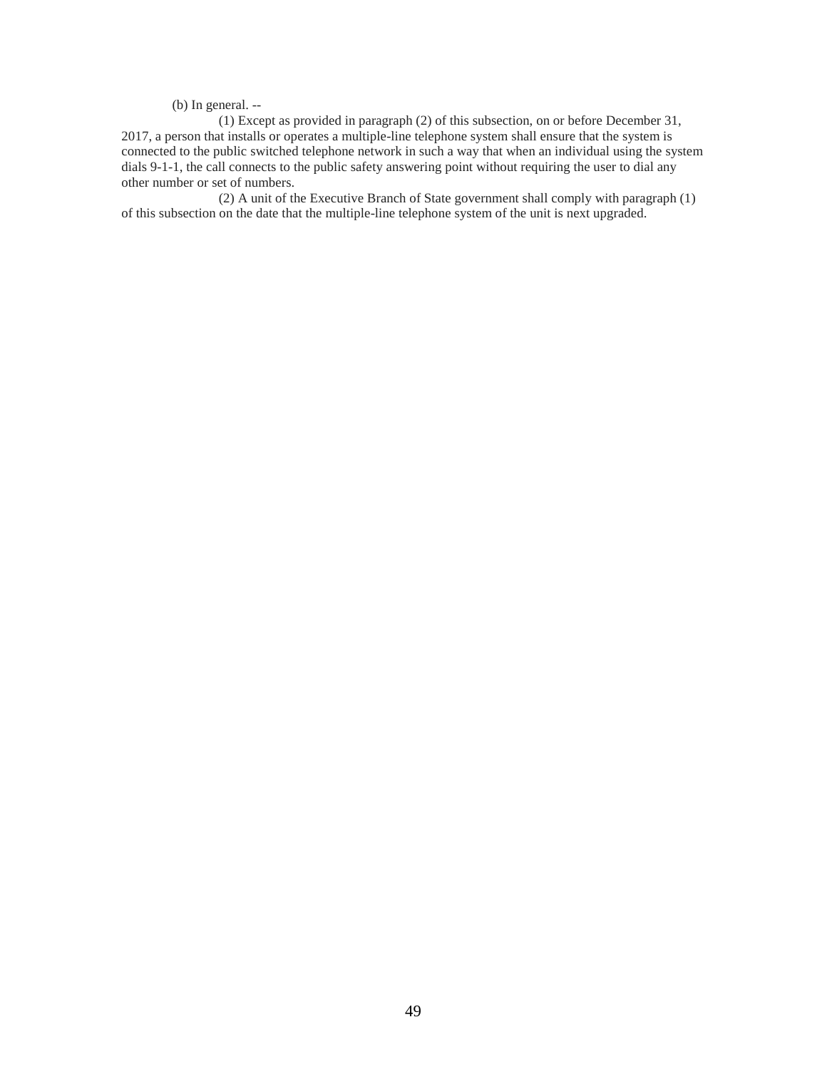(b) In general. --

(1) Except as provided in paragraph (2) of this subsection, on or before December 31, 2017, a person that installs or operates a multiple-line telephone system shall ensure that the system is connected to the public switched telephone network in such a way that when an individual using the system dials 9-1-1, the call connects to the public safety answering point without requiring the user to dial any other number or set of numbers.

(2) A unit of the Executive Branch of State government shall comply with paragraph (1) of this subsection on the date that the multiple-line telephone system of the unit is next upgraded.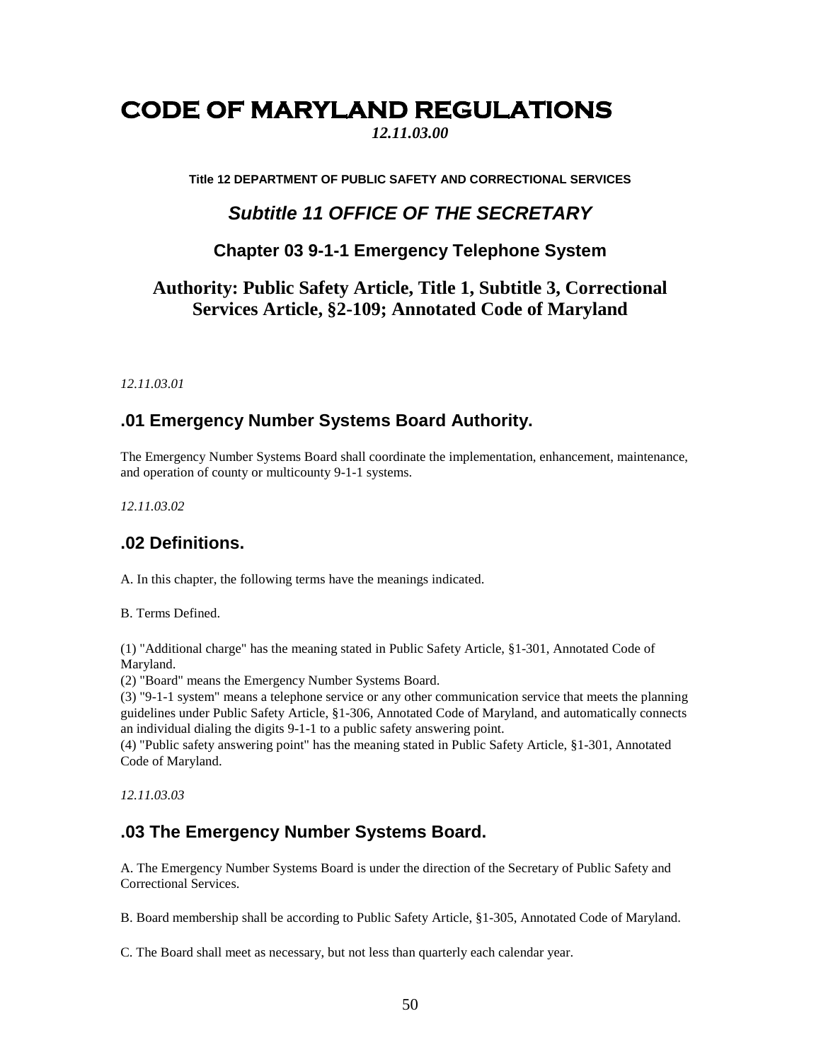# CODE OF MARYLAND REGULATIONS

*12.11.03.00*

**Title 12 DEPARTMENT OF PUBLIC SAFETY AND CORRECTIONAL SERVICES**

## *Subtitle 11 OFFICE OF THE SECRETARY*

### Chapter 03 9-1-1 Emergency Telephone System

### Authority: Public Safety Article, Title 1, Subtitle 3, Correctional Services Article, §2-109; Annotated Code of Maryland

*12.11.03.01*

## .01 Emergency Number Systems Board Authority.

The Emergency Number Systems Board shall coordinate the implementation, enhancement, maintenance, and operation of county or multicounty 9-1-1 systems.

*12.11.03.02*

## .02 Definitions.

A. In this chapter, the following terms have the meanings indicated.

B. Terms Defined.

(1) "Additional charge" has the meaning stated in Public Safety Article, §1-301, Annotated Code of Maryland.
(2) "Board" means the Emergency Number Systems Board.
(3) "9-1-1 system" means a telephone service or any other communication service that meets the planning guidelines under Public Safety Article, §1-306, Annotated Code of Maryland, and automatically connects an individual dialing the digits 9-1-1 to a public safety answering point.
(4) "Public safety answering point" has the meaning stated in Public Safety Article, §1-301, Annotated Code of Maryland.

*12.11.03.03*

## .03 The Emergency Number Systems Board.

A. The Emergency Number Systems Board is under the direction of the Secretary of Public Safety and Correctional Services.

B. Board membership shall be according to Public Safety Article, §1-305, Annotated Code of Maryland.

C. The Board shall meet as necessary, but not less than quarterly each calendar year.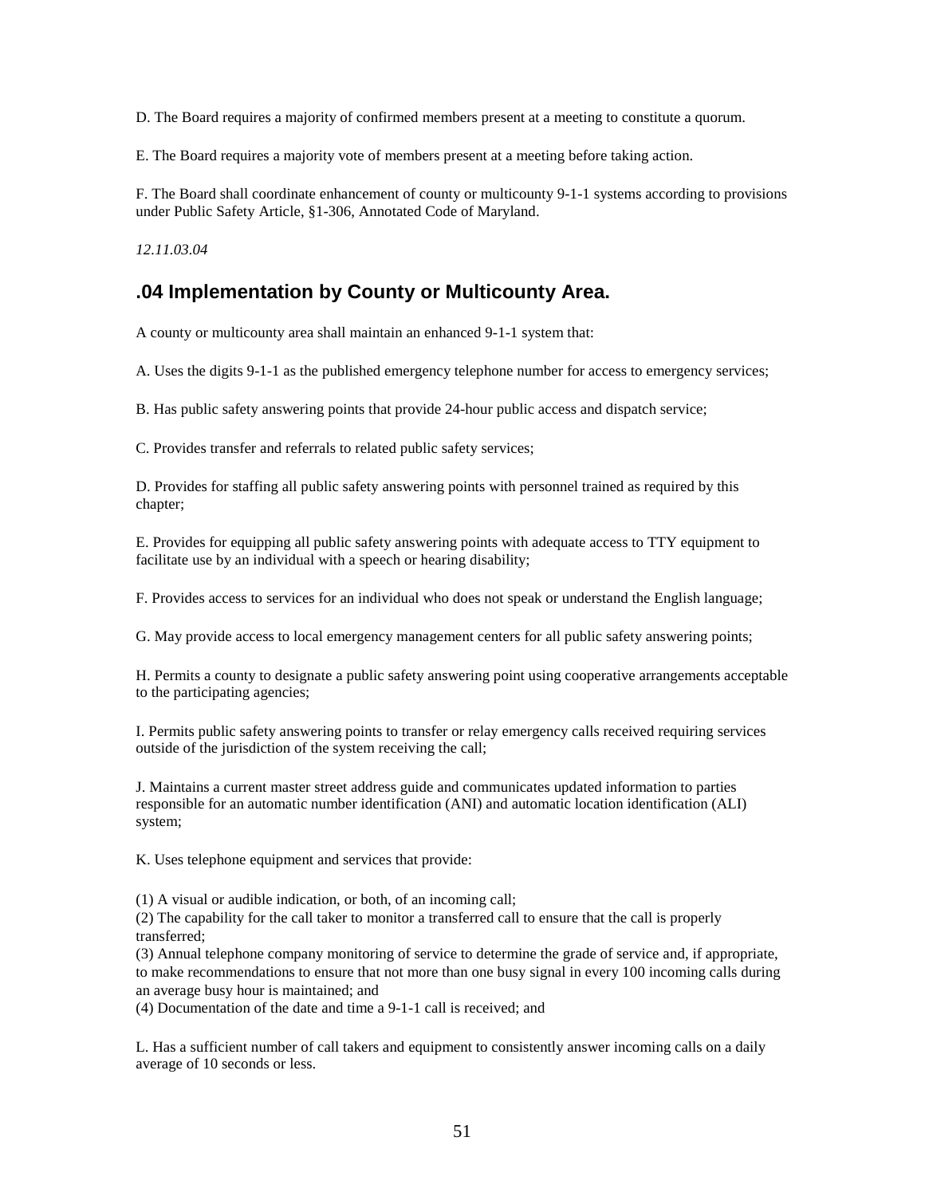D. The Board requires a majority of confirmed members present at a meeting to constitute a quorum.

E. The Board requires a majority vote of members present at a meeting before taking action.

F. The Board shall coordinate enhancement of county or multicounty 9-1-1 systems according to provisions under Public Safety Article, §1-306, Annotated Code of Maryland.

*12.11.03.04*

## .04 Implementation by County or Multicounty Area.

A county or multicounty area shall maintain an enhanced 9-1-1 system that:

A. Uses the digits 9-1-1 as the published emergency telephone number for access to emergency services;

B. Has public safety answering points that provide 24-hour public access and dispatch service;

C. Provides transfer and referrals to related public safety services;

D. Provides for staffing all public safety answering points with personnel trained as required by this chapter;

E. Provides for equipping all public safety answering points with adequate access to TTY equipment to facilitate use by an individual with a speech or hearing disability;

F. Provides access to services for an individual who does not speak or understand the English language;

G. May provide access to local emergency management centers for all public safety answering points;

H. Permits a county to designate a public safety answering point using cooperative arrangements acceptable to the participating agencies;

I. Permits public safety answering points to transfer or relay emergency calls received requiring services outside of the jurisdiction of the system receiving the call;

J. Maintains a current master street address guide and communicates updated information to parties responsible for an automatic number identification (ANI) and automatic location identification (ALI) system;

K. Uses telephone equipment and services that provide:

(1) A visual or audible indication, or both, of an incoming call;
(2) The capability for the call taker to monitor a transferred call to ensure that the call is properly transferred;
(3) Annual telephone company monitoring of service to determine the grade of service and, if appropriate, to make recommendations to ensure that not more than one busy signal in every 100 incoming calls during an average busy hour is maintained; and
(4) Documentation of the date and time a 9-1-1 call is received; and

L. Has a sufficient number of call takers and equipment to consistently answer incoming calls on a daily average of 10 seconds or less.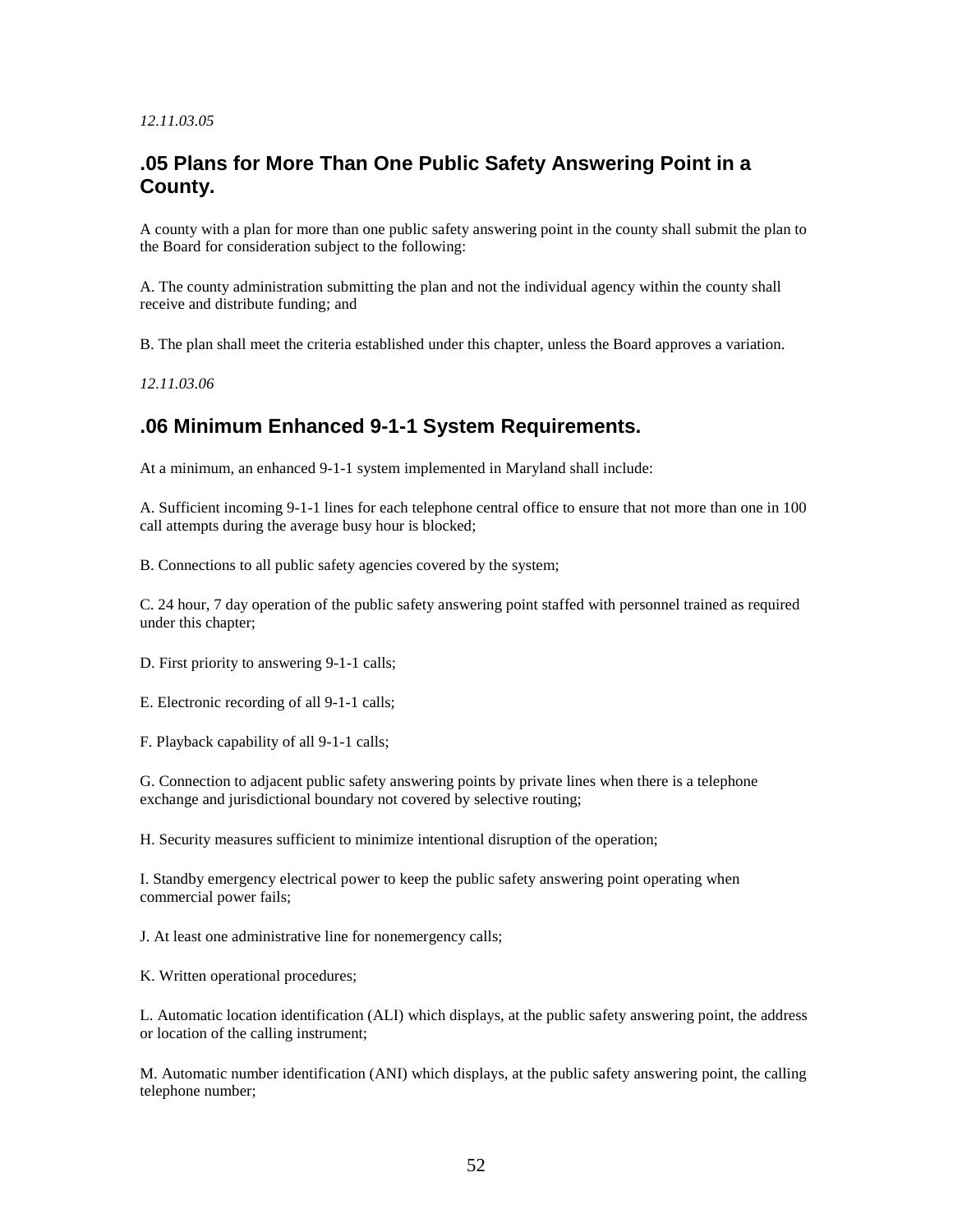*12.11.03.05*

## .05 Plans for More Than One Public Safety Answering Point in a County.

A county with a plan for more than one public safety answering point in the county shall submit the plan to the Board for consideration subject to the following:

A. The county administration submitting the plan and not the individual agency within the county shall receive and distribute funding; and

B. The plan shall meet the criteria established under this chapter, unless the Board approves a variation.

*12.11.03.06*

## .06 Minimum Enhanced 9-1-1 System Requirements.

At a minimum, an enhanced 9-1-1 system implemented in Maryland shall include:

A. Sufficient incoming 9-1-1 lines for each telephone central office to ensure that not more than one in 100 call attempts during the average busy hour is blocked;

B. Connections to all public safety agencies covered by the system;

C. 24 hour, 7 day operation of the public safety answering point staffed with personnel trained as required under this chapter;

D. First priority to answering 9-1-1 calls;

E. Electronic recording of all 9-1-1 calls;

F. Playback capability of all 9-1-1 calls;

G. Connection to adjacent public safety answering points by private lines when there is a telephone exchange and jurisdictional boundary not covered by selective routing;

H. Security measures sufficient to minimize intentional disruption of the operation;

I. Standby emergency electrical power to keep the public safety answering point operating when commercial power fails;

J. At least one administrative line for nonemergency calls;

K. Written operational procedures;

L. Automatic location identification (ALI) which displays, at the public safety answering point, the address or location of the calling instrument;

M. Automatic number identification (ANI) which displays, at the public safety answering point, the calling telephone number;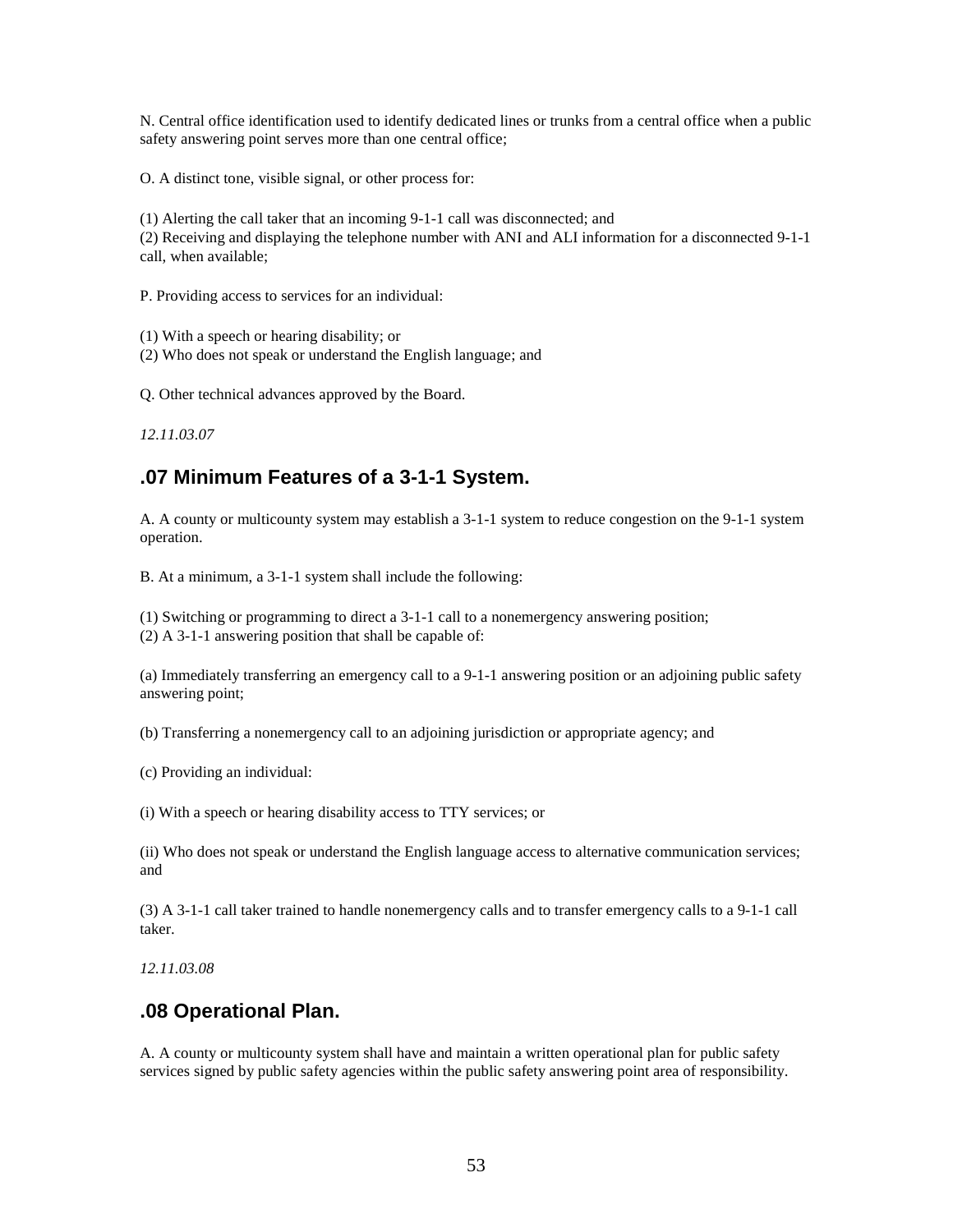N. Central office identification used to identify dedicated lines or trunks from a central office when a public safety answering point serves more than one central office;

O. A distinct tone, visible signal, or other process for:

(1) Alerting the call taker that an incoming 9-1-1 call was disconnected; and
(2) Receiving and displaying the telephone number with ANI and ALI information for a disconnected 9-1-1 call, when available;

P. Providing access to services for an individual:

(1) With a speech or hearing disability; or
(2) Who does not speak or understand the English language; and

Q. Other technical advances approved by the Board.

*12.11.03.07*

## .07 Minimum Features of a 3-1-1 System.

A. A county or multicounty system may establish a 3-1-1 system to reduce congestion on the 9-1-1 system operation.

B. At a minimum, a 3-1-1 system shall include the following:

(1) Switching or programming to direct a 3-1-1 call to a nonemergency answering position;
(2) A 3-1-1 answering position that shall be capable of:

(a) Immediately transferring an emergency call to a 9-1-1 answering position or an adjoining public safety answering point;

(b) Transferring a nonemergency call to an adjoining jurisdiction or appropriate agency; and

(c) Providing an individual:

(i) With a speech or hearing disability access to TTY services; or

(ii) Who does not speak or understand the English language access to alternative communication services; and

(3) A 3-1-1 call taker trained to handle nonemergency calls and to transfer emergency calls to a 9-1-1 call taker.

*12.11.03.08*

## .08 Operational Plan.

A. A county or multicounty system shall have and maintain a written operational plan for public safety services signed by public safety agencies within the public safety answering point area of responsibility.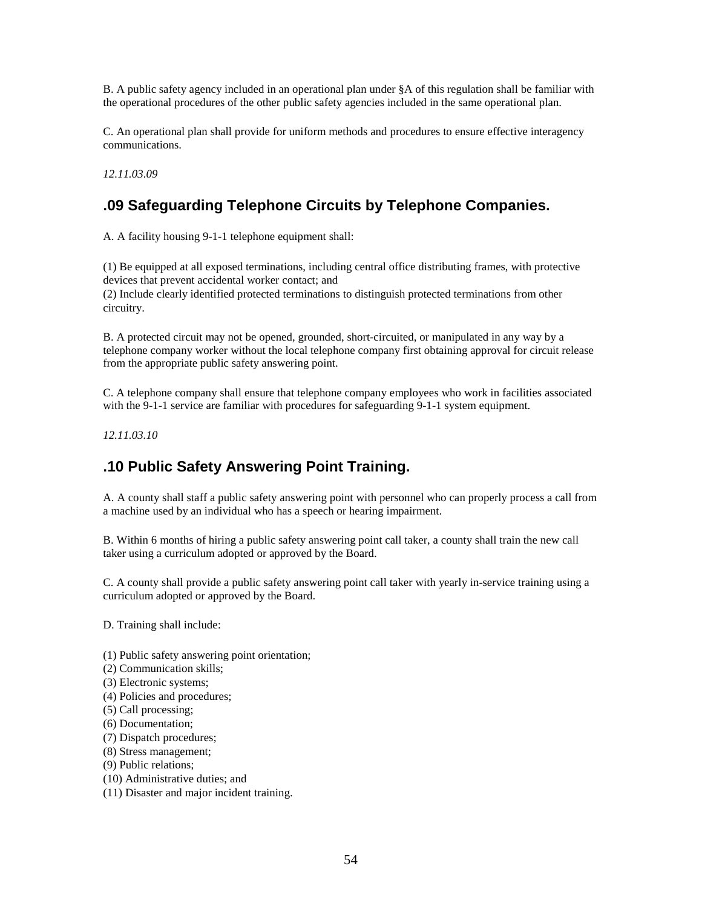B. A public safety agency included in an operational plan under §A of this regulation shall be familiar with the operational procedures of the other public safety agencies included in the same operational plan.

C. An operational plan shall provide for uniform methods and procedures to ensure effective interagency communications.

*12.11.03.09*

## .09 Safeguarding Telephone Circuits by Telephone Companies.

A. A facility housing 9-1-1 telephone equipment shall:

(1) Be equipped at all exposed terminations, including central office distributing frames, with protective devices that prevent accidental worker contact; and
(2) Include clearly identified protected terminations to distinguish protected terminations from other circuitry.

B. A protected circuit may not be opened, grounded, short-circuited, or manipulated in any way by a telephone company worker without the local telephone company first obtaining approval for circuit release from the appropriate public safety answering point.

C. A telephone company shall ensure that telephone company employees who work in facilities associated with the 9-1-1 service are familiar with procedures for safeguarding 9-1-1 system equipment.

*12.11.03.10*

## .10 Public Safety Answering Point Training.

A. A county shall staff a public safety answering point with personnel who can properly process a call from a machine used by an individual who has a speech or hearing impairment.

B. Within 6 months of hiring a public safety answering point call taker, a county shall train the new call taker using a curriculum adopted or approved by the Board.

C. A county shall provide a public safety answering point call taker with yearly in-service training using a curriculum adopted or approved by the Board.

D. Training shall include:

(1) Public safety answering point orientation;
(2) Communication skills;
(3) Electronic systems;
(4) Policies and procedures;
(5) Call processing;
(6) Documentation;
(7) Dispatch procedures;
(8) Stress management;
(9) Public relations;
(10) Administrative duties; and
(11) Disaster and major incident training.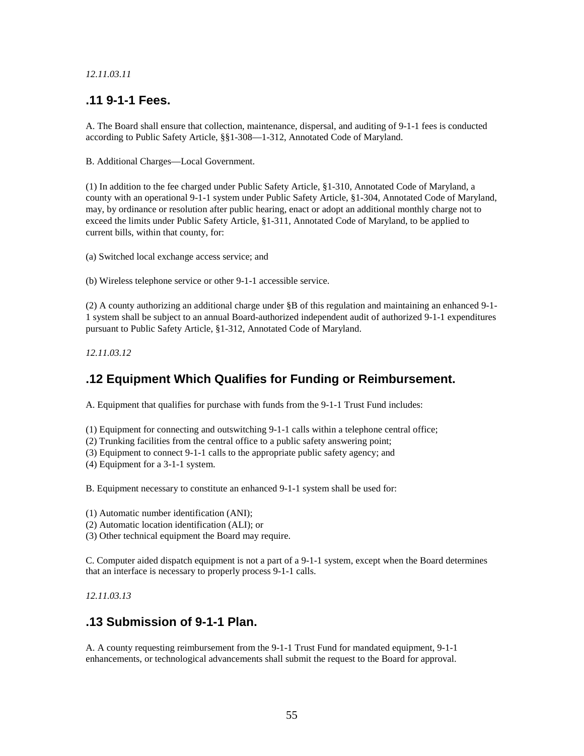*12.11.03.11*

## .11 9-1-1 Fees.

A. The Board shall ensure that collection, maintenance, dispersal, and auditing of 9-1-1 fees is conducted according to Public Safety Article, §§1-308—1-312, Annotated Code of Maryland.

B. Additional Charges—Local Government.

(1) In addition to the fee charged under Public Safety Article, §1-310, Annotated Code of Maryland, a county with an operational 9-1-1 system under Public Safety Article, §1-304, Annotated Code of Maryland, may, by ordinance or resolution after public hearing, enact or adopt an additional monthly charge not to exceed the limits under Public Safety Article, §1-311, Annotated Code of Maryland, to be applied to current bills, within that county, for:

(a) Switched local exchange access service; and

(b) Wireless telephone service or other 9-1-1 accessible service.

(2) A county authorizing an additional charge under §B of this regulation and maintaining an enhanced 9-1-1 system shall be subject to an annual Board-authorized independent audit of authorized 9-1-1 expenditures pursuant to Public Safety Article, §1-312, Annotated Code of Maryland.

*12.11.03.12*

## .12 Equipment Which Qualifies for Funding or Reimbursement.

A. Equipment that qualifies for purchase with funds from the 9-1-1 Trust Fund includes:

(1) Equipment for connecting and outswitching 9-1-1 calls within a telephone central office;
(2) Trunking facilities from the central office to a public safety answering point;
(3) Equipment to connect 9-1-1 calls to the appropriate public safety agency; and
(4) Equipment for a 3-1-1 system.

B. Equipment necessary to constitute an enhanced 9-1-1 system shall be used for:

(1) Automatic number identification (ANI);
(2) Automatic location identification (ALI); or
(3) Other technical equipment the Board may require.

C. Computer aided dispatch equipment is not a part of a 9-1-1 system, except when the Board determines that an interface is necessary to properly process 9-1-1 calls.

*12.11.03.13*

## .13 Submission of 9-1-1 Plan.

A. A county requesting reimbursement from the 9-1-1 Trust Fund for mandated equipment, 9-1-1 enhancements, or technological advancements shall submit the request to the Board for approval.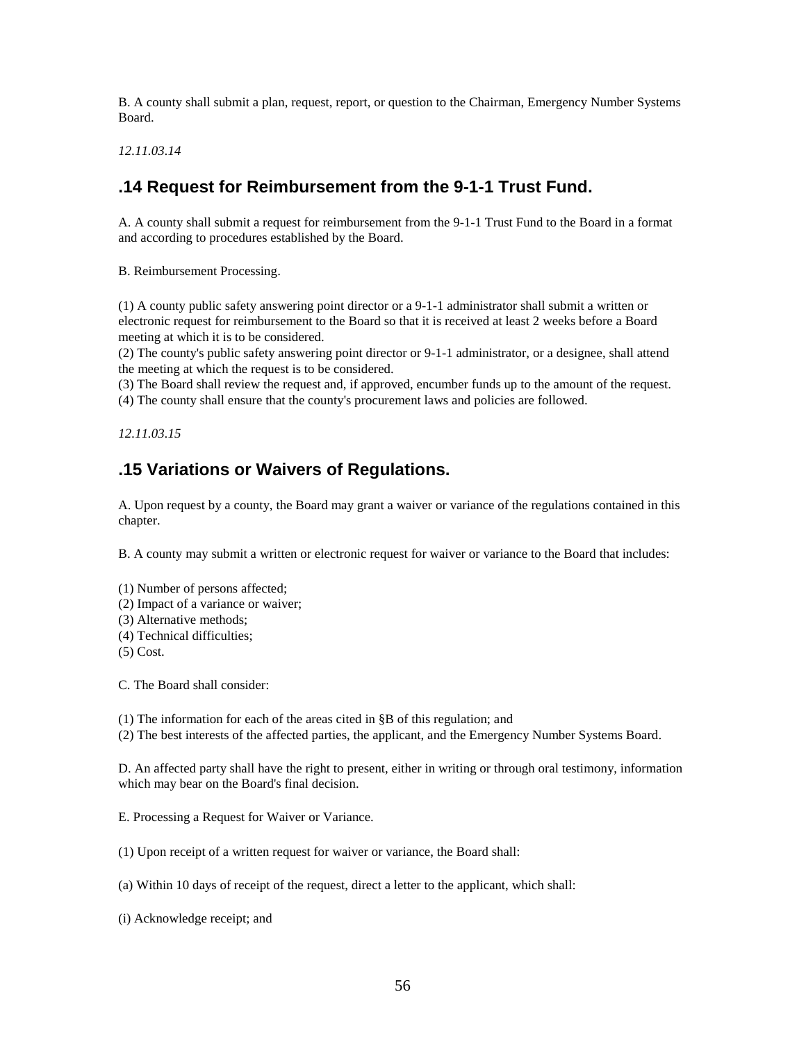B. A county shall submit a plan, request, report, or question to the Chairman, Emergency Number Systems Board.

*12.11.03.14*

## .14 Request for Reimbursement from the 9-1-1 Trust Fund.

A. A county shall submit a request for reimbursement from the 9-1-1 Trust Fund to the Board in a format and according to procedures established by the Board.

B. Reimbursement Processing.

(1) A county public safety answering point director or a 9-1-1 administrator shall submit a written or electronic request for reimbursement to the Board so that it is received at least 2 weeks before a Board meeting at which it is to be considered.
(2) The county's public safety answering point director or 9-1-1 administrator, or a designee, shall attend the meeting at which the request is to be considered.
(3) The Board shall review the request and, if approved, encumber funds up to the amount of the request.
(4) The county shall ensure that the county's procurement laws and policies are followed.

*12.11.03.15*

## .15 Variations or Waivers of Regulations.

A. Upon request by a county, the Board may grant a waiver or variance of the regulations contained in this chapter.

B. A county may submit a written or electronic request for waiver or variance to the Board that includes:

(1) Number of persons affected;
(2) Impact of a variance or waiver;
(3) Alternative methods;
(4) Technical difficulties;
(5) Cost.

C. The Board shall consider:

(1) The information for each of the areas cited in §B of this regulation; and
(2) The best interests of the affected parties, the applicant, and the Emergency Number Systems Board.

D. An affected party shall have the right to present, either in writing or through oral testimony, information which may bear on the Board's final decision.

E. Processing a Request for Waiver or Variance.

(1) Upon receipt of a written request for waiver or variance, the Board shall:

(a) Within 10 days of receipt of the request, direct a letter to the applicant, which shall:

(i) Acknowledge receipt; and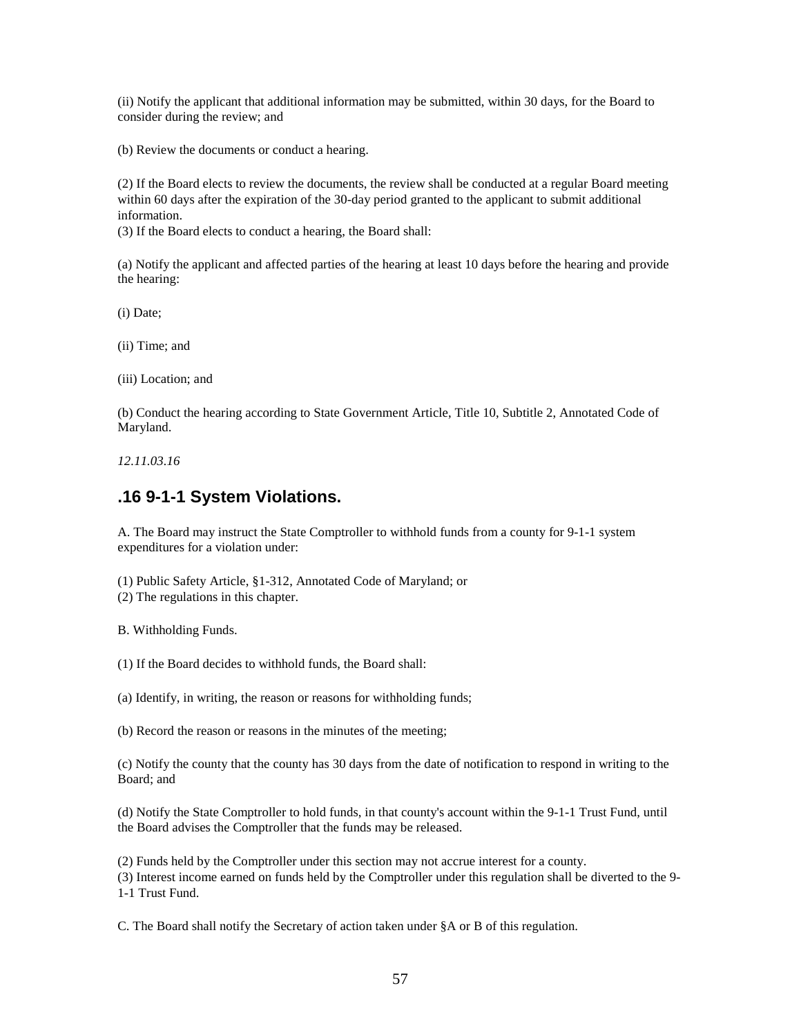(ii) Notify the applicant that additional information may be submitted, within 30 days, for the Board to consider during the review; and

(b) Review the documents or conduct a hearing.

(2) If the Board elects to review the documents, the review shall be conducted at a regular Board meeting within 60 days after the expiration of the 30-day period granted to the applicant to submit additional information.

(3) If the Board elects to conduct a hearing, the Board shall:

(a) Notify the applicant and affected parties of the hearing at least 10 days before the hearing and provide the hearing:

(i) Date;

(ii) Time; and

(iii) Location; and

(b) Conduct the hearing according to State Government Article, Title 10, Subtitle 2, Annotated Code of Maryland.

*12.11.03.16*

## .16 9-1-1 System Violations.

A. The Board may instruct the State Comptroller to withhold funds from a county for 9-1-1 system expenditures for a violation under:

(1) Public Safety Article, §1-312, Annotated Code of Maryland; or

(2) The regulations in this chapter.

B. Withholding Funds.

(1) If the Board decides to withhold funds, the Board shall:

(a) Identify, in writing, the reason or reasons for withholding funds;

(b) Record the reason or reasons in the minutes of the meeting;

(c) Notify the county that the county has 30 days from the date of notification to respond in writing to the Board; and

(d) Notify the State Comptroller to hold funds, in that county's account within the 9-1-1 Trust Fund, until the Board advises the Comptroller that the funds may be released.

(2) Funds held by the Comptroller under this section may not accrue interest for a county.

(3) Interest income earned on funds held by the Comptroller under this regulation shall be diverted to the 9-1-1 Trust Fund.

C. The Board shall notify the Secretary of action taken under §A or B of this regulation.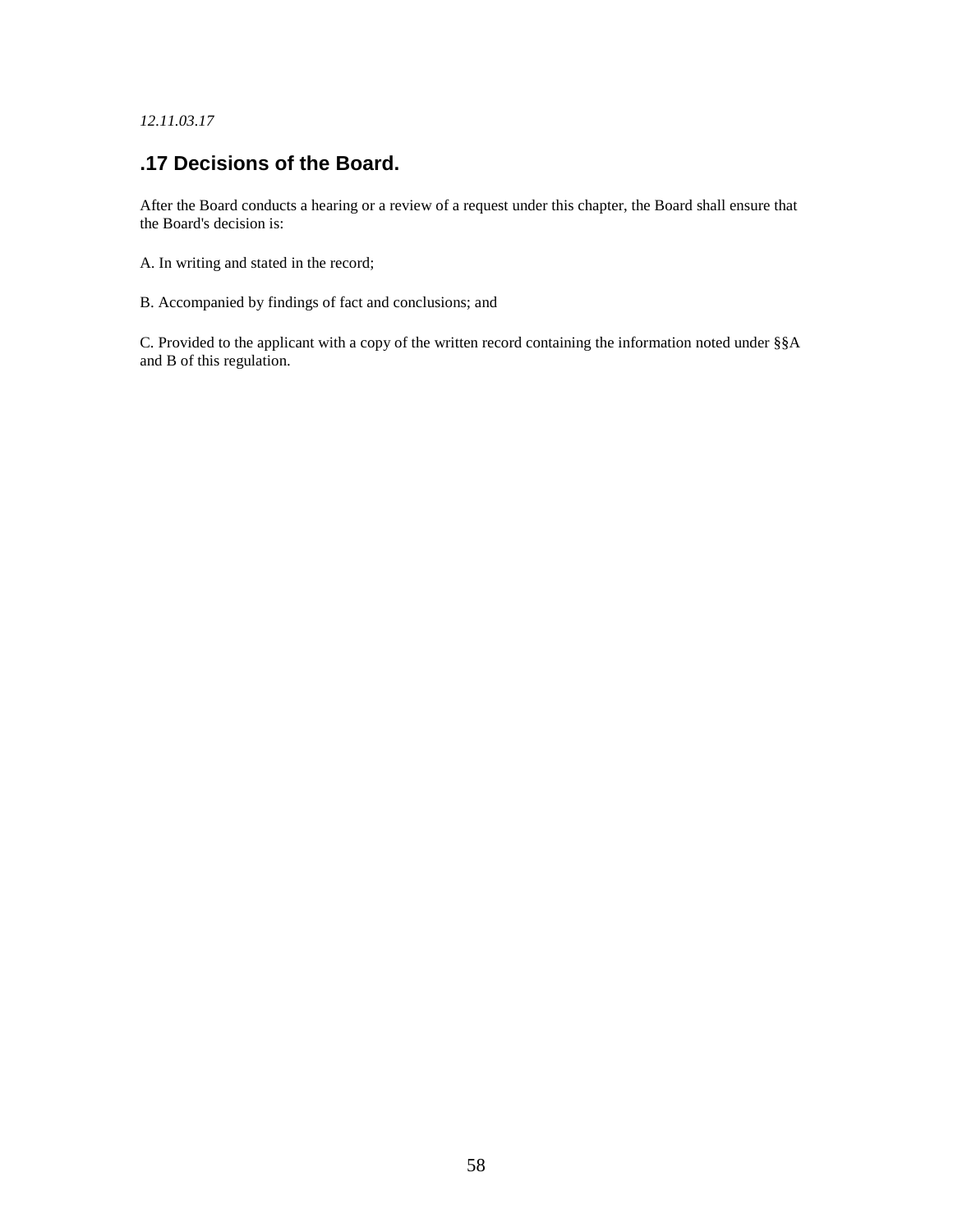*12.11.03.17*

## .17 Decisions of the Board.

After the Board conducts a hearing or a review of a request under this chapter, the Board shall ensure that the Board's decision is:

A. In writing and stated in the record;

B. Accompanied by findings of fact and conclusions; and

C. Provided to the applicant with a copy of the written record containing the information noted under §§A and B of this regulation.